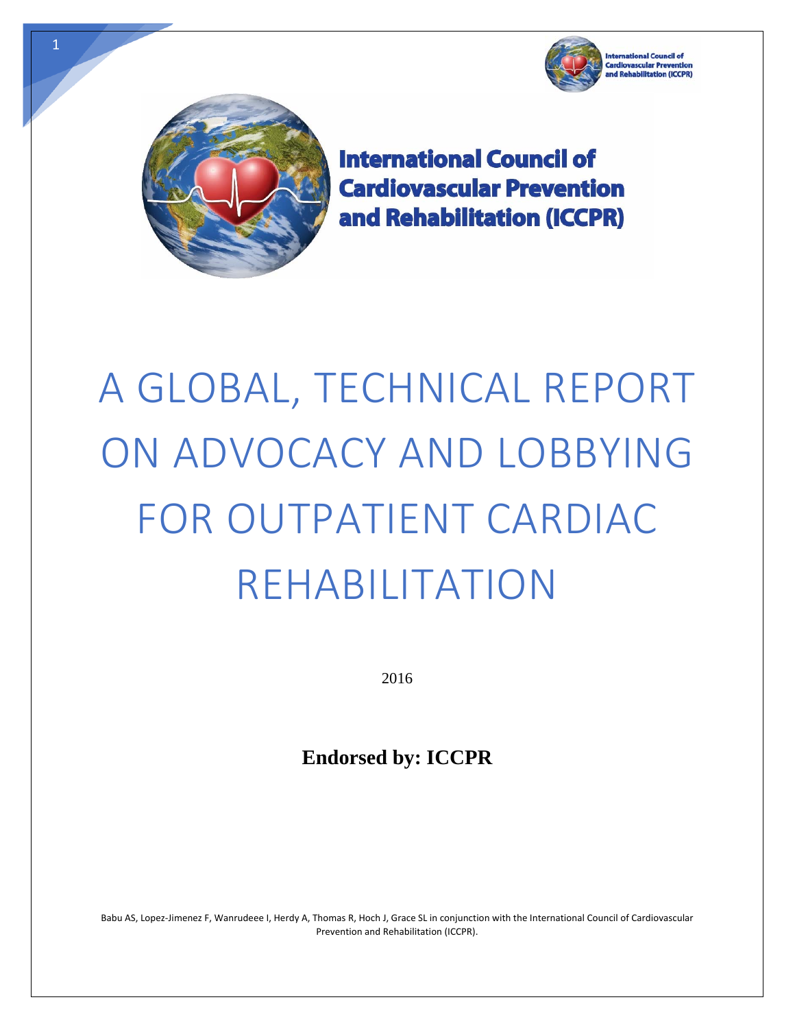International Council of Cardiovascular Prevention and Rehabilitation (ICCPR)

**International Council of Cardiovascular Prevention and Rehabilitation (ICCPR)**

# A GLOBAL, TECHNICAL REPORT ON ADVOCACY AND LOBBYING FOR OUTPATIENT CARDIAC REHABILITATION

2016

**Endorsed by: ICCPR**

Babu AS, Lopez-Jimenez F, Wanrudeee I, Herdy A, Thomas R, Hoch J, Grace SL in conjunction with the International Council of Cardiovascular Prevention and Rehabilitation (ICCPR).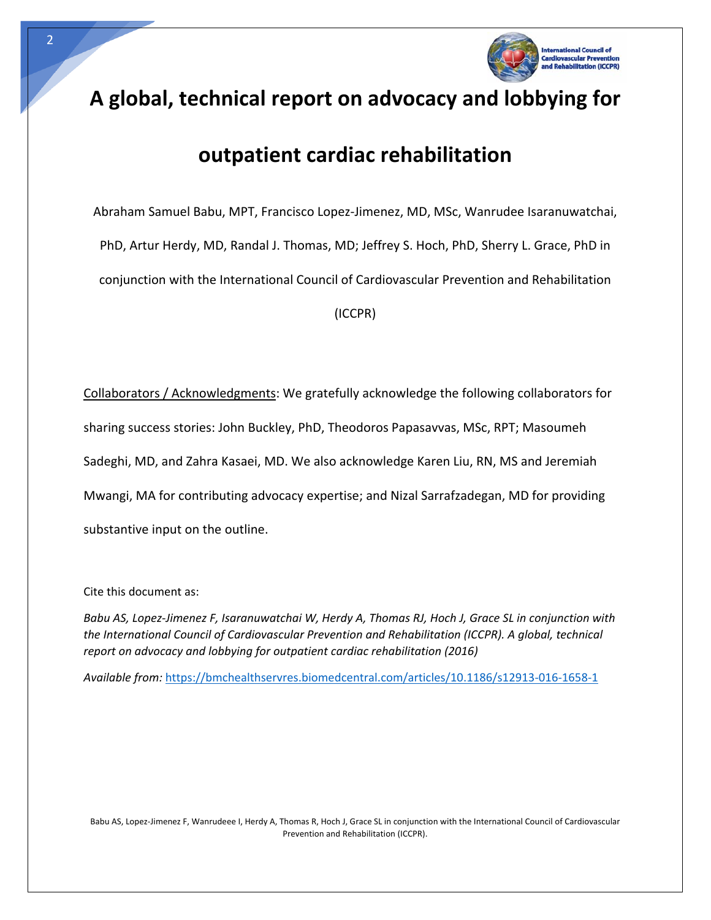# A global, technical report on advocacy and lobbying for outpatient cardiac rehabilitation

Abraham Samuel Babu, MPT, Francisco Lopez-Jimenez, MD, MSc, Wanrudee Isaranuwatchai, PhD, Artur Herdy, MD, Randal J. Thomas, MD; Jeffrey S. Hoch, PhD, Sherry L. Grace, PhD in conjunction with the International Council of Cardiovascular Prevention and Rehabilitation (ICCPR)

Collaborators / Acknowledgments: We gratefully acknowledge the following collaborators for sharing success stories: John Buckley, PhD, Theodoros Papasavvas, MSc, RPT; Masoumeh Sadeghi, MD, and Zahra Kasaei, MD. We also acknowledge Karen Liu, RN, MS and Jeremiah Mwangi, MA for contributing advocacy expertise; and Nizal Sarrafzadegan, MD for providing substantive input on the outline.

Cite this document as:

*Babu AS, Lopez-Jimenez F, Isaranuwatchai W, Herdy A, Thomas RJ, Hoch J, Grace SL in conjunction with the International Council of Cardiovascular Prevention and Rehabilitation (ICCPR). A global, technical report on advocacy and lobbying for outpatient cardiac rehabilitation (2016)*

*Available from:* https://bmchealthservres.biomedcentral.com/articles/10.1186/s12913-016-1658-1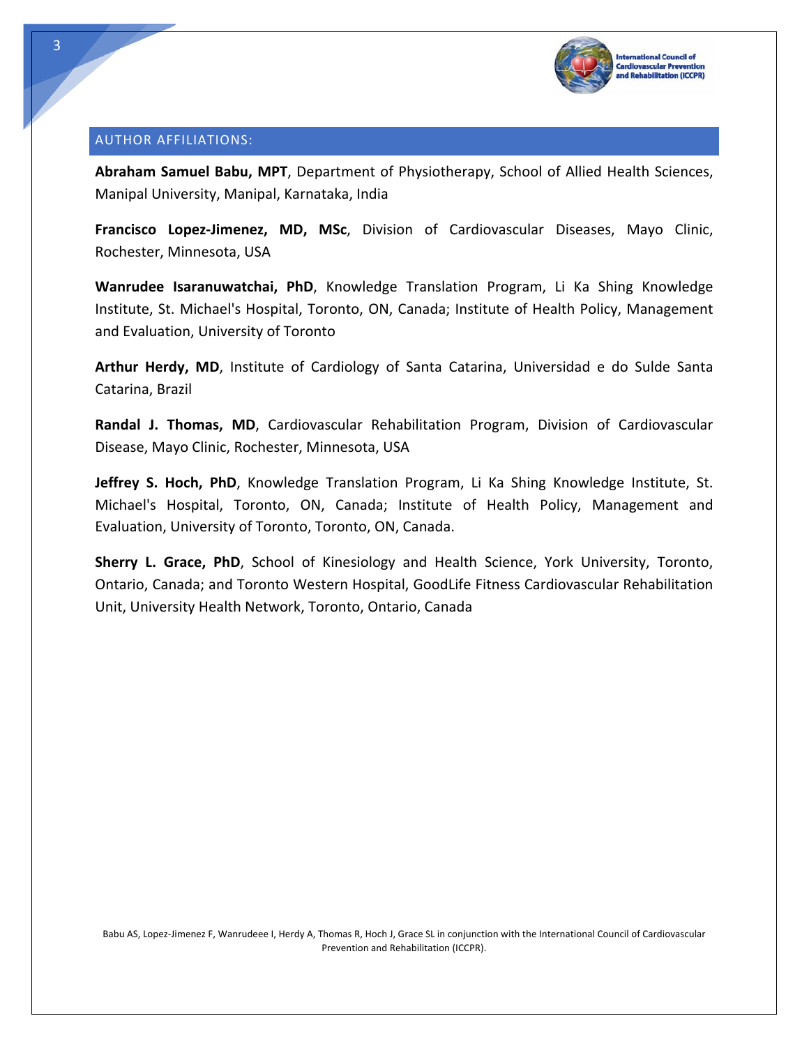## AUTHOR AFFILIATIONS:

**Abraham Samuel Babu, MPT**, Department of Physiotherapy, School of Allied Health Sciences, Manipal University, Manipal, Karnataka, India

**Francisco Lopez-Jimenez, MD, MSc**, Division of Cardiovascular Diseases, Mayo Clinic, Rochester, Minnesota, USA

**Wanrudee Isaranuwatchai, PhD**, Knowledge Translation Program, Li Ka Shing Knowledge Institute, St. Michael's Hospital, Toronto, ON, Canada; Institute of Health Policy, Management and Evaluation, University of Toronto

**Arthur Herdy, MD**, Institute of Cardiology of Santa Catarina, Universidad e do Sulde Santa Catarina, Brazil

**Randal J. Thomas, MD**, Cardiovascular Rehabilitation Program, Division of Cardiovascular Disease, Mayo Clinic, Rochester, Minnesota, USA

**Jeffrey S. Hoch, PhD**, Knowledge Translation Program, Li Ka Shing Knowledge Institute, St. Michael's Hospital, Toronto, ON, Canada; Institute of Health Policy, Management and Evaluation, University of Toronto, Toronto, ON, Canada.

**Sherry L. Grace, PhD**, School of Kinesiology and Health Science, York University, Toronto, Ontario, Canada; and Toronto Western Hospital, GoodLife Fitness Cardiovascular Rehabilitation Unit, University Health Network, Toronto, Ontario, Canada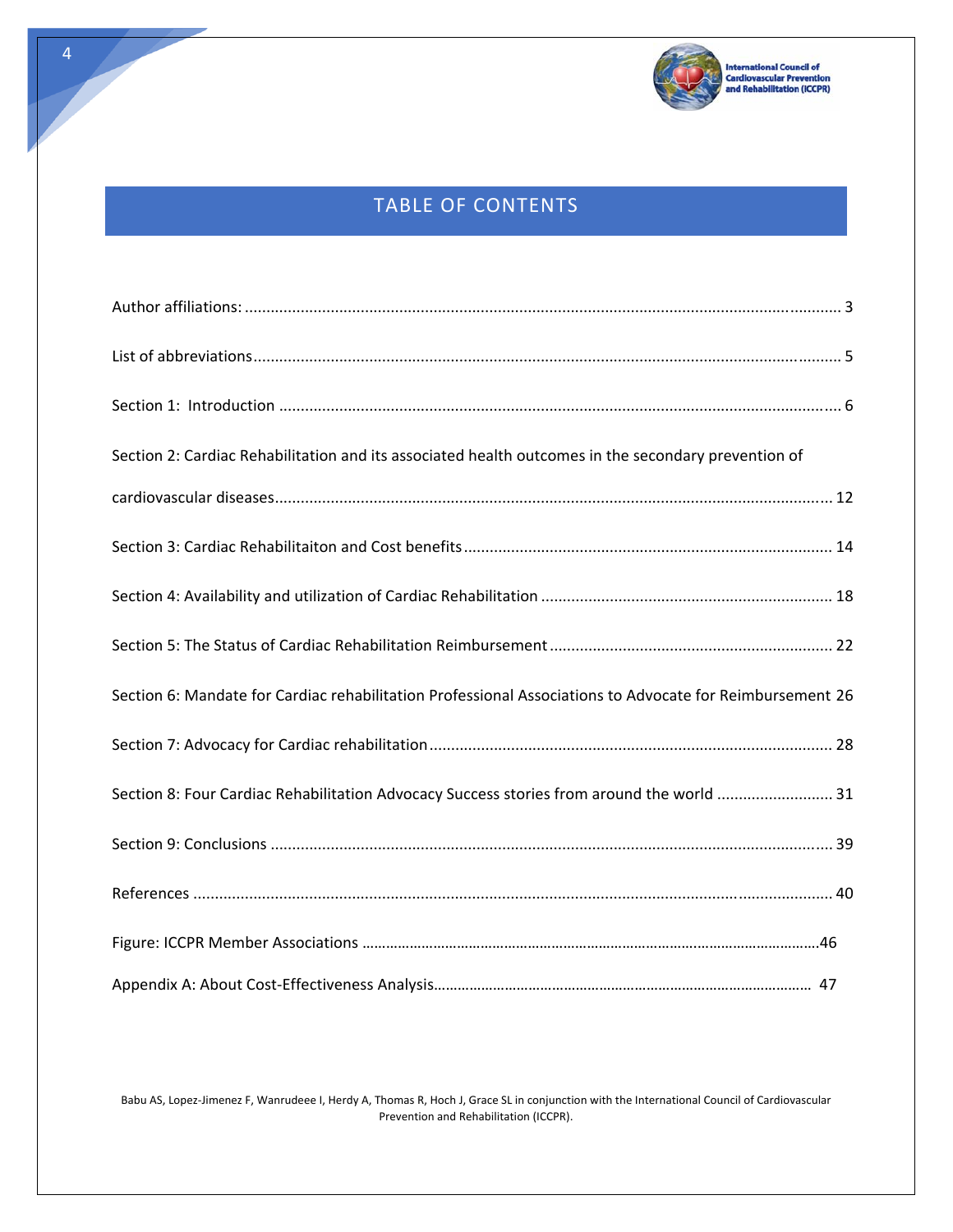# TABLE OF CONTENTS

Author affiliations: ........................................................................................................................... 3

List of abbreviations ........................................................................................................................ 5

Section 1: Introduction ..................................................................................................................... 6

Section 2: Cardiac Rehabilitation and its associated health outcomes in the secondary prevention of cardiovascular diseases ..................................................................................................................... 12

Section 3: Cardiac Rehabilitaiton and Cost benefits ....................................................................... 14

Section 4: Availability and utilization of Cardiac Rehabilitation ..................................................... 18

Section 5: The Status of Cardiac Rehabilitation Reimbursement .................................................... 22

Section 6: Mandate for Cardiac rehabilitation Professional Associations to Advocate for Reimbursement 26

Section 7: Advocacy for Cardiac rehabilitation ............................................................................... 28

Section 8: Four Cardiac Rehabilitation Advocacy Success stories from around the world ............. 31

Section 9: Conclusions ..................................................................................................................... 39

References ........................................................................................................................................ 40

Figure: ICCPR Member Associations ................................................................................................ 46

Appendix A: About Cost-Effectiveness Analysis ............................................................................... 47

Babu AS, Lopez-Jimenez F, Wanrudeee I, Herdy A, Thomas R, Hoch J, Grace SL in conjunction with the International Council of Cardiovascular Prevention and Rehabilitation (ICCPR).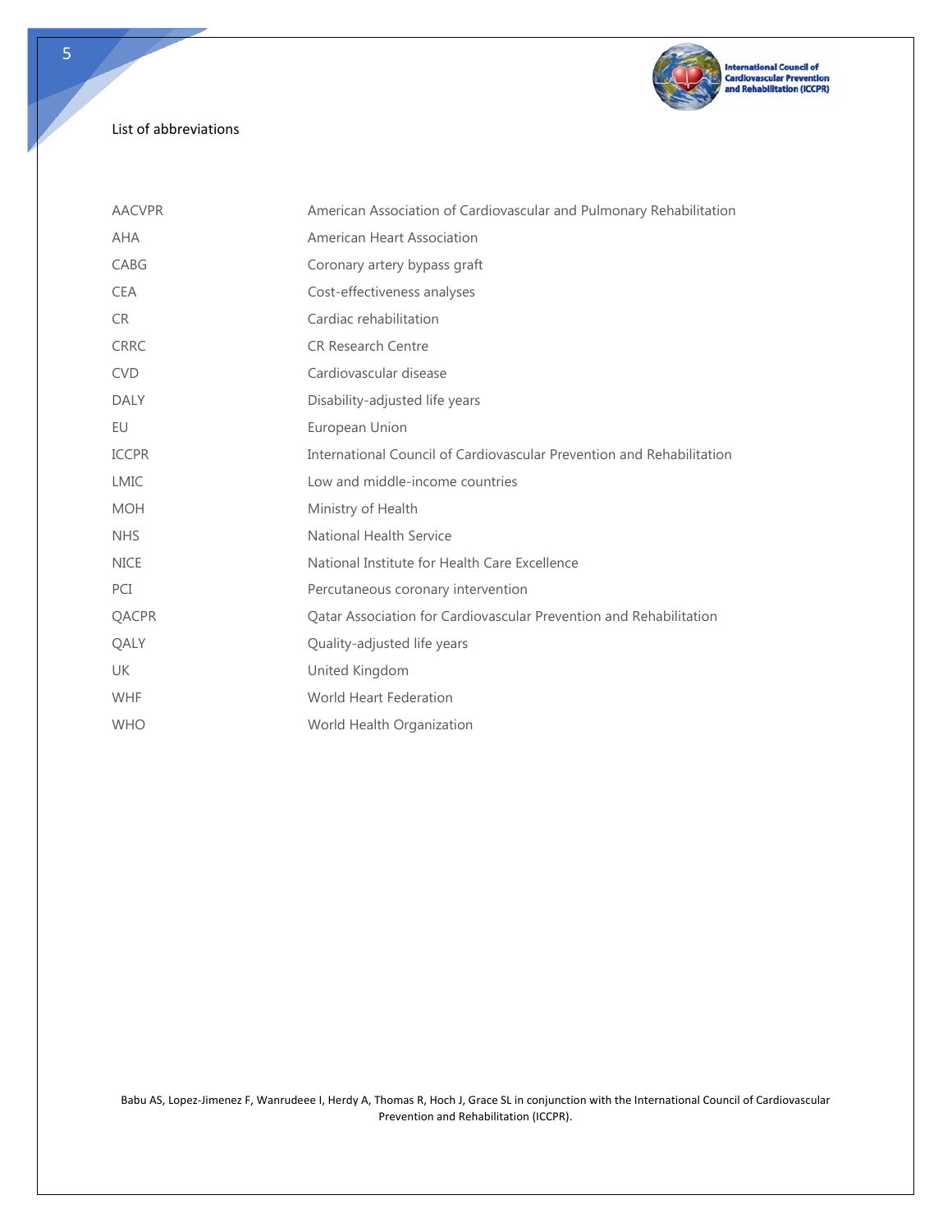## List of abbreviations

| | |
|---|---|
| AACVPR | American Association of Cardiovascular and Pulmonary Rehabilitation |
| AHA | American Heart Association |
| CABG | Coronary artery bypass graft |
| CEA | Cost-effectiveness analyses |
| CR | Cardiac rehabilitation |
| CRRC | CR Research Centre |
| CVD | Cardiovascular disease |
| DALY | Disability-adjusted life years |
| EU | European Union |
| ICCPR | International Council of Cardiovascular Prevention and Rehabilitation |
| LMIC | Low and middle-income countries |
| MOH | Ministry of Health |
| NHS | National Health Service |
| NICE | National Institute for Health Care Excellence |
| PCI | Percutaneous coronary intervention |
| QACPR | Qatar Association for Cardiovascular Prevention and Rehabilitation |
| QALY | Quality-adjusted life years |
| UK | United Kingdom |
| WHF | World Heart Federation |
| WHO | World Health Organization |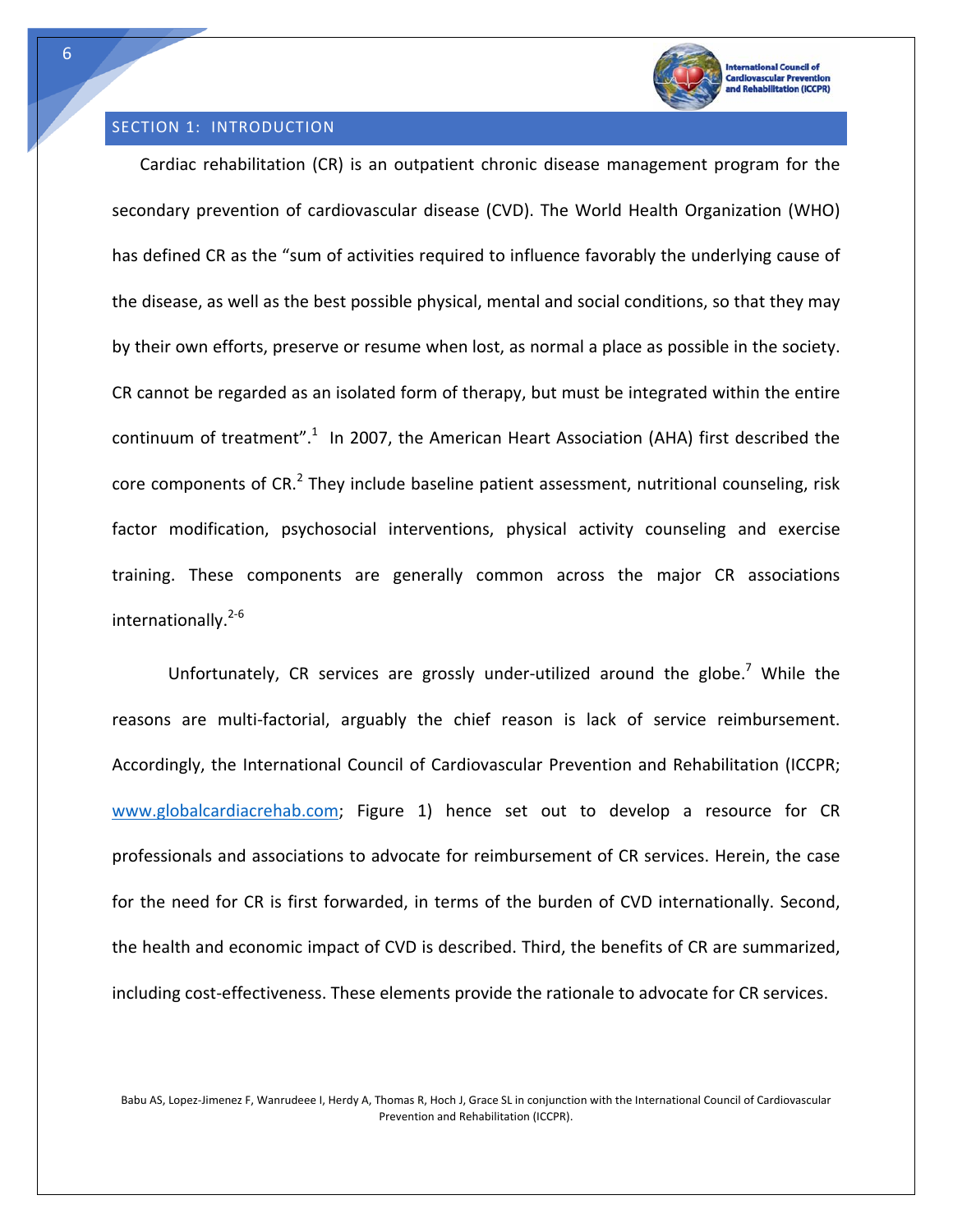## SECTION 1: INTRODUCTION

Cardiac rehabilitation (CR) is an outpatient chronic disease management program for the secondary prevention of cardiovascular disease (CVD). The World Health Organization (WHO) has defined CR as the "sum of activities required to influence favorably the underlying cause of the disease, as well as the best possible physical, mental and social conditions, so that they may by their own efforts, preserve or resume when lost, as normal a place as possible in the society. CR cannot be regarded as an isolated form of therapy, but must be integrated within the entire continuum of treatment".[1] In 2007, the American Heart Association (AHA) first described the core components of CR.[2] They include baseline patient assessment, nutritional counseling, risk factor modification, psychosocial interventions, physical activity counseling and exercise training. These components are generally common across the major CR associations internationally.[2-6]

Unfortunately, CR services are grossly under-utilized around the globe.[7] While the reasons are multi-factorial, arguably the chief reason is lack of service reimbursement. Accordingly, the International Council of Cardiovascular Prevention and Rehabilitation (ICCPR; www.globalcardiacrehab.com; Figure 1) hence set out to develop a resource for CR professionals and associations to advocate for reimbursement of CR services. Herein, the case for the need for CR is first forwarded, in terms of the burden of CVD internationally. Second, the health and economic impact of CVD is described. Third, the benefits of CR are summarized, including cost-effectiveness. These elements provide the rationale to advocate for CR services.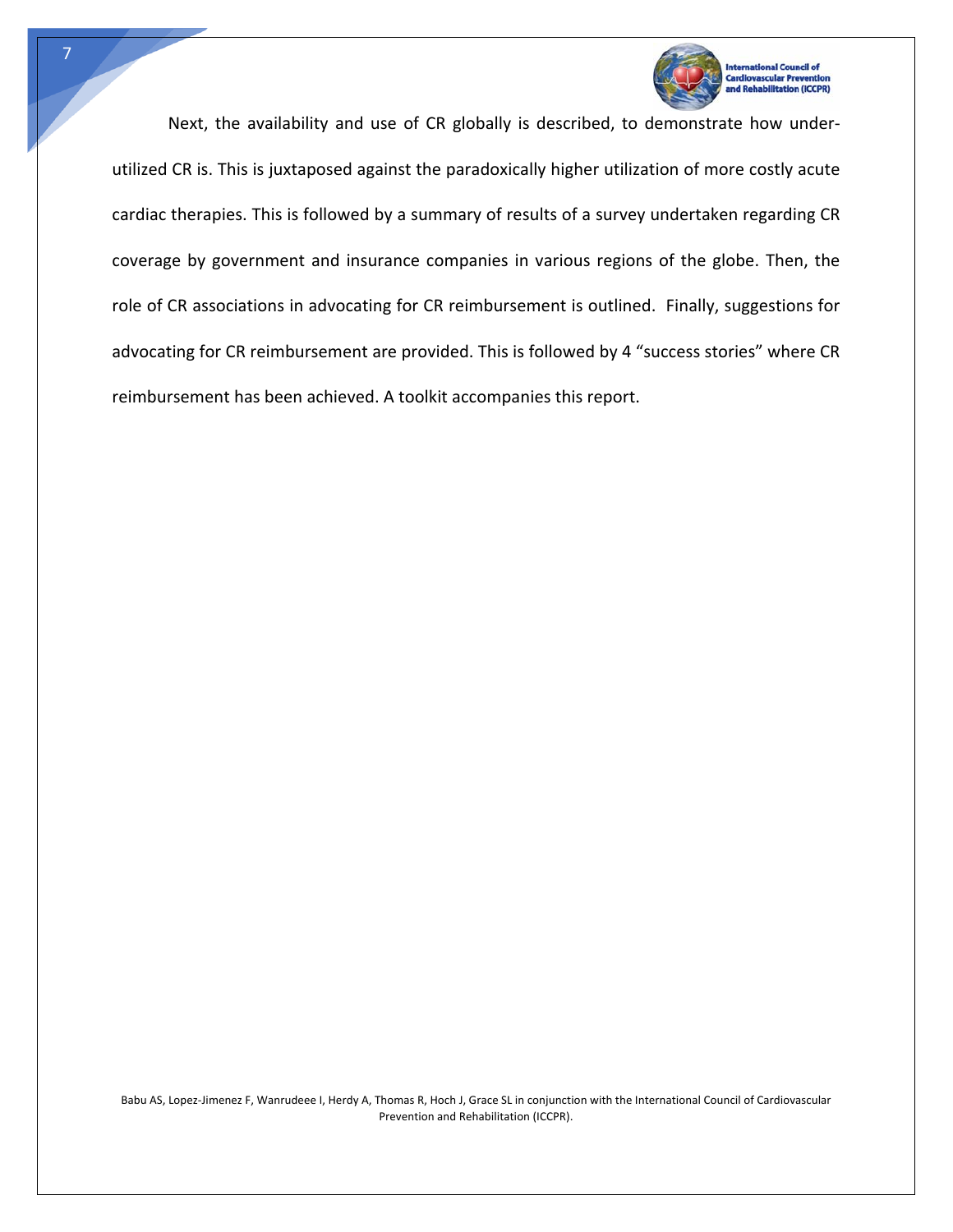Next, the availability and use of CR globally is described, to demonstrate how under-utilized CR is. This is juxtaposed against the paradoxically higher utilization of more costly acute cardiac therapies. This is followed by a summary of results of a survey undertaken regarding CR coverage by government and insurance companies in various regions of the globe. Then, the role of CR associations in advocating for CR reimbursement is outlined. Finally, suggestions for advocating for CR reimbursement are provided. This is followed by 4 "success stories" where CR reimbursement has been achieved. A toolkit accompanies this report.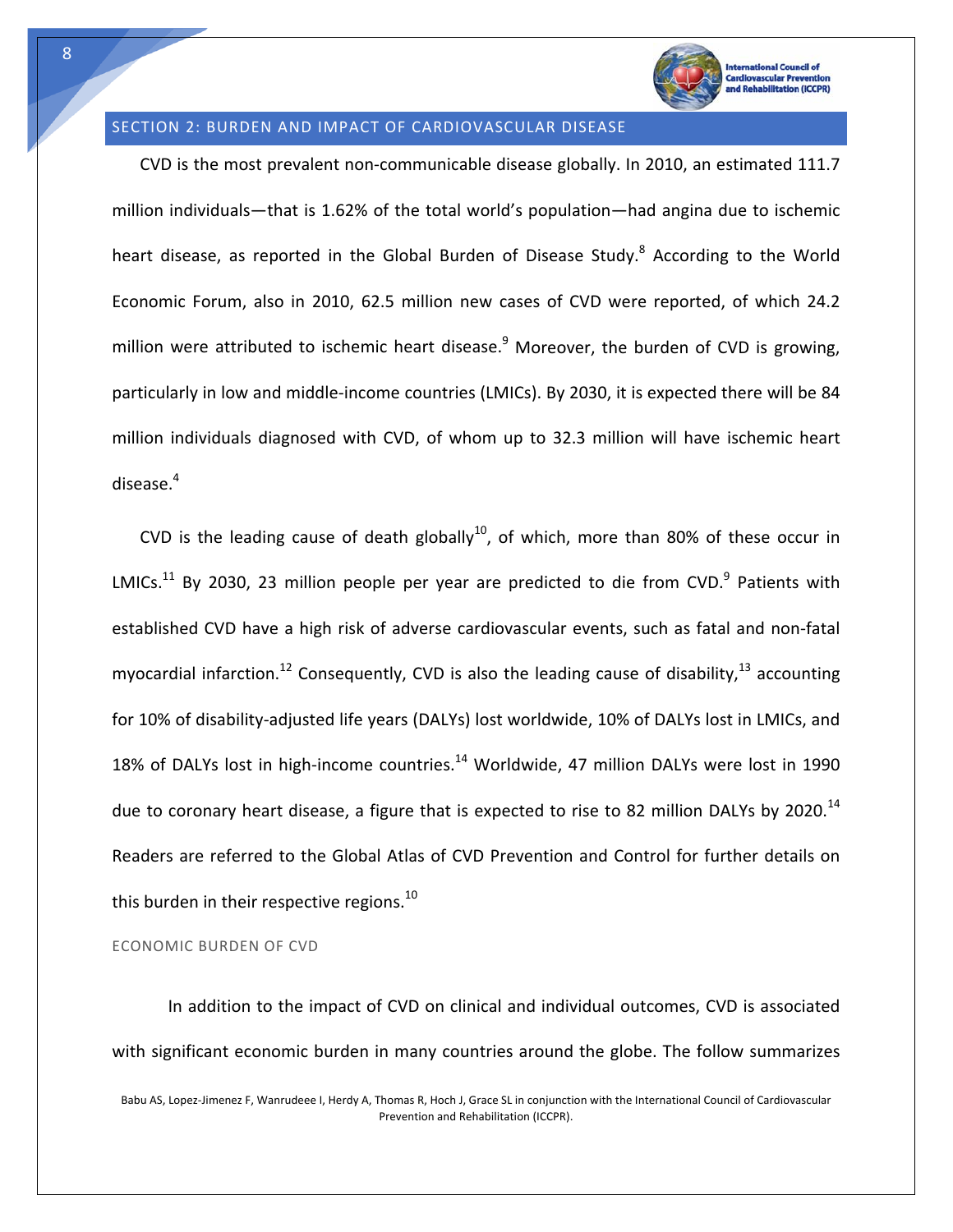## SECTION 2: BURDEN AND IMPACT OF CARDIOVASCULAR DISEASE

CVD is the most prevalent non-communicable disease globally. In 2010, an estimated 111.7 million individuals—that is 1.62% of the total world's population—had angina due to ischemic heart disease, as reported in the Global Burden of Disease Study.[8] According to the World Economic Forum, also in 2010, 62.5 million new cases of CVD were reported, of which 24.2 million were attributed to ischemic heart disease.[9] Moreover, the burden of CVD is growing, particularly in low and middle-income countries (LMICs). By 2030, it is expected there will be 84 million individuals diagnosed with CVD, of whom up to 32.3 million will have ischemic heart disease.[4]

CVD is the leading cause of death globally[10], of which, more than 80% of these occur in LMICs.[11] By 2030, 23 million people per year are predicted to die from CVD.[9] Patients with established CVD have a high risk of adverse cardiovascular events, such as fatal and non-fatal myocardial infarction.[12] Consequently, CVD is also the leading cause of disability,[13] accounting for 10% of disability-adjusted life years (DALYs) lost worldwide, 10% of DALYs lost in LMICs, and 18% of DALYs lost in high-income countries.[14] Worldwide, 47 million DALYs were lost in 1990 due to coronary heart disease, a figure that is expected to rise to 82 million DALYs by 2020.[14] Readers are referred to the Global Atlas of CVD Prevention and Control for further details on this burden in their respective regions.[10]

### ECONOMIC BURDEN OF CVD

In addition to the impact of CVD on clinical and individual outcomes, CVD is associated with significant economic burden in many countries around the globe. The follow summarizes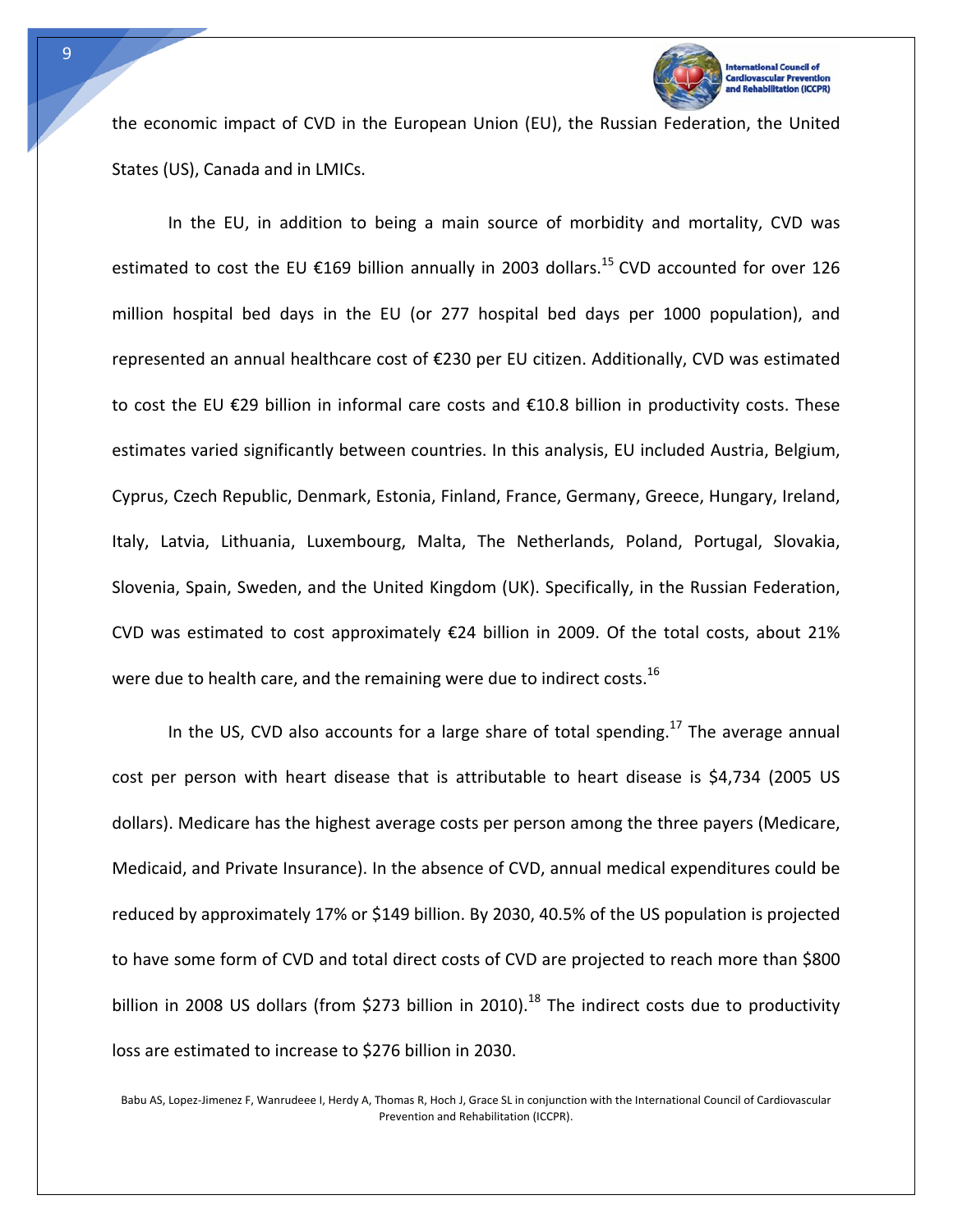the economic impact of CVD in the European Union (EU), the Russian Federation, the United States (US), Canada and in LMICs.

In the EU, in addition to being a main source of morbidity and mortality, CVD was estimated to cost the EU €169 billion annually in 2003 dollars.[15] CVD accounted for over 126 million hospital bed days in the EU (or 277 hospital bed days per 1000 population), and represented an annual healthcare cost of €230 per EU citizen. Additionally, CVD was estimated to cost the EU €29 billion in informal care costs and €10.8 billion in productivity costs. These estimates varied significantly between countries. In this analysis, EU included Austria, Belgium, Cyprus, Czech Republic, Denmark, Estonia, Finland, France, Germany, Greece, Hungary, Ireland, Italy, Latvia, Lithuania, Luxembourg, Malta, The Netherlands, Poland, Portugal, Slovakia, Slovenia, Spain, Sweden, and the United Kingdom (UK). Specifically, in the Russian Federation, CVD was estimated to cost approximately €24 billion in 2009. Of the total costs, about 21% were due to health care, and the remaining were due to indirect costs.[16]

In the US, CVD also accounts for a large share of total spending.[17] The average annual cost per person with heart disease that is attributable to heart disease is $4,734 (2005 US dollars). Medicare has the highest average costs per person among the three payers (Medicare, Medicaid, and Private Insurance). In the absence of CVD, annual medical expenditures could be reduced by approximately 17% or $149 billion. By 2030, 40.5% of the US population is projected to have some form of CVD and total direct costs of CVD are projected to reach more than $800 billion in 2008 US dollars (from $273 billion in 2010).[18] The indirect costs due to productivity loss are estimated to increase to $276 billion in 2030.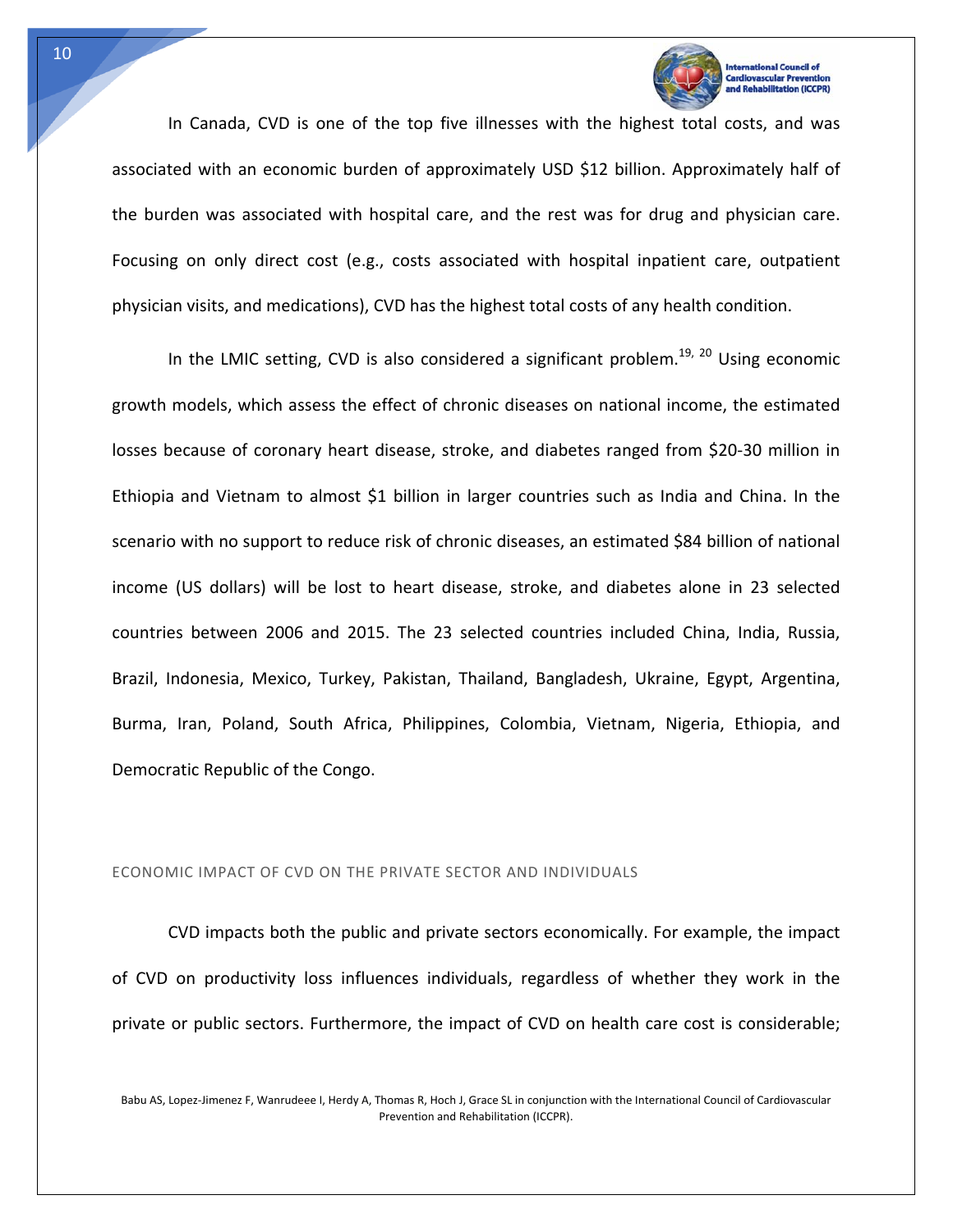In Canada, CVD is one of the top five illnesses with the highest total costs, and was associated with an economic burden of approximately USD $12 billion. Approximately half of the burden was associated with hospital care, and the rest was for drug and physician care. Focusing on only direct cost (e.g., costs associated with hospital inpatient care, outpatient physician visits, and medications), CVD has the highest total costs of any health condition.

In the LMIC setting, CVD is also considered a significant problem.[19, 20] Using economic growth models, which assess the effect of chronic diseases on national income, the estimated losses because of coronary heart disease, stroke, and diabetes ranged from $20-30 million in Ethiopia and Vietnam to almost $1 billion in larger countries such as India and China. In the scenario with no support to reduce risk of chronic diseases, an estimated $84 billion of national income (US dollars) will be lost to heart disease, stroke, and diabetes alone in 23 selected countries between 2006 and 2015. The 23 selected countries included China, India, Russia, Brazil, Indonesia, Mexico, Turkey, Pakistan, Thailand, Bangladesh, Ukraine, Egypt, Argentina, Burma, Iran, Poland, South Africa, Philippines, Colombia, Vietnam, Nigeria, Ethiopia, and Democratic Republic of the Congo.

## ECONOMIC IMPACT OF CVD ON THE PRIVATE SECTOR AND INDIVIDUALS

CVD impacts both the public and private sectors economically. For example, the impact of CVD on productivity loss influences individuals, regardless of whether they work in the private or public sectors. Furthermore, the impact of CVD on health care cost is considerable;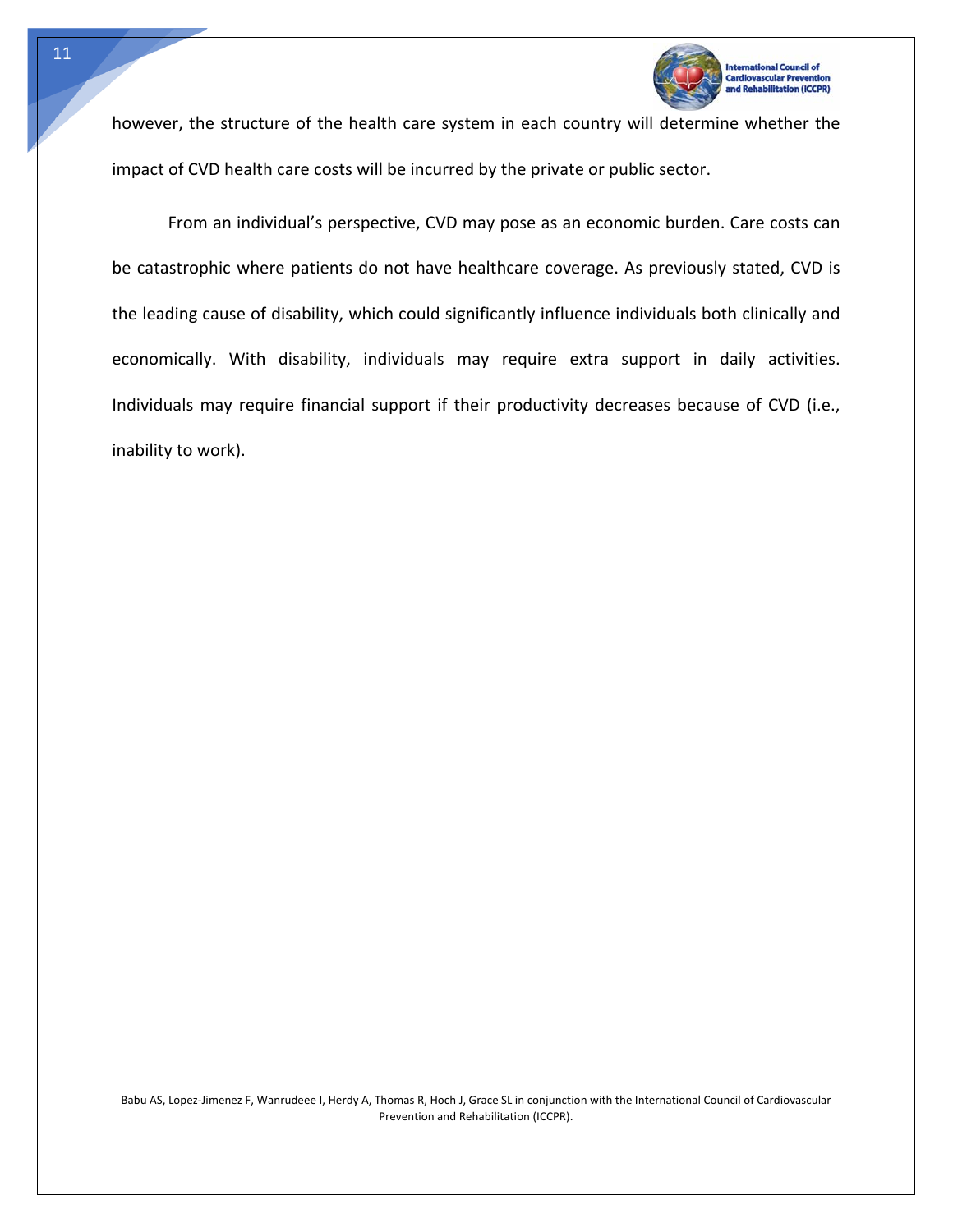however, the structure of the health care system in each country will determine whether the impact of CVD health care costs will be incurred by the private or public sector.

From an individual's perspective, CVD may pose as an economic burden. Care costs can be catastrophic where patients do not have healthcare coverage. As previously stated, CVD is the leading cause of disability, which could significantly influence individuals both clinically and economically. With disability, individuals may require extra support in daily activities. Individuals may require financial support if their productivity decreases because of CVD (i.e., inability to work).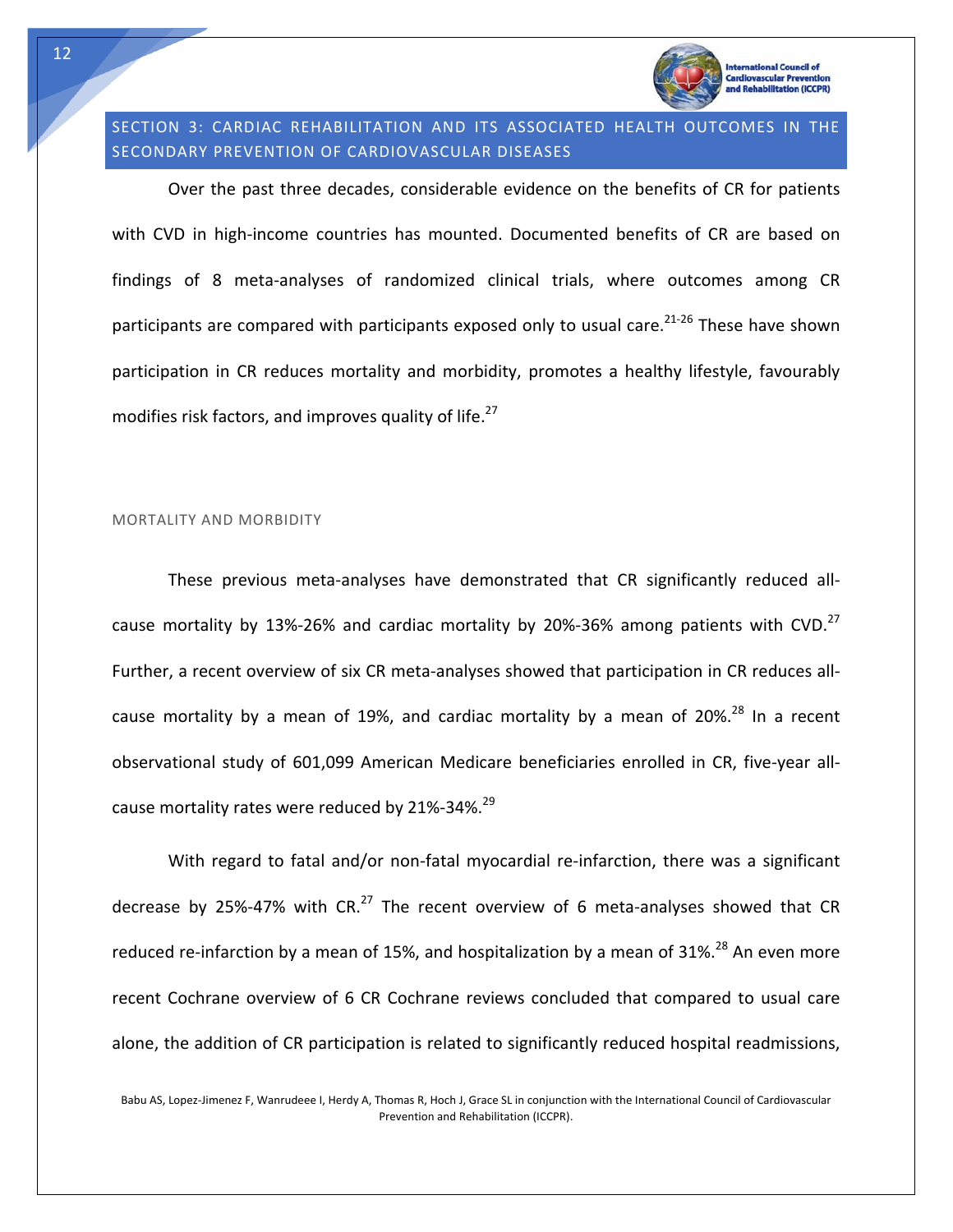## SECTION 3: CARDIAC REHABILITATION AND ITS ASSOCIATED HEALTH OUTCOMES IN THE SECONDARY PREVENTION OF CARDIOVASCULAR DISEASES

Over the past three decades, considerable evidence on the benefits of CR for patients with CVD in high-income countries has mounted. Documented benefits of CR are based on findings of 8 meta-analyses of randomized clinical trials, where outcomes among CR participants are compared with participants exposed only to usual care.[21-26] These have shown participation in CR reduces mortality and morbidity, promotes a healthy lifestyle, favourably modifies risk factors, and improves quality of life.[27]

### MORTALITY AND MORBIDITY

These previous meta-analyses have demonstrated that CR significantly reduced all-cause mortality by 13%-26% and cardiac mortality by 20%-36% among patients with CVD.[27] Further, a recent overview of six CR meta-analyses showed that participation in CR reduces all-cause mortality by a mean of 19%, and cardiac mortality by a mean of 20%.[28] In a recent observational study of 601,099 American Medicare beneficiaries enrolled in CR, five-year all-cause mortality rates were reduced by 21%-34%.[29]

With regard to fatal and/or non-fatal myocardial re-infarction, there was a significant decrease by 25%-47% with CR.[27] The recent overview of 6 meta-analyses showed that CR reduced re-infarction by a mean of 15%, and hospitalization by a mean of 31%.[28] An even more recent Cochrane overview of 6 CR Cochrane reviews concluded that compared to usual care alone, the addition of CR participation is related to significantly reduced hospital readmissions,

Babu AS, Lopez-Jimenez F, Wanrudeee I, Herdy A, Thomas R, Hoch J, Grace SL in conjunction with the International Council of Cardiovascular Prevention and Rehabilitation (ICCPR).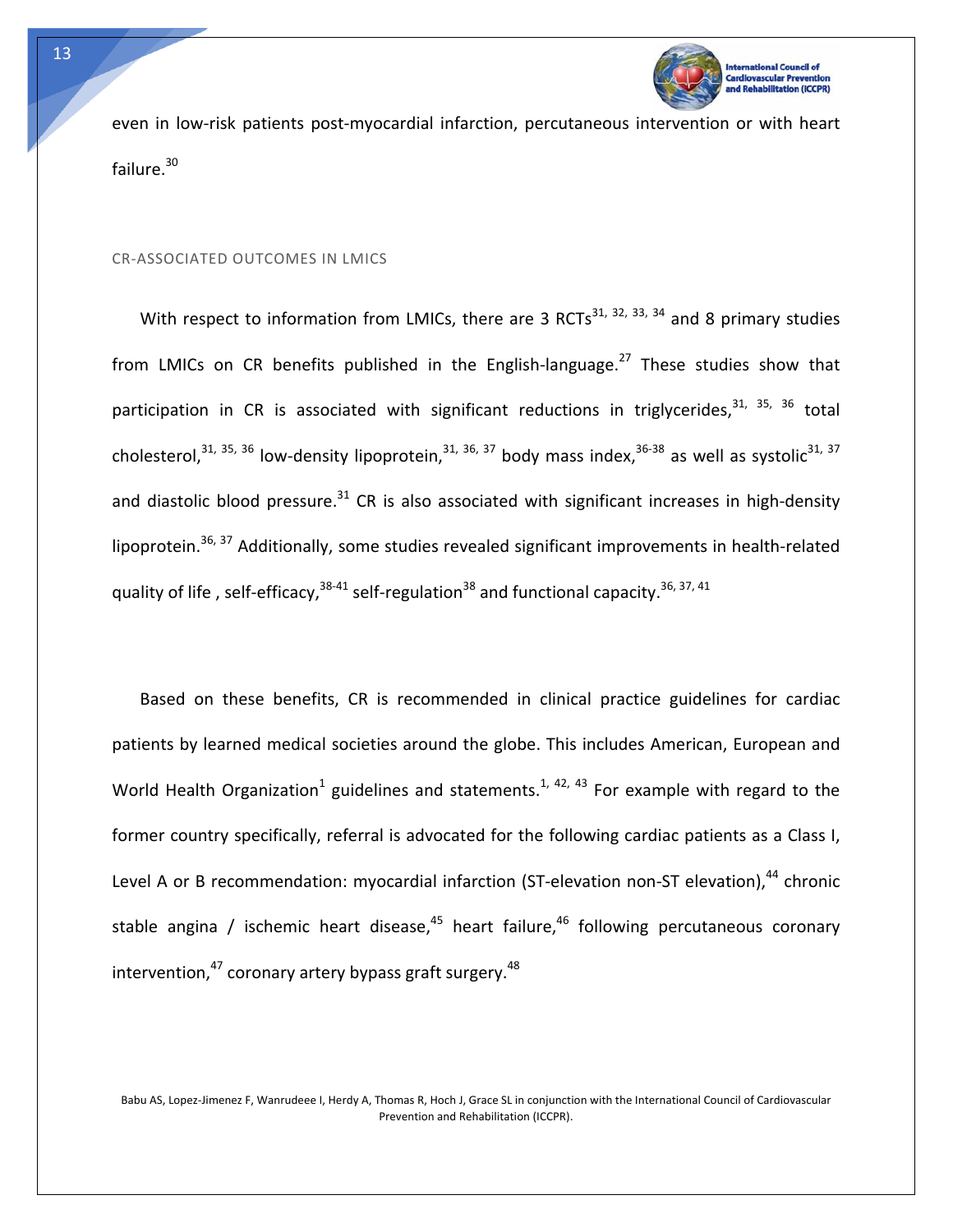even in low-risk patients post-myocardial infarction, percutaneous intervention or with heart failure.[30]

## CR-ASSOCIATED OUTCOMES IN LMICS

With respect to information from LMICs, there are 3 RCTs[31, 32, 33, 34] and 8 primary studies from LMICs on CR benefits published in the English-language.[27] These studies show that participation in CR is associated with significant reductions in triglycerides,[31, 35, 36] total cholesterol,[31, 35, 36] low-density lipoprotein,[31, 36, 37] body mass index,[36-38] as well as systolic[31, 37] and diastolic blood pressure.[31] CR is also associated with significant increases in high-density lipoprotein.[36, 37] Additionally, some studies revealed significant improvements in health-related quality of life , self-efficacy,[38-41] self-regulation[38] and functional capacity.[36, 37, 41]

Based on these benefits, CR is recommended in clinical practice guidelines for cardiac patients by learned medical societies around the globe. This includes American, European and World Health Organization[1] guidelines and statements.[1, 42, 43] For example with regard to the former country specifically, referral is advocated for the following cardiac patients as a Class I, Level A or B recommendation: myocardial infarction (ST-elevation non-ST elevation),[44] chronic stable angina / ischemic heart disease,[45] heart failure,[46] following percutaneous coronary intervention,[47] coronary artery bypass graft surgery.[48]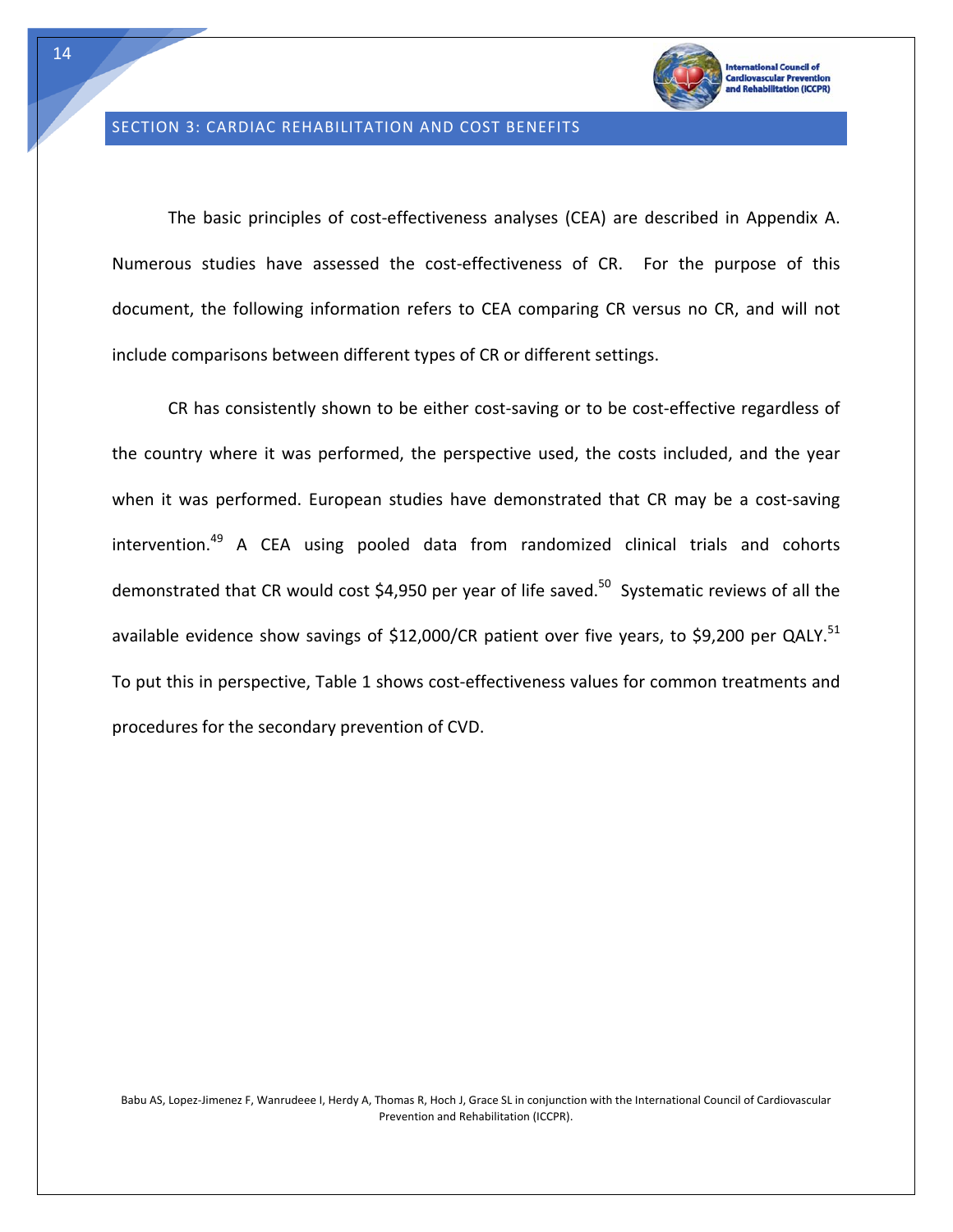## SECTION 3: CARDIAC REHABILITATION AND COST BENEFITS

The basic principles of cost-effectiveness analyses (CEA) are described in Appendix A. Numerous studies have assessed the cost-effectiveness of CR. For the purpose of this document, the following information refers to CEA comparing CR versus no CR, and will not include comparisons between different types of CR or different settings.

CR has consistently shown to be either cost-saving or to be cost-effective regardless of the country where it was performed, the perspective used, the costs included, and the year when it was performed. European studies have demonstrated that CR may be a cost-saving intervention.[49] A CEA using pooled data from randomized clinical trials and cohorts demonstrated that CR would cost $4,950 per year of life saved.[50] Systematic reviews of all the available evidence show savings of $12,000/CR patient over five years, to $9,200 per QALY.[51] To put this in perspective, Table 1 shows cost-effectiveness values for common treatments and procedures for the secondary prevention of CVD.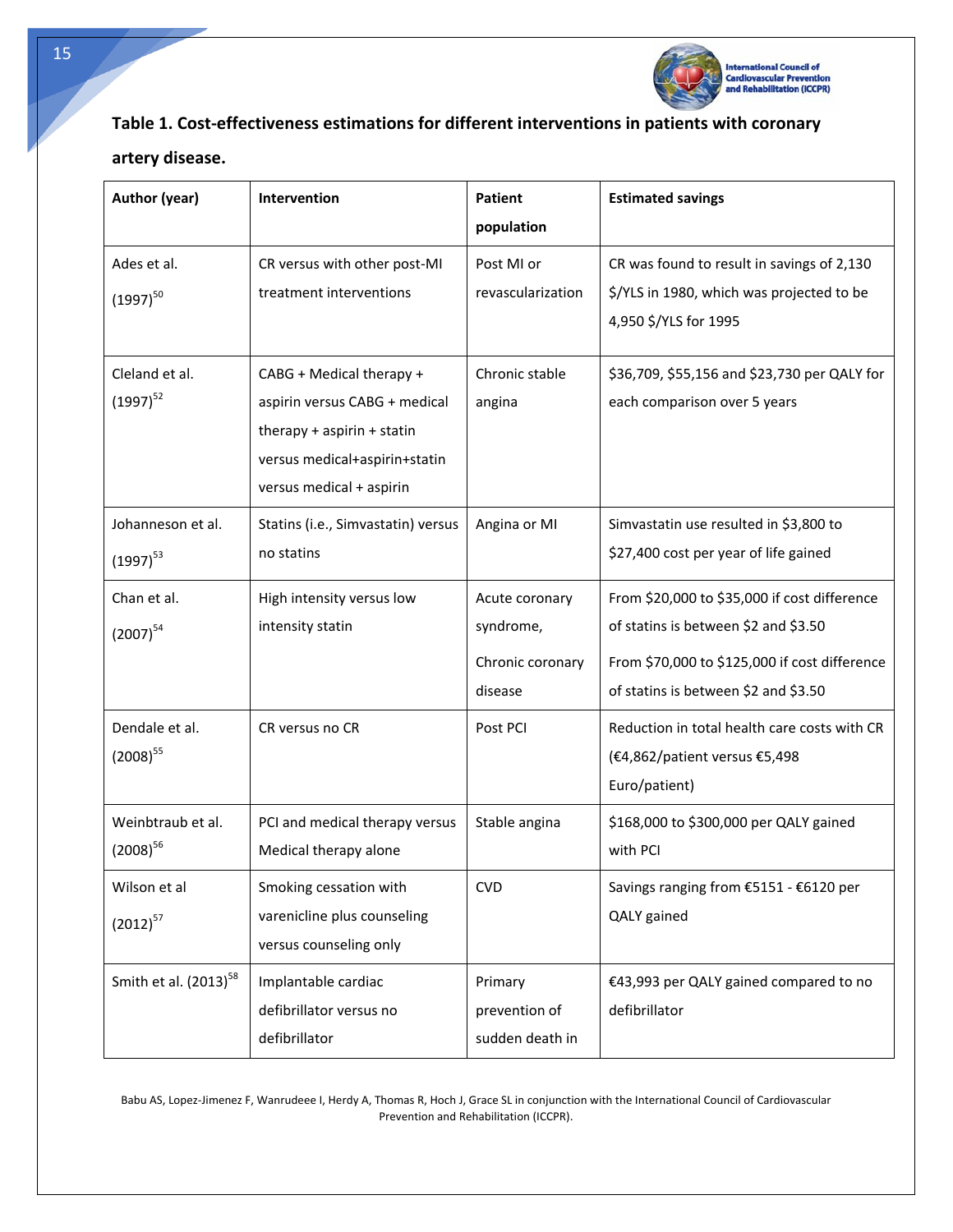**Table 1. Cost-effectiveness estimations for different interventions in patients with coronary artery disease.**

| Author (year) | Intervention | Patient population | Estimated savings |
|---|---|---|---|
| Ades et al. (1997)[50] | CR versus with other post-MI treatment interventions | Post MI or revascularization | CR was found to result in savings of 2,130 $/YLS in 1980, which was projected to be 4,950 $/YLS for 1995 |
| Cleland et al. (1997)[52] | CABG + Medical therapy + aspirin versus CABG + medical therapy + aspirin + statin versus medical+aspirin+statin versus medical + aspirin | Chronic stable angina | $36,709, $55,156 and $23,730 per QALY for each comparison over 5 years |
| Johanneson et al. (1997)[53] | Statins (i.e., Simvastatin) versus no statins | Angina or MI | Simvastatin use resulted in $3,800 to $27,400 cost per year of life gained |
| Chan et al. (2007)[54] | High intensity versus low intensity statin | Acute coronary syndrome,<br><br>Chronic coronary disease | From $20,000 to $35,000 if cost difference of statins is between $2 and $3.50<br><br>From $70,000 to $125,000 if cost difference of statins is between $2 and $3.50 |
| Dendale et al. (2008)[55] | CR versus no CR | Post PCI | Reduction in total health care costs with CR (€4,862/patient versus €5,498 Euro/patient) |
| Weinbtraub et al. (2008)[56] | PCI and medical therapy versus Medical therapy alone | Stable angina | $168,000 to $300,000 per QALY gained with PCI |
| Wilson et al (2012)[57] | Smoking cessation with varenicline plus counseling versus counseling only | CVD | Savings ranging from €5151 - €6120 per QALY gained |
| Smith et al. (2013)[58] | Implantable cardiac defibrillator versus no defibrillator | Primary prevention of sudden death in | €43,993 per QALY gained compared to no defibrillator |

Babu AS, Lopez-Jimenez F, Wanrudeee I, Herdy A, Thomas R, Hoch J, Grace SL in conjunction with the International Council of Cardiovascular Prevention and Rehabilitation (ICCPR).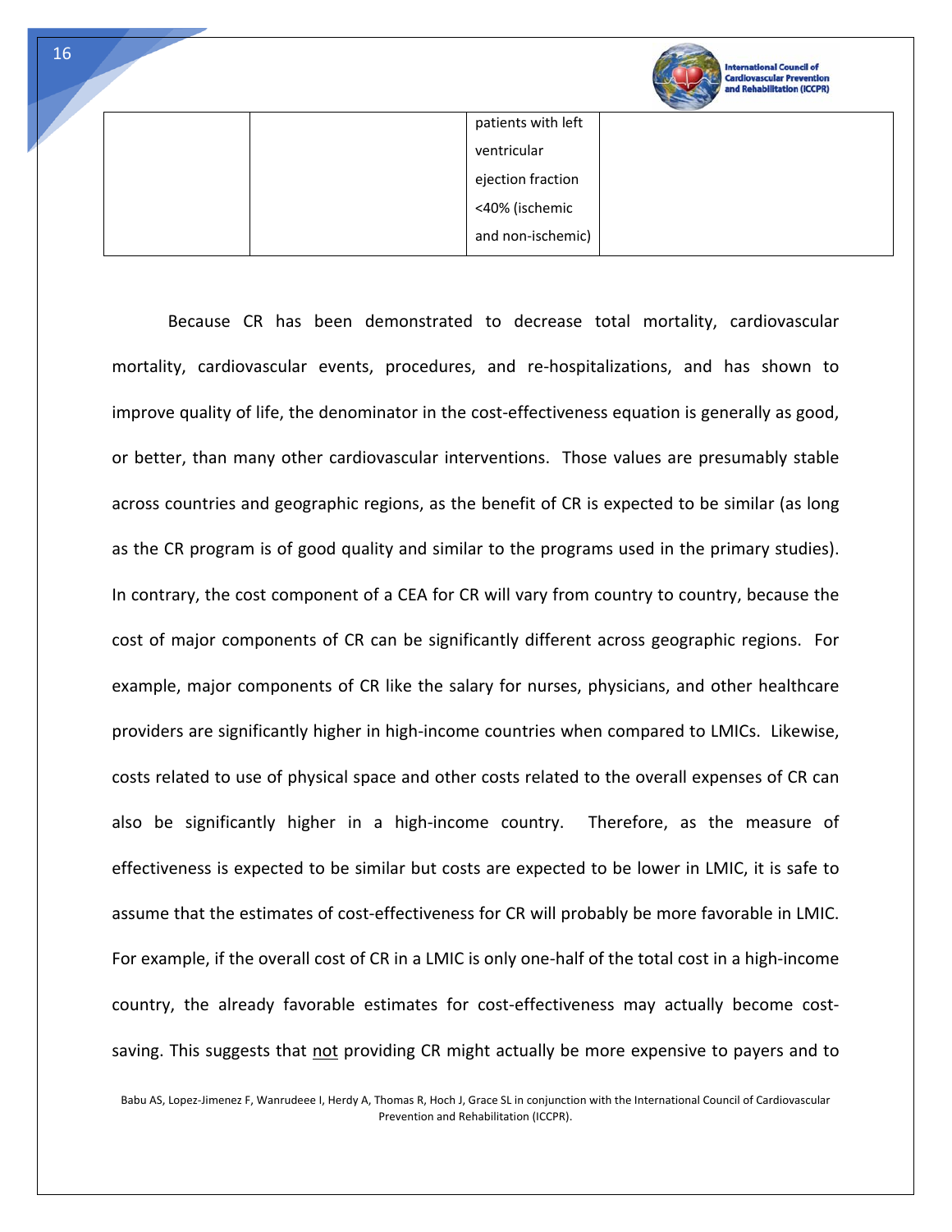| | | patients with left ventricular ejection fraction <40% (ischemic and non-ischemic) | |
|---|---|---|---|

Because CR has been demonstrated to decrease total mortality, cardiovascular mortality, cardiovascular events, procedures, and re-hospitalizations, and has shown to improve quality of life, the denominator in the cost-effectiveness equation is generally as good, or better, than many other cardiovascular interventions. Those values are presumably stable across countries and geographic regions, as the benefit of CR is expected to be similar (as long as the CR program is of good quality and similar to the programs used in the primary studies). In contrary, the cost component of a CEA for CR will vary from country to country, because the cost of major components of CR can be significantly different across geographic regions. For example, major components of CR like the salary for nurses, physicians, and other healthcare providers are significantly higher in high-income countries when compared to LMICs. Likewise, costs related to use of physical space and other costs related to the overall expenses of CR can also be significantly higher in a high-income country. Therefore, as the measure of effectiveness is expected to be similar but costs are expected to be lower in LMIC, it is safe to assume that the estimates of cost-effectiveness for CR will probably be more favorable in LMIC. For example, if the overall cost of CR in a LMIC is only one-half of the total cost in a high-income country, the already favorable estimates for cost-effectiveness may actually become cost-saving. This suggests that <u>not</u> providing CR might actually be more expensive to payers and to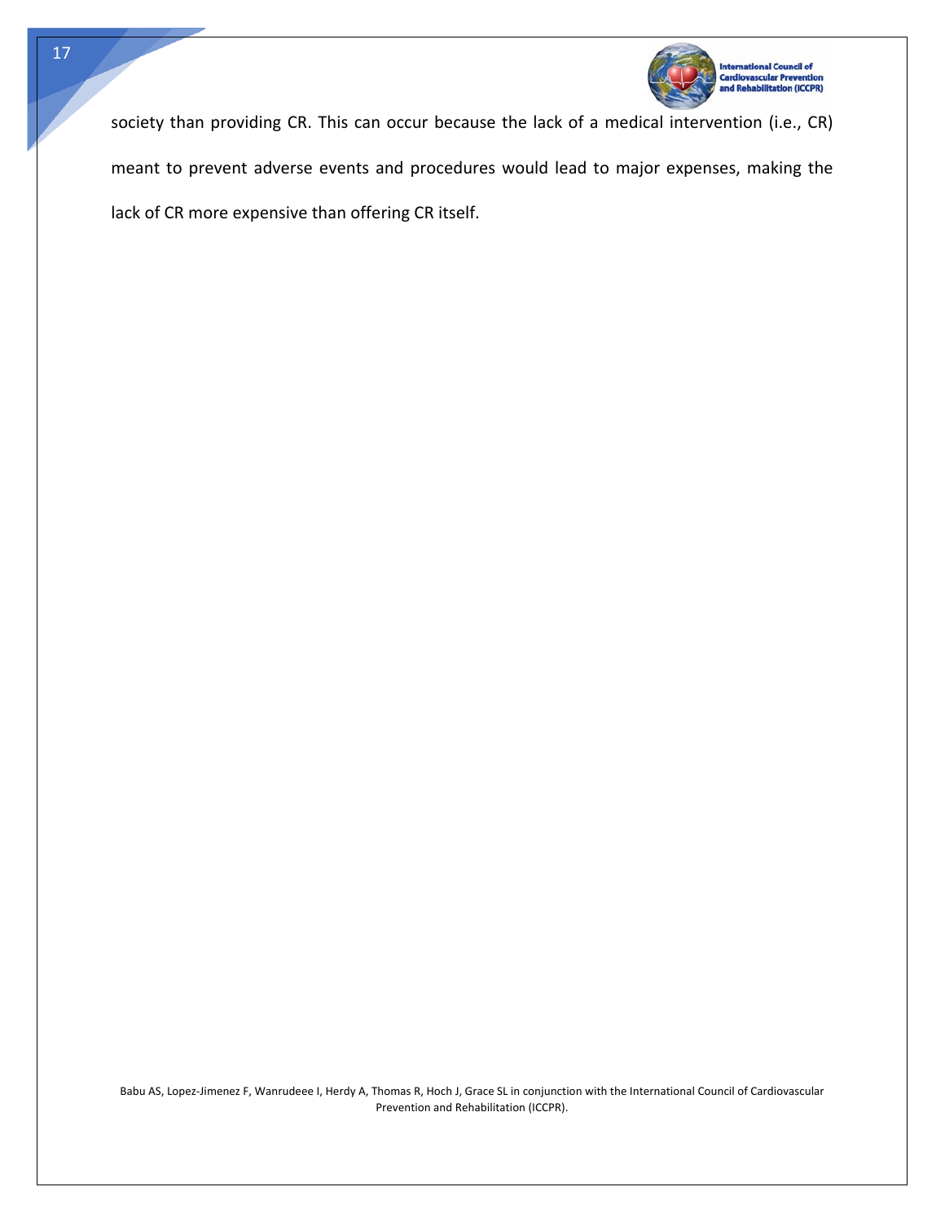society than providing CR. This can occur because the lack of a medical intervention (i.e., CR) meant to prevent adverse events and procedures would lead to major expenses, making the lack of CR more expensive than offering CR itself.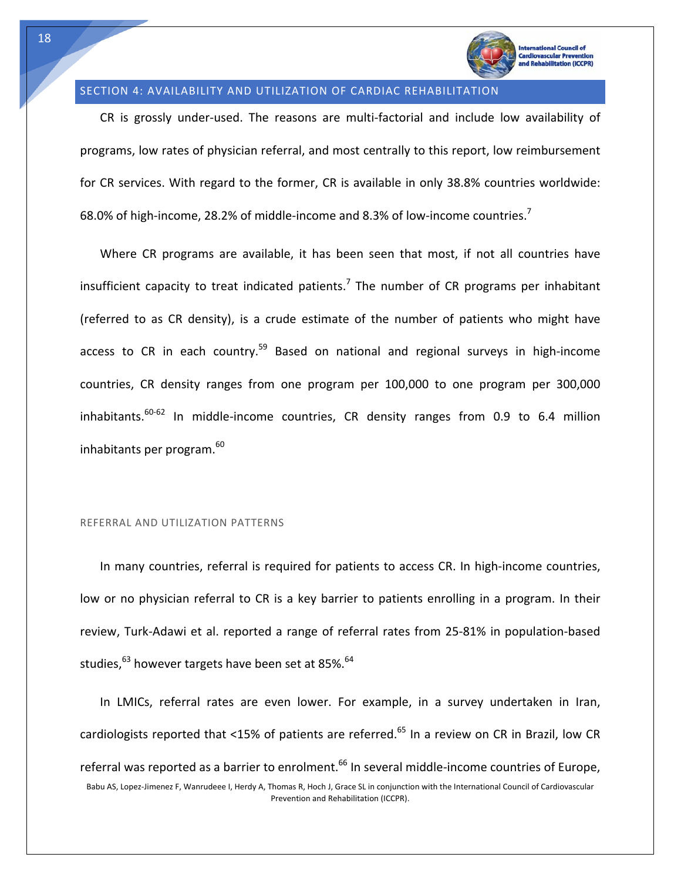## SECTION 4: AVAILABILITY AND UTILIZATION OF CARDIAC REHABILITATION

CR is grossly under-used. The reasons are multi-factorial and include low availability of programs, low rates of physician referral, and most centrally to this report, low reimbursement for CR services. With regard to the former, CR is available in only 38.8% countries worldwide: 68.0% of high-income, 28.2% of middle-income and 8.3% of low-income countries.[7]

Where CR programs are available, it has been seen that most, if not all countries have insufficient capacity to treat indicated patients.[7] The number of CR programs per inhabitant (referred to as CR density), is a crude estimate of the number of patients who might have access to CR in each country.[59] Based on national and regional surveys in high-income countries, CR density ranges from one program per 100,000 to one program per 300,000 inhabitants.[60-62] In middle-income countries, CR density ranges from 0.9 to 6.4 million inhabitants per program.[60]

### REFERRAL AND UTILIZATION PATTERNS

In many countries, referral is required for patients to access CR. In high-income countries, low or no physician referral to CR is a key barrier to patients enrolling in a program. In their review, Turk-Adawi et al. reported a range of referral rates from 25-81% in population-based studies,[63] however targets have been set at 85%.[64]

In LMICs, referral rates are even lower. For example, in a survey undertaken in Iran, cardiologists reported that <15% of patients are referred.[65] In a review on CR in Brazil, low CR referral was reported as a barrier to enrolment.[66] In several middle-income countries of Europe,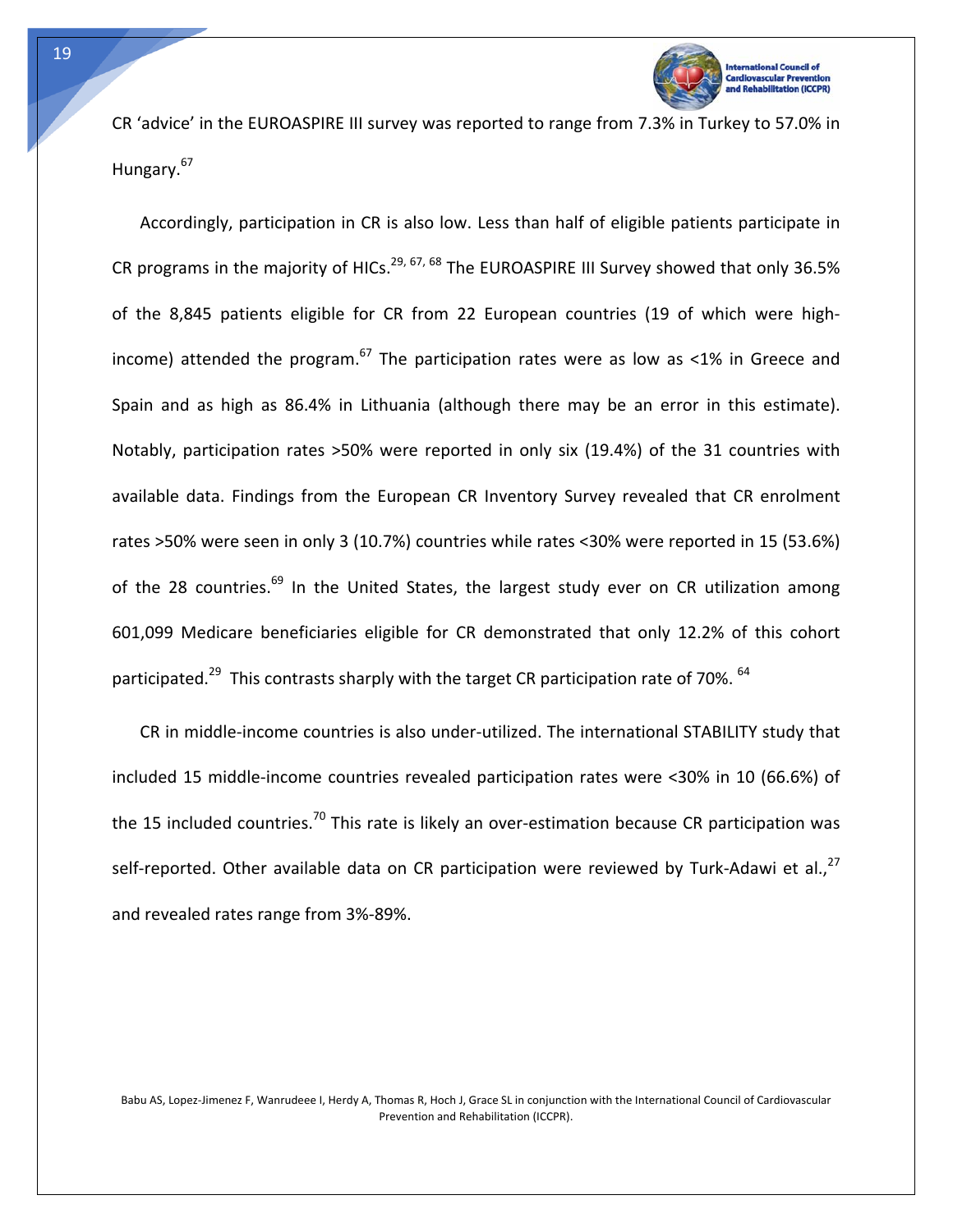CR 'advice' in the EUROASPIRE III survey was reported to range from 7.3% in Turkey to 57.0% in Hungary.[67]

Accordingly, participation in CR is also low. Less than half of eligible patients participate in CR programs in the majority of HICs.[29, 67, 68] The EUROASPIRE III Survey showed that only 36.5% of the 8,845 patients eligible for CR from 22 European countries (19 of which were high-income) attended the program.[67] The participation rates were as low as <1% in Greece and Spain and as high as 86.4% in Lithuania (although there may be an error in this estimate). Notably, participation rates >50% were reported in only six (19.4%) of the 31 countries with available data. Findings from the European CR Inventory Survey revealed that CR enrolment rates >50% were seen in only 3 (10.7%) countries while rates <30% were reported in 15 (53.6%) of the 28 countries.[69] In the United States, the largest study ever on CR utilization among 601,099 Medicare beneficiaries eligible for CR demonstrated that only 12.2% of this cohort participated.[29] This contrasts sharply with the target CR participation rate of 70%.[64]

CR in middle-income countries is also under-utilized. The international STABILITY study that included 15 middle-income countries revealed participation rates were <30% in 10 (66.6%) of the 15 included countries.[70] This rate is likely an over-estimation because CR participation was self-reported. Other available data on CR participation were reviewed by Turk-Adawi et al.,[27] and revealed rates range from 3%-89%.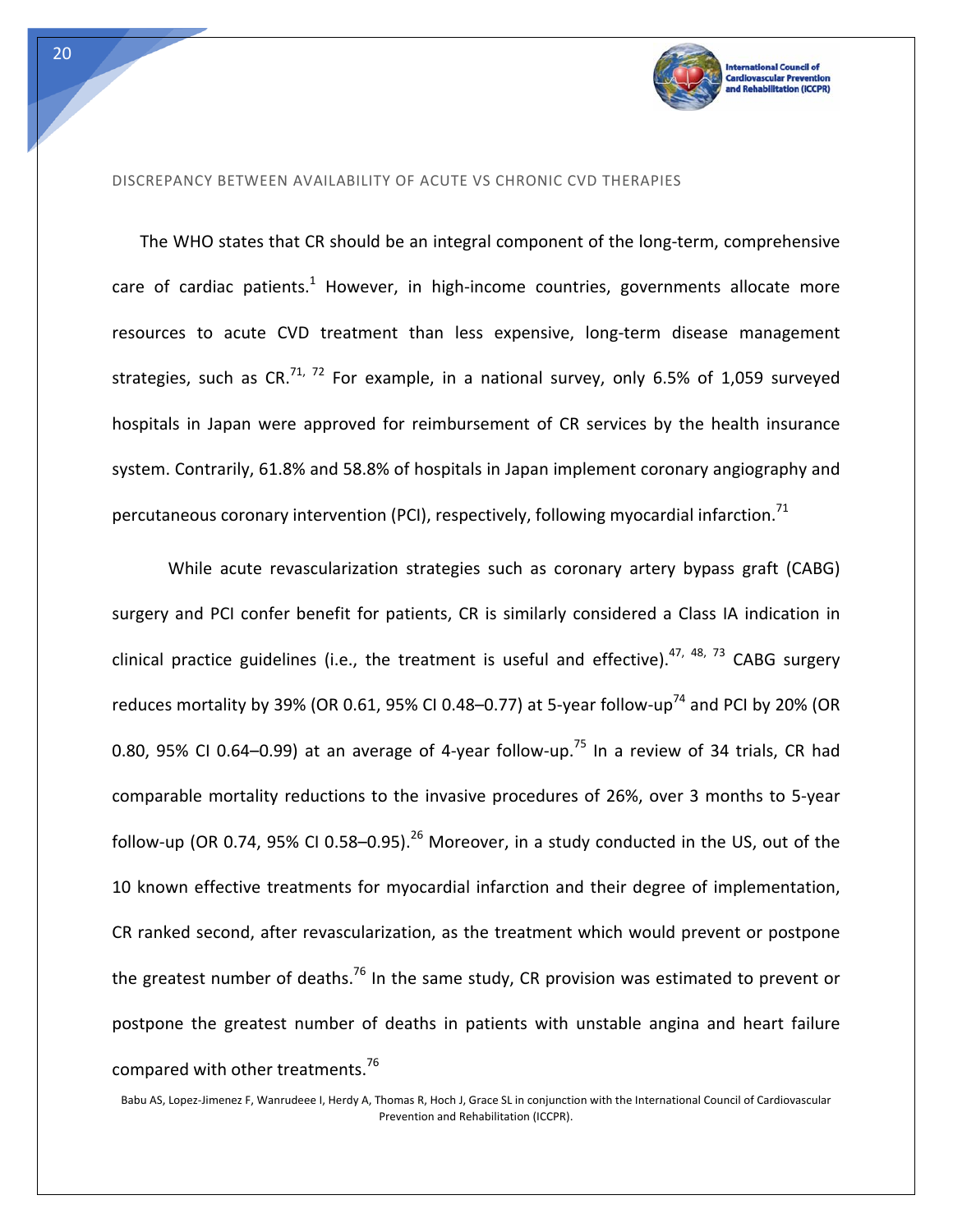## DISCREPANCY BETWEEN AVAILABILITY OF ACUTE VS CHRONIC CVD THERAPIES

The WHO states that CR should be an integral component of the long-term, comprehensive care of cardiac patients.[1] However, in high-income countries, governments allocate more resources to acute CVD treatment than less expensive, long-term disease management strategies, such as CR.[71, 72] For example, in a national survey, only 6.5% of 1,059 surveyed hospitals in Japan were approved for reimbursement of CR services by the health insurance system. Contrarily, 61.8% and 58.8% of hospitals in Japan implement coronary angiography and percutaneous coronary intervention (PCI), respectively, following myocardial infarction.[71]

While acute revascularization strategies such as coronary artery bypass graft (CABG) surgery and PCI confer benefit for patients, CR is similarly considered a Class IA indication in clinical practice guidelines (i.e., the treatment is useful and effective).[47, 48, 73] CABG surgery reduces mortality by 39% (OR 0.61, 95% CI 0.48–0.77) at 5-year follow-up[74] and PCI by 20% (OR 0.80, 95% CI 0.64–0.99) at an average of 4-year follow-up.[75] In a review of 34 trials, CR had comparable mortality reductions to the invasive procedures of 26%, over 3 months to 5-year follow-up (OR 0.74, 95% CI 0.58–0.95).[26] Moreover, in a study conducted in the US, out of the 10 known effective treatments for myocardial infarction and their degree of implementation, CR ranked second, after revascularization, as the treatment which would prevent or postpone the greatest number of deaths.[76] In the same study, CR provision was estimated to prevent or postpone the greatest number of deaths in patients with unstable angina and heart failure compared with other treatments.[76]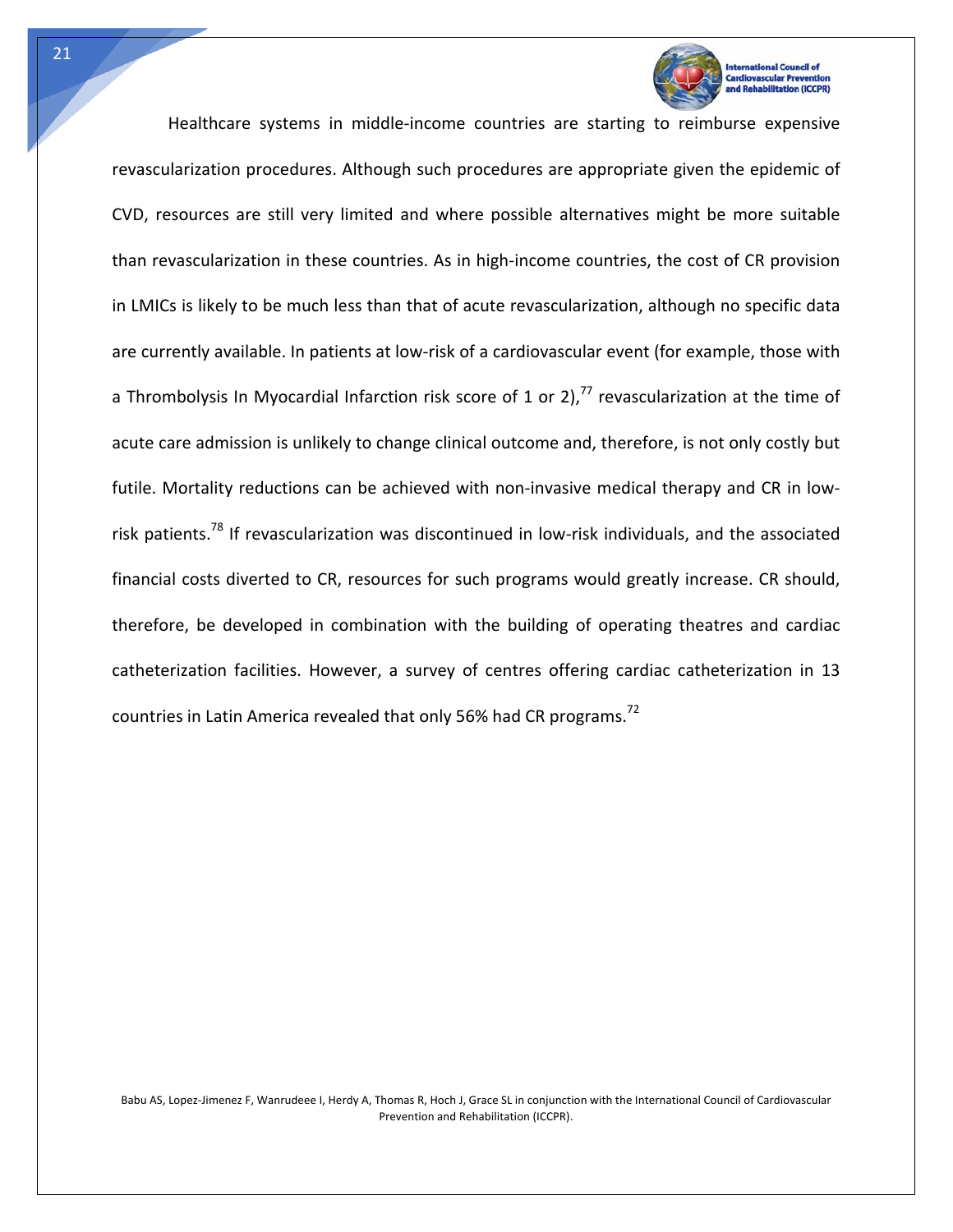Healthcare systems in middle-income countries are starting to reimburse expensive revascularization procedures. Although such procedures are appropriate given the epidemic of CVD, resources are still very limited and where possible alternatives might be more suitable than revascularization in these countries. As in high-income countries, the cost of CR provision in LMICs is likely to be much less than that of acute revascularization, although no specific data are currently available. In patients at low-risk of a cardiovascular event (for example, those with a Thrombolysis In Myocardial Infarction risk score of 1 or 2),[77] revascularization at the time of acute care admission is unlikely to change clinical outcome and, therefore, is not only costly but futile. Mortality reductions can be achieved with non-invasive medical therapy and CR in low-risk patients.[78] If revascularization was discontinued in low-risk individuals, and the associated financial costs diverted to CR, resources for such programs would greatly increase. CR should, therefore, be developed in combination with the building of operating theatres and cardiac catheterization facilities. However, a survey of centres offering cardiac catheterization in 13 countries in Latin America revealed that only 56% had CR programs.[72]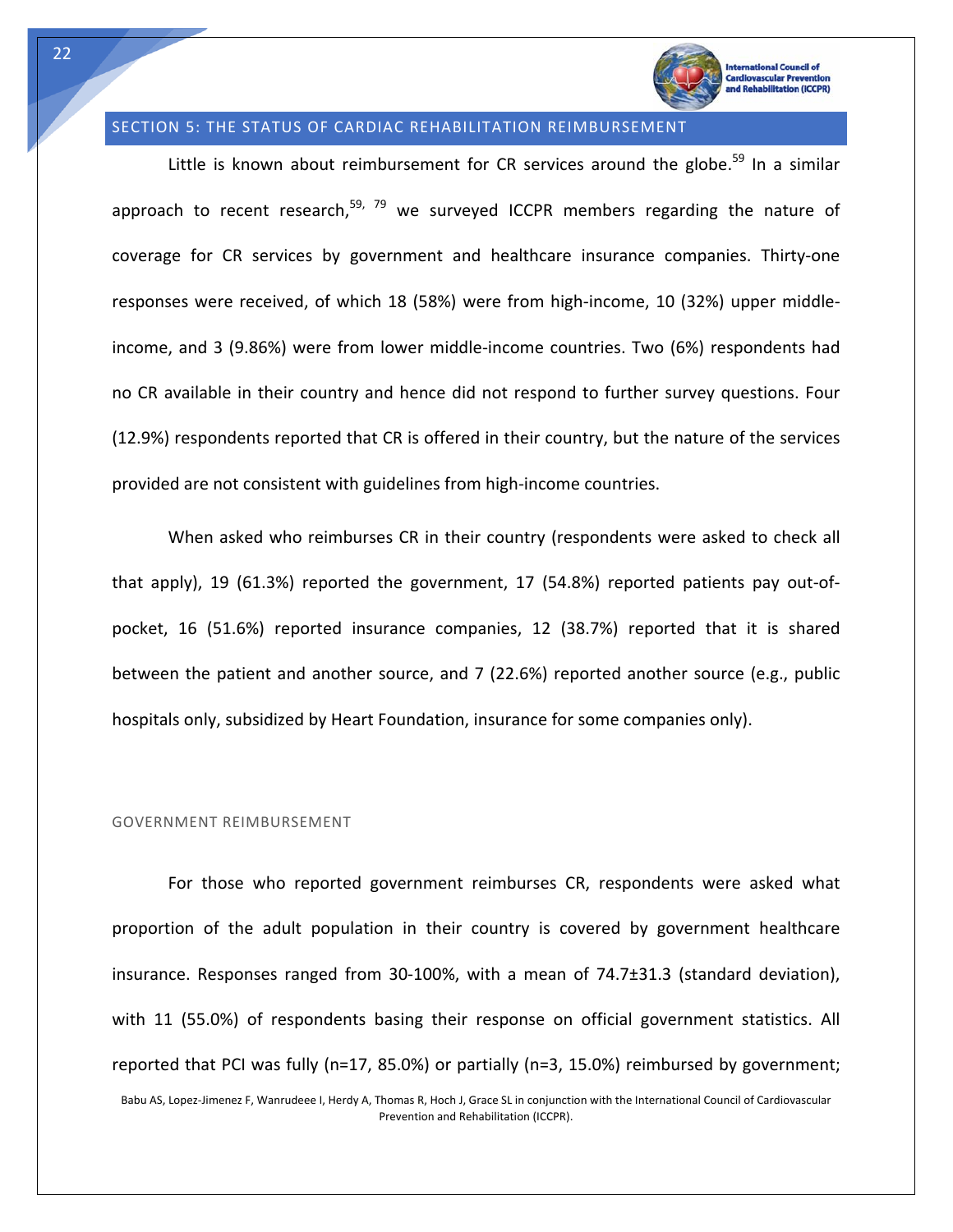## SECTION 5: THE STATUS OF CARDIAC REHABILITATION REIMBURSEMENT

Little is known about reimbursement for CR services around the globe.[59] In a similar approach to recent research,[59, 79] we surveyed ICCPR members regarding the nature of coverage for CR services by government and healthcare insurance companies. Thirty-one responses were received, of which 18 (58%) were from high-income, 10 (32%) upper middle-income, and 3 (9.86%) were from lower middle-income countries. Two (6%) respondents had no CR available in their country and hence did not respond to further survey questions. Four (12.9%) respondents reported that CR is offered in their country, but the nature of the services provided are not consistent with guidelines from high-income countries.

When asked who reimburses CR in their country (respondents were asked to check all that apply), 19 (61.3%) reported the government, 17 (54.8%) reported patients pay out-of-pocket, 16 (51.6%) reported insurance companies, 12 (38.7%) reported that it is shared between the patient and another source, and 7 (22.6%) reported another source (e.g., public hospitals only, subsidized by Heart Foundation, insurance for some companies only).

### GOVERNMENT REIMBURSEMENT

For those who reported government reimburses CR, respondents were asked what proportion of the adult population in their country is covered by government healthcare insurance. Responses ranged from 30-100%, with a mean of 74.7±31.3 (standard deviation), with 11 (55.0%) of respondents basing their response on official government statistics. All reported that PCI was fully (n=17, 85.0%) or partially (n=3, 15.0%) reimbursed by government;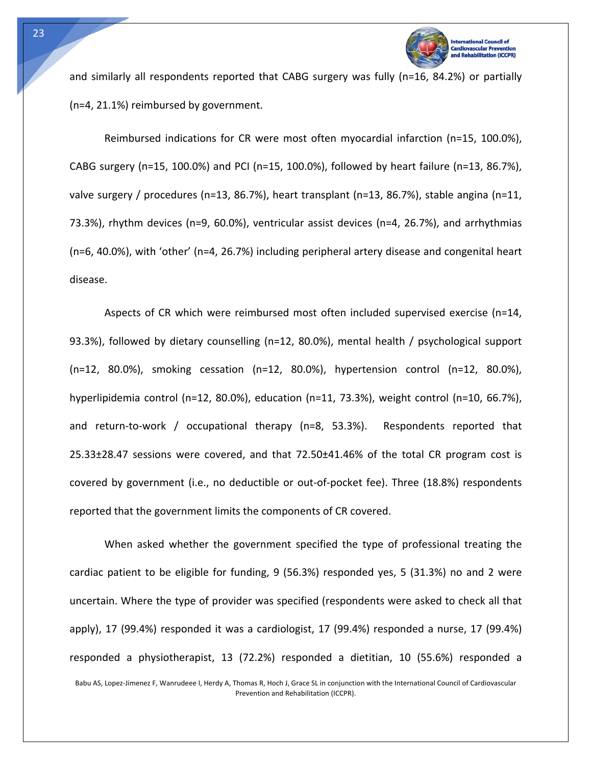and similarly all respondents reported that CABG surgery was fully (n=16, 84.2%) or partially (n=4, 21.1%) reimbursed by government.

Reimbursed indications for CR were most often myocardial infarction (n=15, 100.0%), CABG surgery (n=15, 100.0%) and PCI (n=15, 100.0%), followed by heart failure (n=13, 86.7%), valve surgery / procedures (n=13, 86.7%), heart transplant (n=13, 86.7%), stable angina (n=11, 73.3%), rhythm devices (n=9, 60.0%), ventricular assist devices (n=4, 26.7%), and arrhythmias (n=6, 40.0%), with 'other' (n=4, 26.7%) including peripheral artery disease and congenital heart disease.

Aspects of CR which were reimbursed most often included supervised exercise (n=14, 93.3%), followed by dietary counselling (n=12, 80.0%), mental health / psychological support (n=12, 80.0%), smoking cessation (n=12, 80.0%), hypertension control (n=12, 80.0%), hyperlipidemia control (n=12, 80.0%), education (n=11, 73.3%), weight control (n=10, 66.7%), and return-to-work / occupational therapy (n=8, 53.3%). Respondents reported that 25.33±28.47 sessions were covered, and that 72.50±41.46% of the total CR program cost is covered by government (i.e., no deductible or out-of-pocket fee). Three (18.8%) respondents reported that the government limits the components of CR covered.

When asked whether the government specified the type of professional treating the cardiac patient to be eligible for funding, 9 (56.3%) responded yes, 5 (31.3%) no and 2 were uncertain. Where the type of provider was specified (respondents were asked to check all that apply), 17 (99.4%) responded it was a cardiologist, 17 (99.4%) responded a nurse, 17 (99.4%) responded a physiotherapist, 13 (72.2%) responded a dietitian, 10 (55.6%) responded a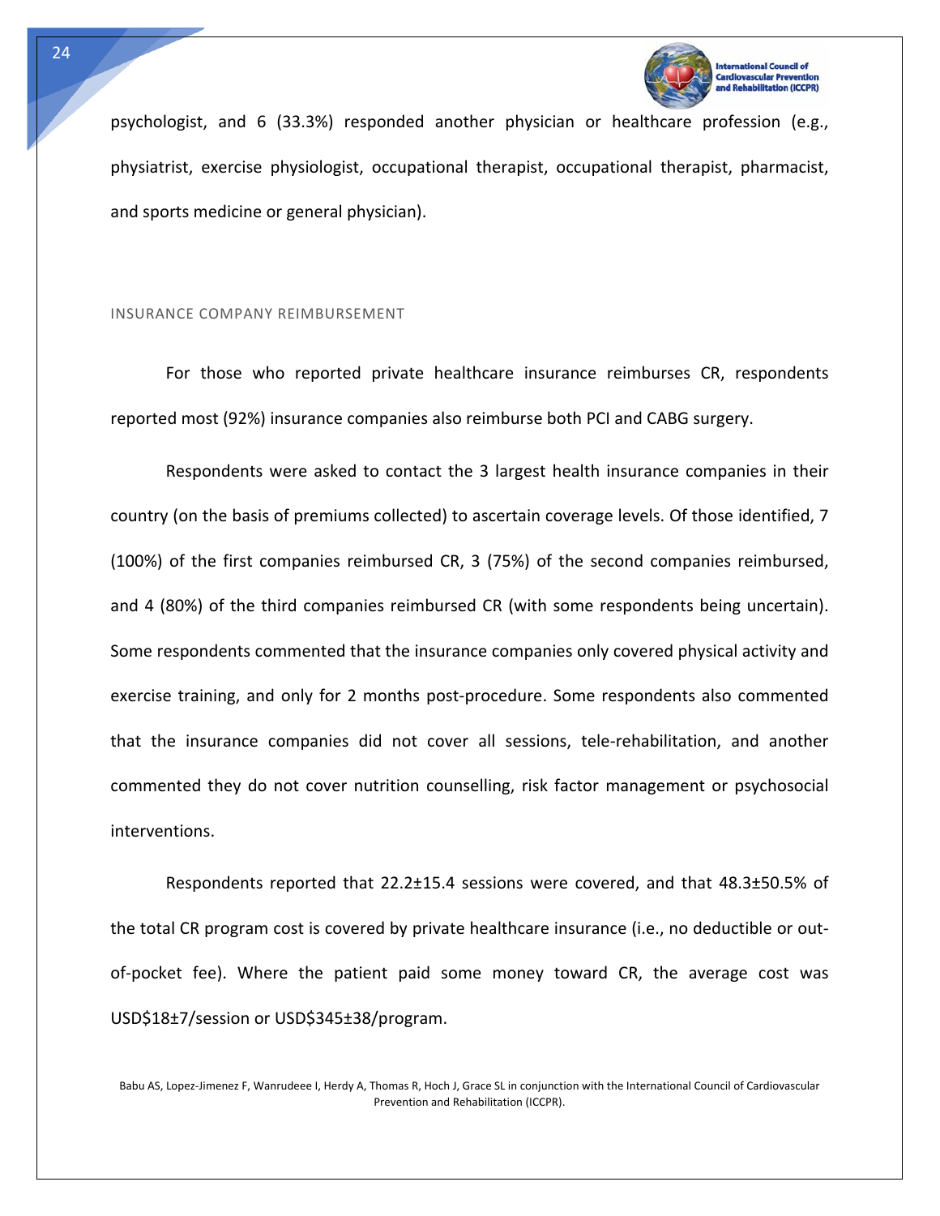psychologist, and 6 (33.3%) responded another physician or healthcare profession (e.g., physiatrist, exercise physiologist, occupational therapist, occupational therapist, pharmacist, and sports medicine or general physician).

## INSURANCE COMPANY REIMBURSEMENT

For those who reported private healthcare insurance reimburses CR, respondents reported most (92%) insurance companies also reimburse both PCI and CABG surgery.

Respondents were asked to contact the 3 largest health insurance companies in their country (on the basis of premiums collected) to ascertain coverage levels. Of those identified, 7 (100%) of the first companies reimbursed CR, 3 (75%) of the second companies reimbursed, and 4 (80%) of the third companies reimbursed CR (with some respondents being uncertain). Some respondents commented that the insurance companies only covered physical activity and exercise training, and only for 2 months post-procedure. Some respondents also commented that the insurance companies did not cover all sessions, tele-rehabilitation, and another commented they do not cover nutrition counselling, risk factor management or psychosocial interventions.

Respondents reported that 22.2±15.4 sessions were covered, and that 48.3±50.5% of the total CR program cost is covered by private healthcare insurance (i.e., no deductible or out-of-pocket fee). Where the patient paid some money toward CR, the average cost was USD$18±7/session or USD$345±38/program.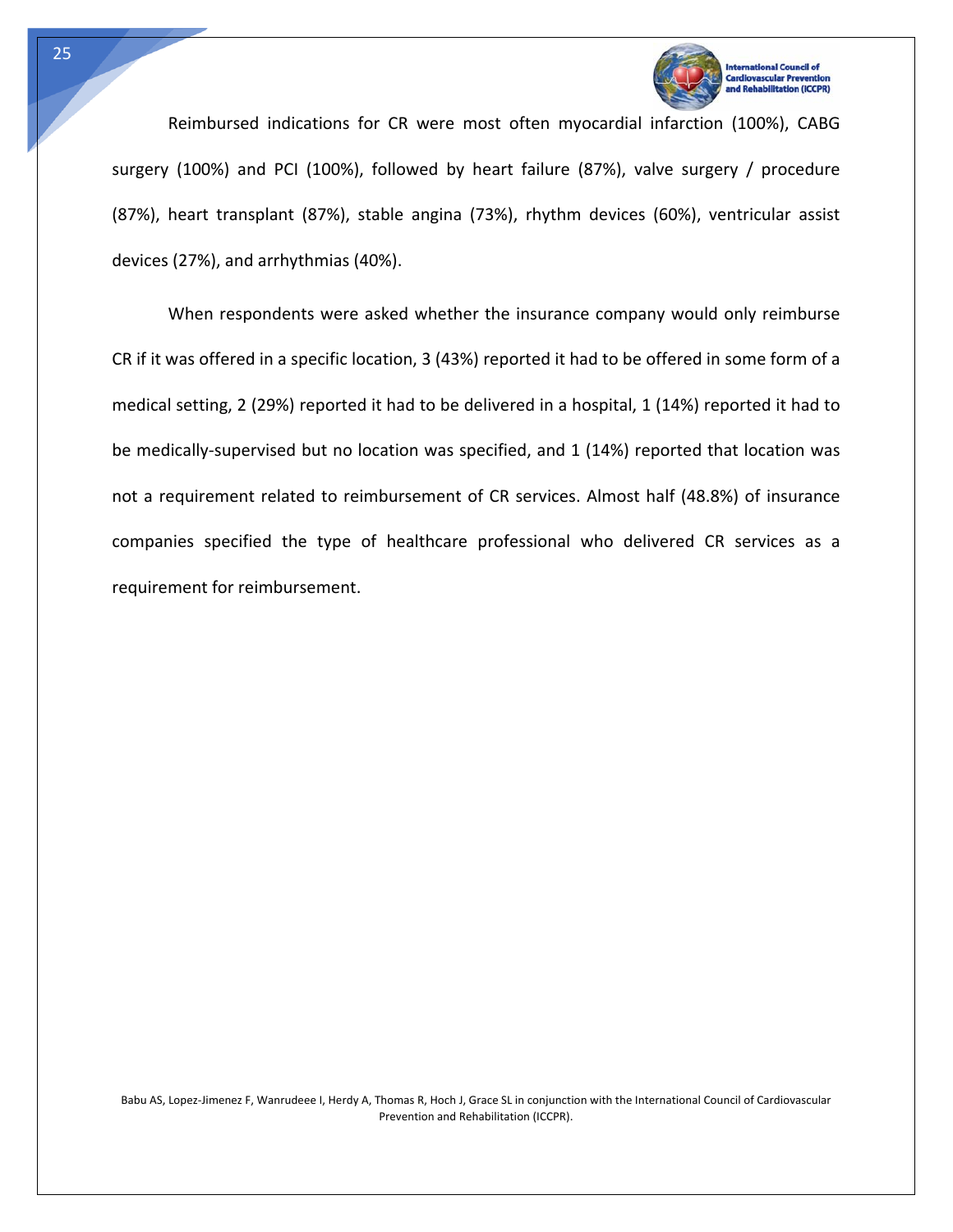Reimbursed indications for CR were most often myocardial infarction (100%), CABG surgery (100%) and PCI (100%), followed by heart failure (87%), valve surgery / procedure (87%), heart transplant (87%), stable angina (73%), rhythm devices (60%), ventricular assist devices (27%), and arrhythmias (40%).

When respondents were asked whether the insurance company would only reimburse CR if it was offered in a specific location, 3 (43%) reported it had to be offered in some form of a medical setting, 2 (29%) reported it had to be delivered in a hospital, 1 (14%) reported it had to be medically-supervised but no location was specified, and 1 (14%) reported that location was not a requirement related to reimbursement of CR services. Almost half (48.8%) of insurance companies specified the type of healthcare professional who delivered CR services as a requirement for reimbursement.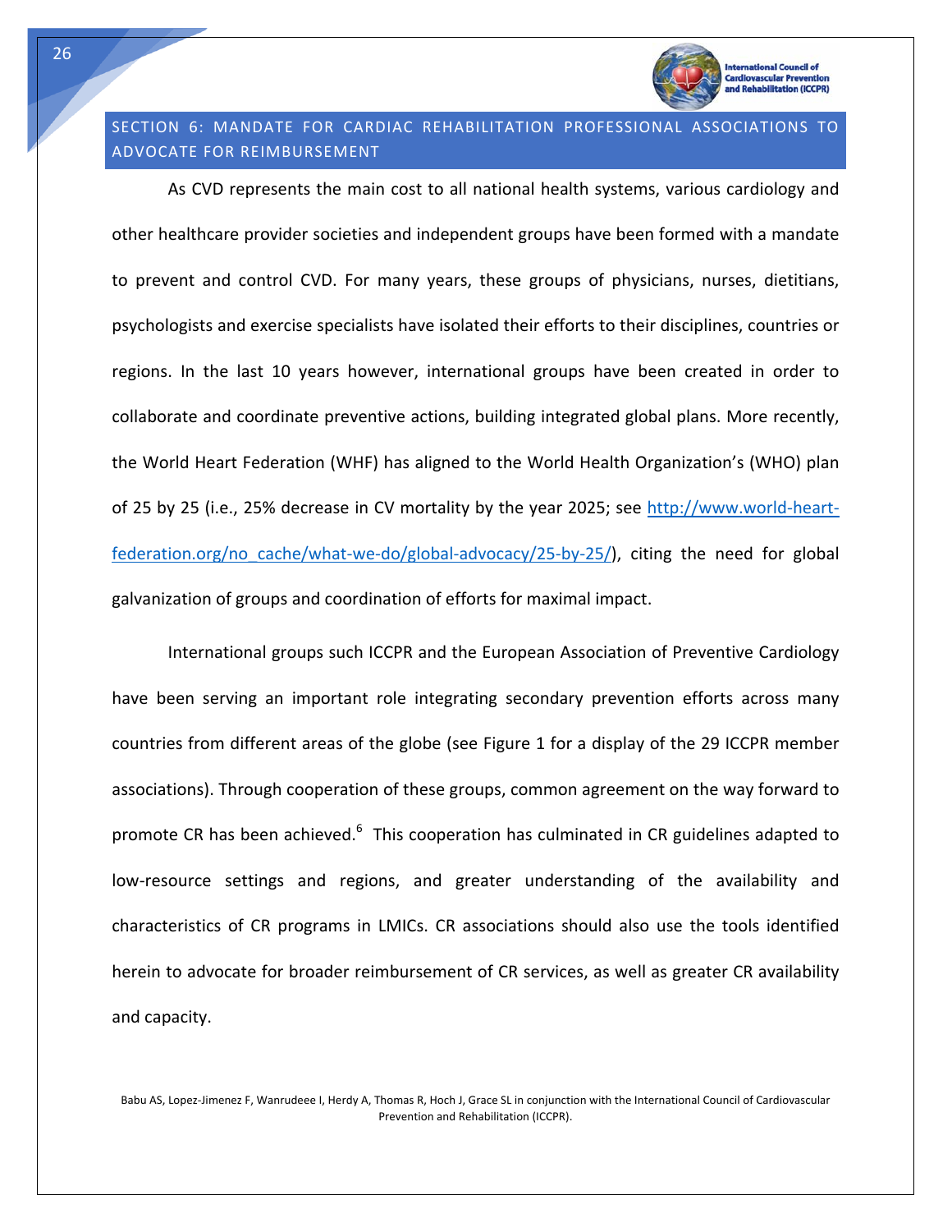## SECTION 6: MANDATE FOR CARDIAC REHABILITATION PROFESSIONAL ASSOCIATIONS TO ADVOCATE FOR REIMBURSEMENT

As CVD represents the main cost to all national health systems, various cardiology and other healthcare provider societies and independent groups have been formed with a mandate to prevent and control CVD. For many years, these groups of physicians, nurses, dietitians, psychologists and exercise specialists have isolated their efforts to their disciplines, countries or regions. In the last 10 years however, international groups have been created in order to collaborate and coordinate preventive actions, building integrated global plans. More recently, the World Heart Federation (WHF) has aligned to the World Health Organization's (WHO) plan of 25 by 25 (i.e., 25% decrease in CV mortality by the year 2025; see http://www.world-heart-federation.org/no_cache/what-we-do/global-advocacy/25-by-25/), citing the need for global galvanization of groups and coordination of efforts for maximal impact.

International groups such ICCPR and the European Association of Preventive Cardiology have been serving an important role integrating secondary prevention efforts across many countries from different areas of the globe (see Figure 1 for a display of the 29 ICCPR member associations). Through cooperation of these groups, common agreement on the way forward to promote CR has been achieved.[6] This cooperation has culminated in CR guidelines adapted to low-resource settings and regions, and greater understanding of the availability and characteristics of CR programs in LMICs. CR associations should also use the tools identified herein to advocate for broader reimbursement of CR services, as well as greater CR availability and capacity.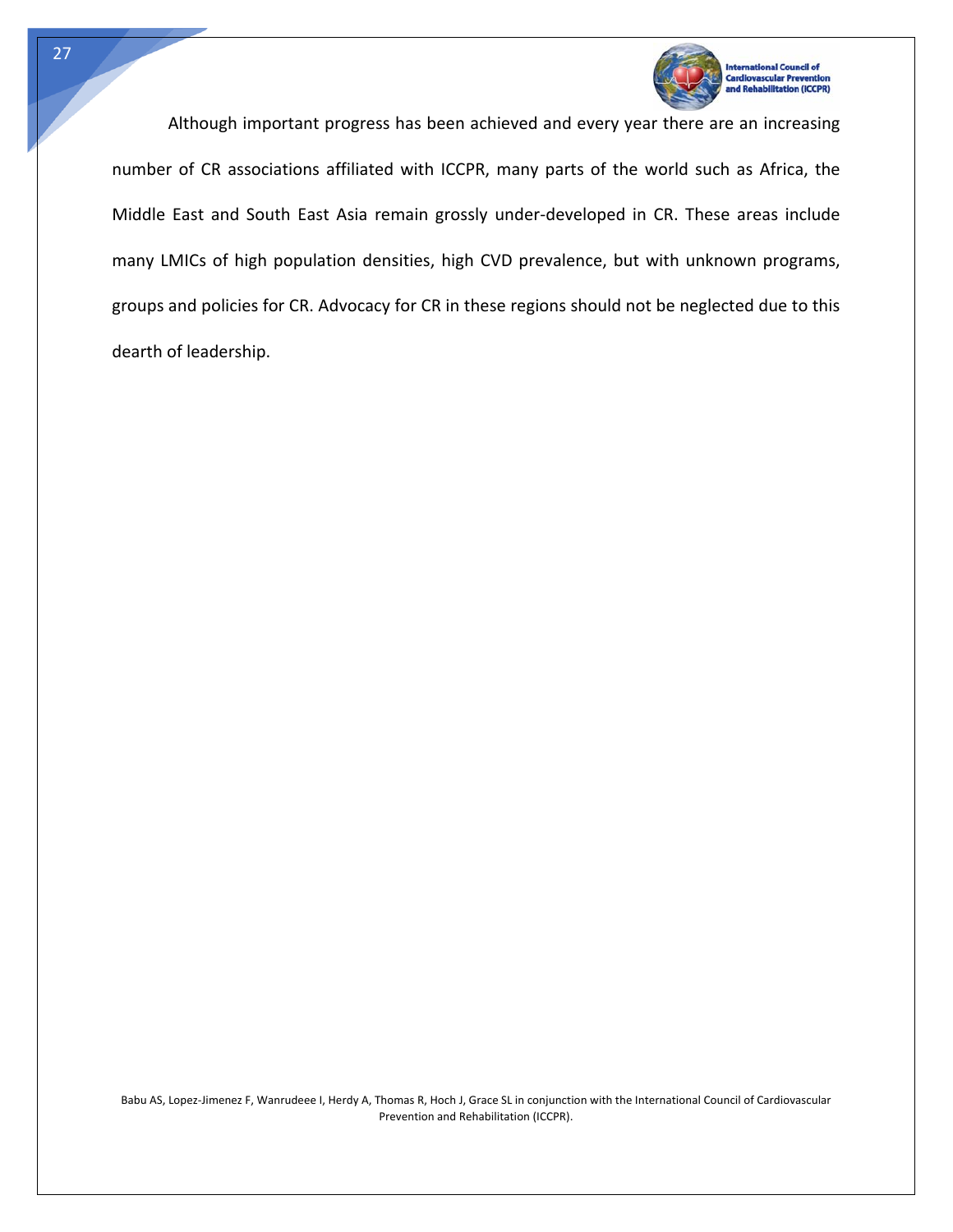Although important progress has been achieved and every year there are an increasing number of CR associations affiliated with ICCPR, many parts of the world such as Africa, the Middle East and South East Asia remain grossly under-developed in CR. These areas include many LMICs of high population densities, high CVD prevalence, but with unknown programs, groups and policies for CR. Advocacy for CR in these regions should not be neglected due to this dearth of leadership.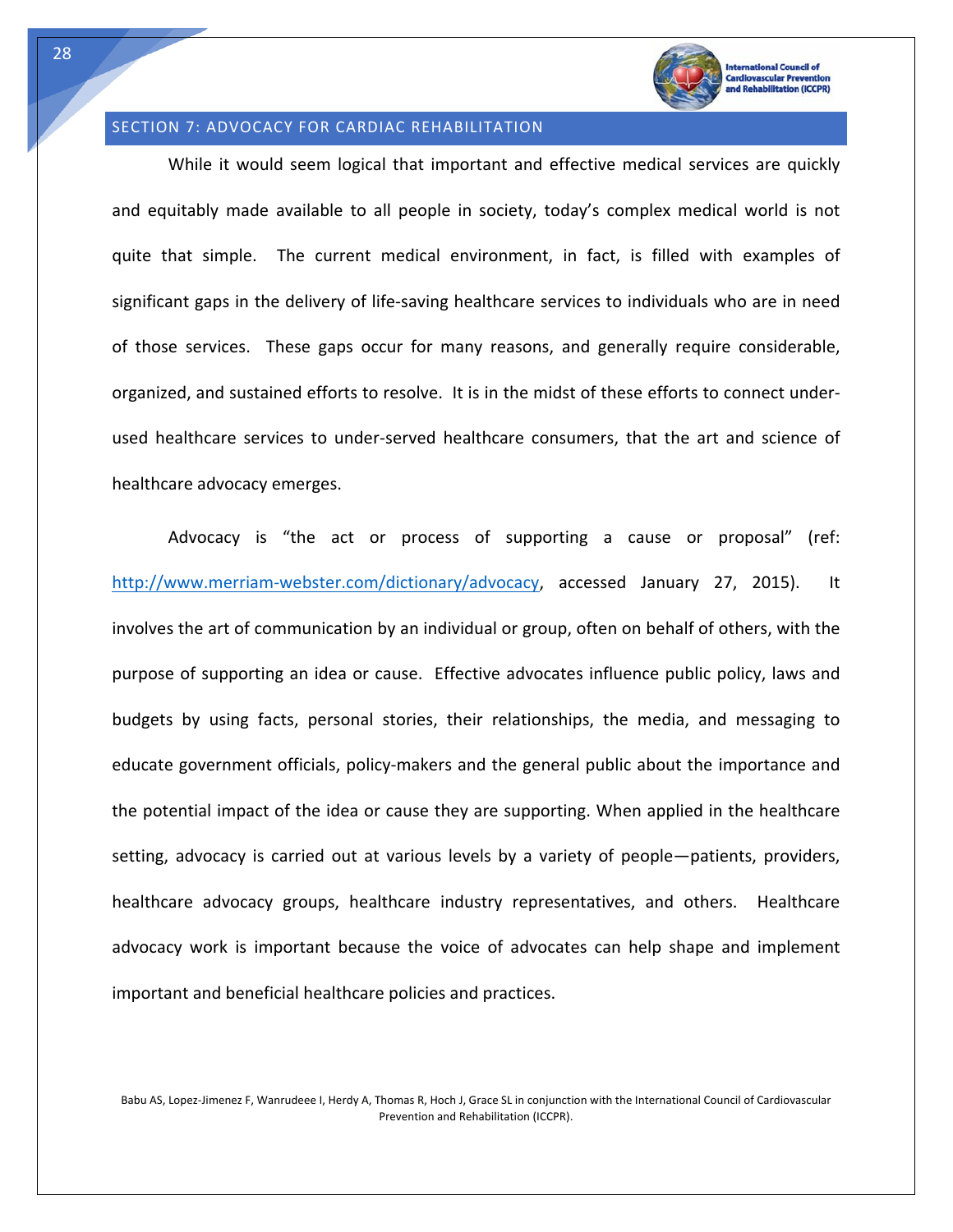## SECTION 7: ADVOCACY FOR CARDIAC REHABILITATION

While it would seem logical that important and effective medical services are quickly and equitably made available to all people in society, today's complex medical world is not quite that simple. The current medical environment, in fact, is filled with examples of significant gaps in the delivery of life-saving healthcare services to individuals who are in need of those services. These gaps occur for many reasons, and generally require considerable, organized, and sustained efforts to resolve. It is in the midst of these efforts to connect under-used healthcare services to under-served healthcare consumers, that the art and science of healthcare advocacy emerges.

Advocacy is "the act or process of supporting a cause or proposal" (ref: http://www.merriam-webster.com/dictionary/advocacy, accessed January 27, 2015). It involves the art of communication by an individual or group, often on behalf of others, with the purpose of supporting an idea or cause. Effective advocates influence public policy, laws and budgets by using facts, personal stories, their relationships, the media, and messaging to educate government officials, policy-makers and the general public about the importance and the potential impact of the idea or cause they are supporting. When applied in the healthcare setting, advocacy is carried out at various levels by a variety of people—patients, providers, healthcare advocacy groups, healthcare industry representatives, and others. Healthcare advocacy work is important because the voice of advocates can help shape and implement important and beneficial healthcare policies and practices.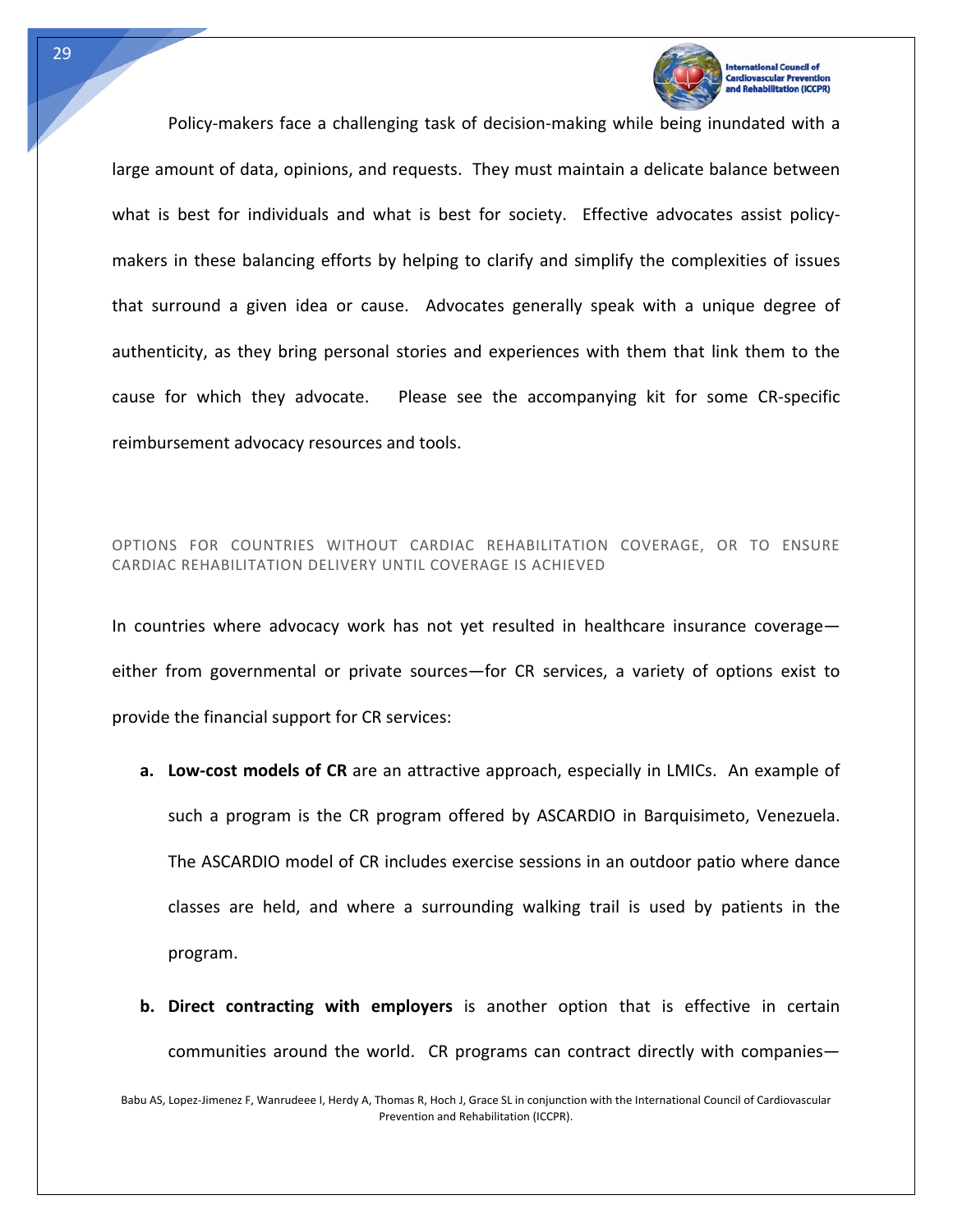Policy-makers face a challenging task of decision-making while being inundated with a large amount of data, opinions, and requests. They must maintain a delicate balance between what is best for individuals and what is best for society. Effective advocates assist policy-makers in these balancing efforts by helping to clarify and simplify the complexities of issues that surround a given idea or cause. Advocates generally speak with a unique degree of authenticity, as they bring personal stories and experiences with them that link them to the cause for which they advocate. Please see the accompanying kit for some CR-specific reimbursement advocacy resources and tools.

## OPTIONS FOR COUNTRIES WITHOUT CARDIAC REHABILITATION COVERAGE, OR TO ENSURE CARDIAC REHABILITATION DELIVERY UNTIL COVERAGE IS ACHIEVED

In countries where advocacy work has not yet resulted in healthcare insurance coverage—either from governmental or private sources—for CR services, a variety of options exist to provide the financial support for CR services:

a. **Low-cost models of CR** are an attractive approach, especially in LMICs. An example of such a program is the CR program offered by ASCARDIO in Barquisimeto, Venezuela. The ASCARDIO model of CR includes exercise sessions in an outdoor patio where dance classes are held, and where a surrounding walking trail is used by patients in the program.

b. **Direct contracting with employers** is another option that is effective in certain communities around the world. CR programs can contract directly with companies—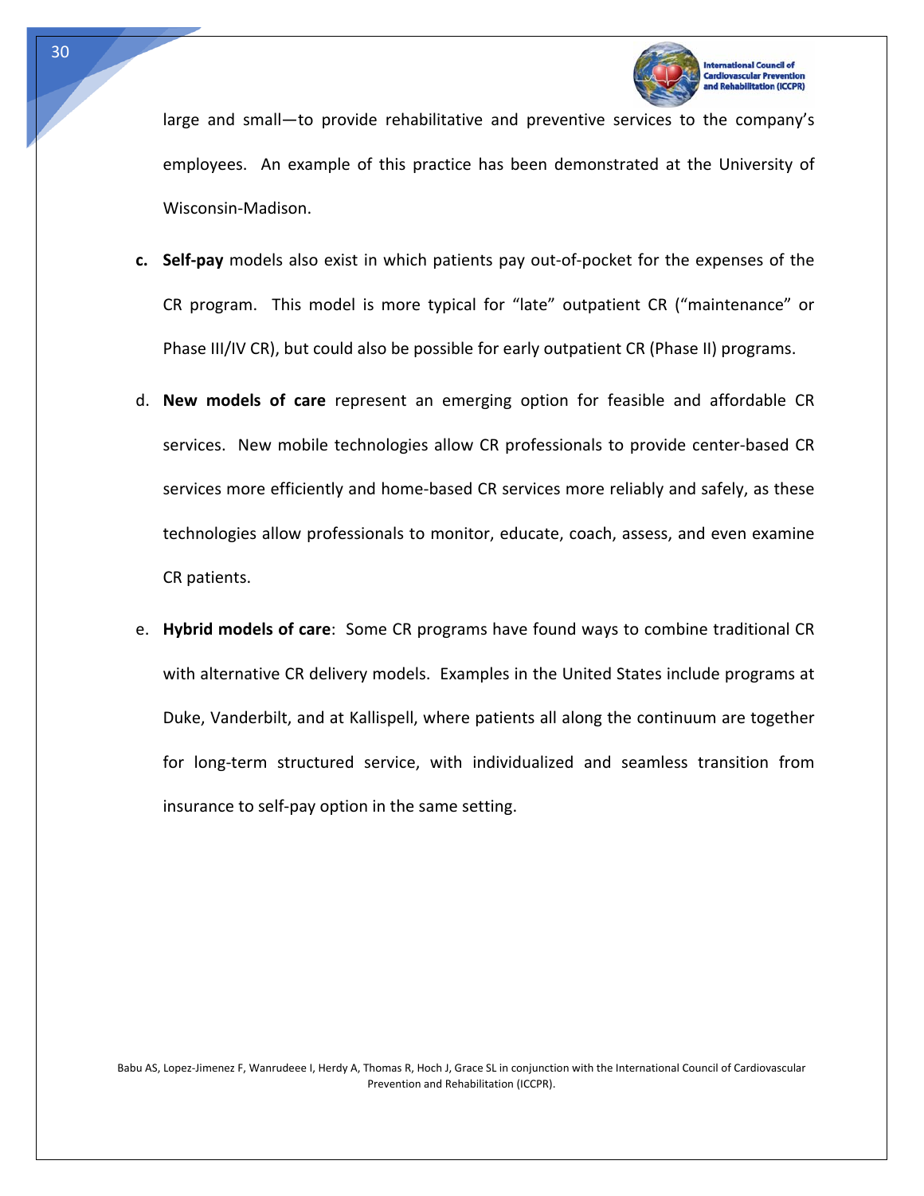large and small—to provide rehabilitative and preventive services to the company's employees. An example of this practice has been demonstrated at the University of Wisconsin-Madison.

c. **Self-pay** models also exist in which patients pay out-of-pocket for the expenses of the CR program. This model is more typical for "late" outpatient CR ("maintenance" or Phase III/IV CR), but could also be possible for early outpatient CR (Phase II) programs.

d. **New models of care** represent an emerging option for feasible and affordable CR services. New mobile technologies allow CR professionals to provide center-based CR services more efficiently and home-based CR services more reliably and safely, as these technologies allow professionals to monitor, educate, coach, assess, and even examine CR patients.

e. **Hybrid models of care**: Some CR programs have found ways to combine traditional CR with alternative CR delivery models. Examples in the United States include programs at Duke, Vanderbilt, and at Kallispell, where patients all along the continuum are together for long-term structured service, with individualized and seamless transition from insurance to self-pay option in the same setting.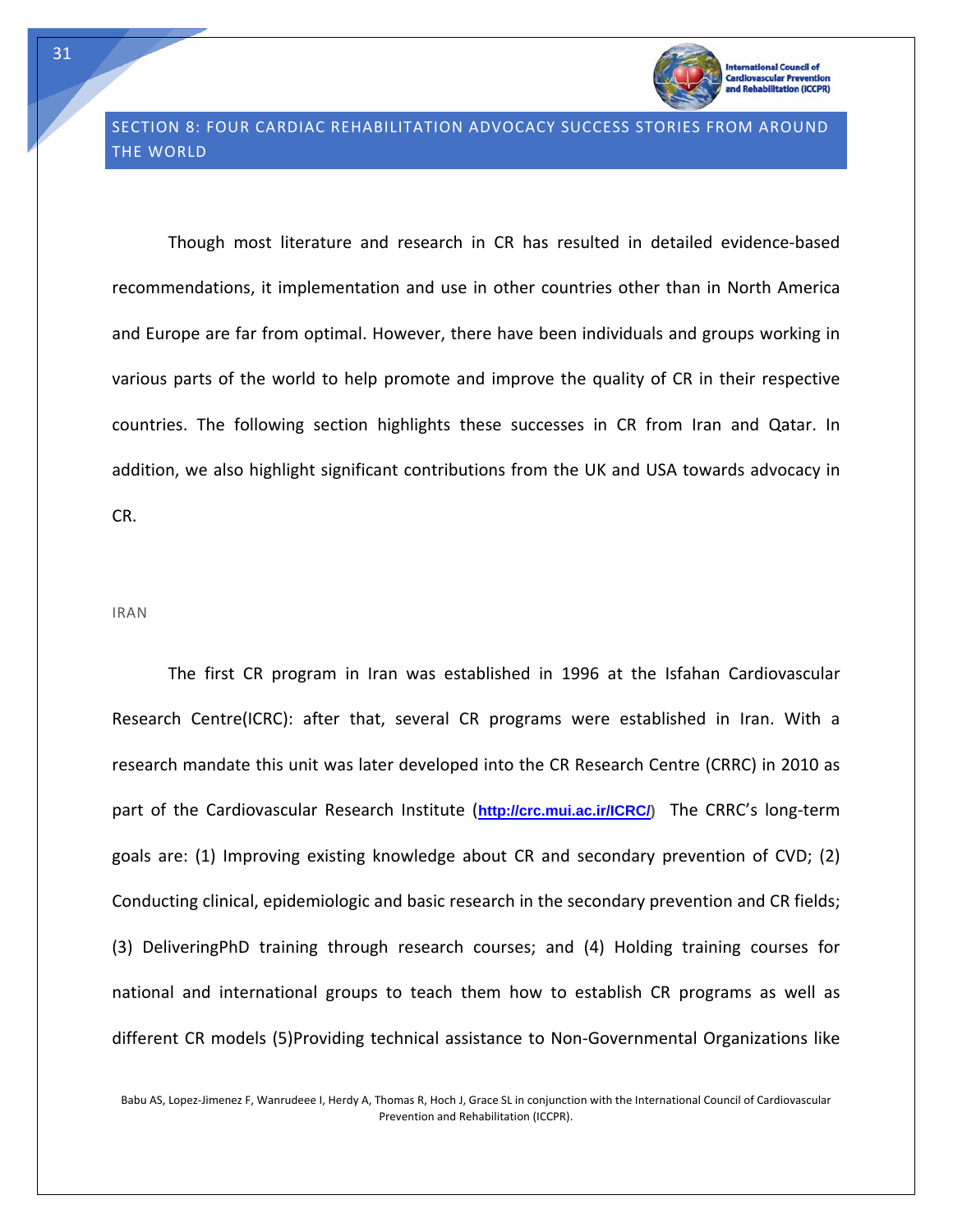## SECTION 8: FOUR CARDIAC REHABILITATION ADVOCACY SUCCESS STORIES FROM AROUND THE WORLD

Though most literature and research in CR has resulted in detailed evidence-based recommendations, it implementation and use in other countries other than in North America and Europe are far from optimal. However, there have been individuals and groups working in various parts of the world to help promote and improve the quality of CR in their respective countries. The following section highlights these successes in CR from Iran and Qatar. In addition, we also highlight significant contributions from the UK and USA towards advocacy in CR.

### IRAN

The first CR program in Iran was established in 1996 at the Isfahan Cardiovascular Research Centre(ICRC): after that, several CR programs were established in Iran. With a research mandate this unit was later developed into the CR Research Centre (CRRC) in 2010 as part of the Cardiovascular Research Institute (http://crc.mui.ac.ir/ICRC/) The CRRC's long-term goals are: (1) Improving existing knowledge about CR and secondary prevention of CVD; (2) Conducting clinical, epidemiologic and basic research in the secondary prevention and CR fields; (3) DeliveringPhD training through research courses; and (4) Holding training courses for national and international groups to teach them how to establish CR programs as well as different CR models (5)Providing technical assistance to Non-Governmental Organizations like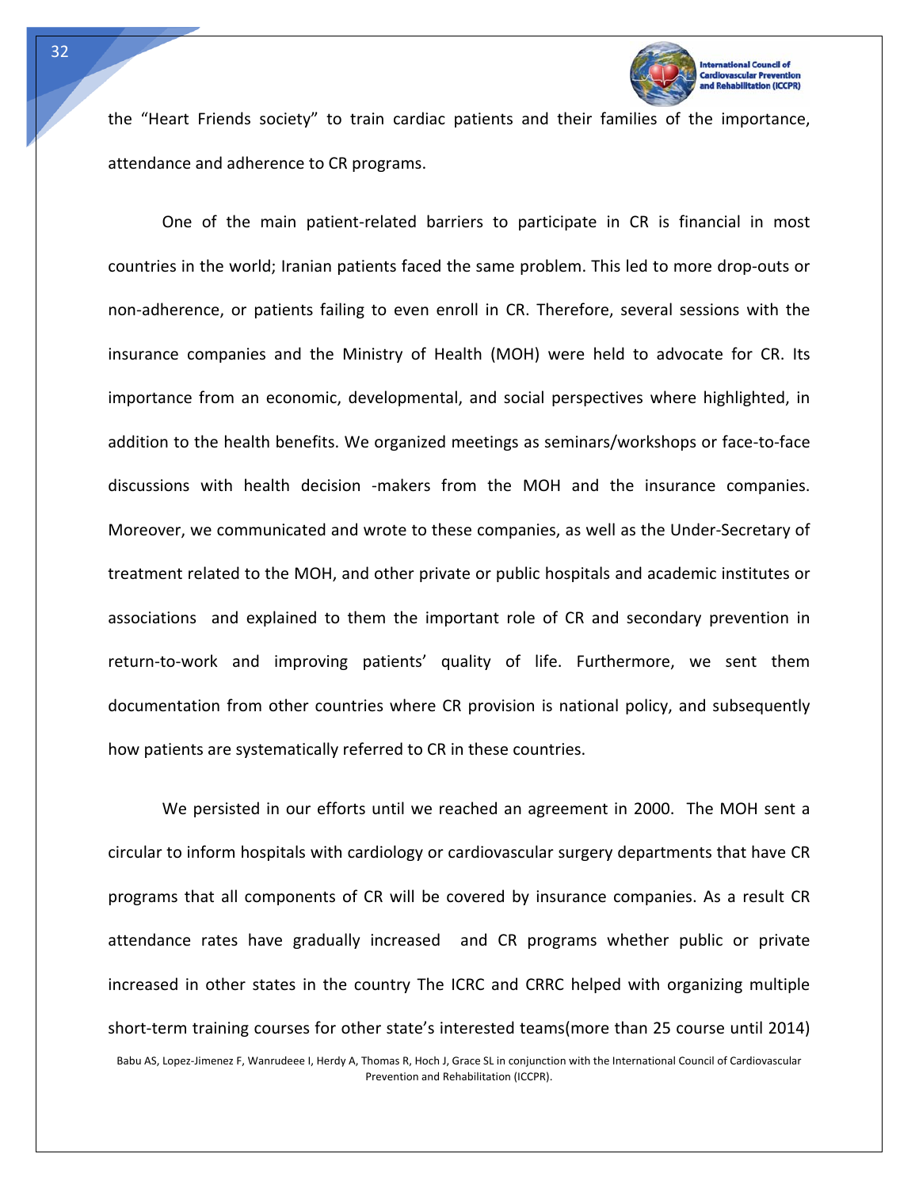the "Heart Friends society" to train cardiac patients and their families of the importance, attendance and adherence to CR programs.

One of the main patient-related barriers to participate in CR is financial in most countries in the world; Iranian patients faced the same problem. This led to more drop-outs or non-adherence, or patients failing to even enroll in CR. Therefore, several sessions with the insurance companies and the Ministry of Health (MOH) were held to advocate for CR. Its importance from an economic, developmental, and social perspectives where highlighted, in addition to the health benefits. We organized meetings as seminars/workshops or face-to-face discussions with health decision -makers from the MOH and the insurance companies. Moreover, we communicated and wrote to these companies, as well as the Under-Secretary of treatment related to the MOH, and other private or public hospitals and academic institutes or associations and explained to them the important role of CR and secondary prevention in return-to-work and improving patients' quality of life. Furthermore, we sent them documentation from other countries where CR provision is national policy, and subsequently how patients are systematically referred to CR in these countries.

We persisted in our efforts until we reached an agreement in 2000. The MOH sent a circular to inform hospitals with cardiology or cardiovascular surgery departments that have CR programs that all components of CR will be covered by insurance companies. As a result CR attendance rates have gradually increased and CR programs whether public or private increased in other states in the country The ICRC and CRRC helped with organizing multiple short-term training courses for other state's interested teams(more than 25 course until 2014)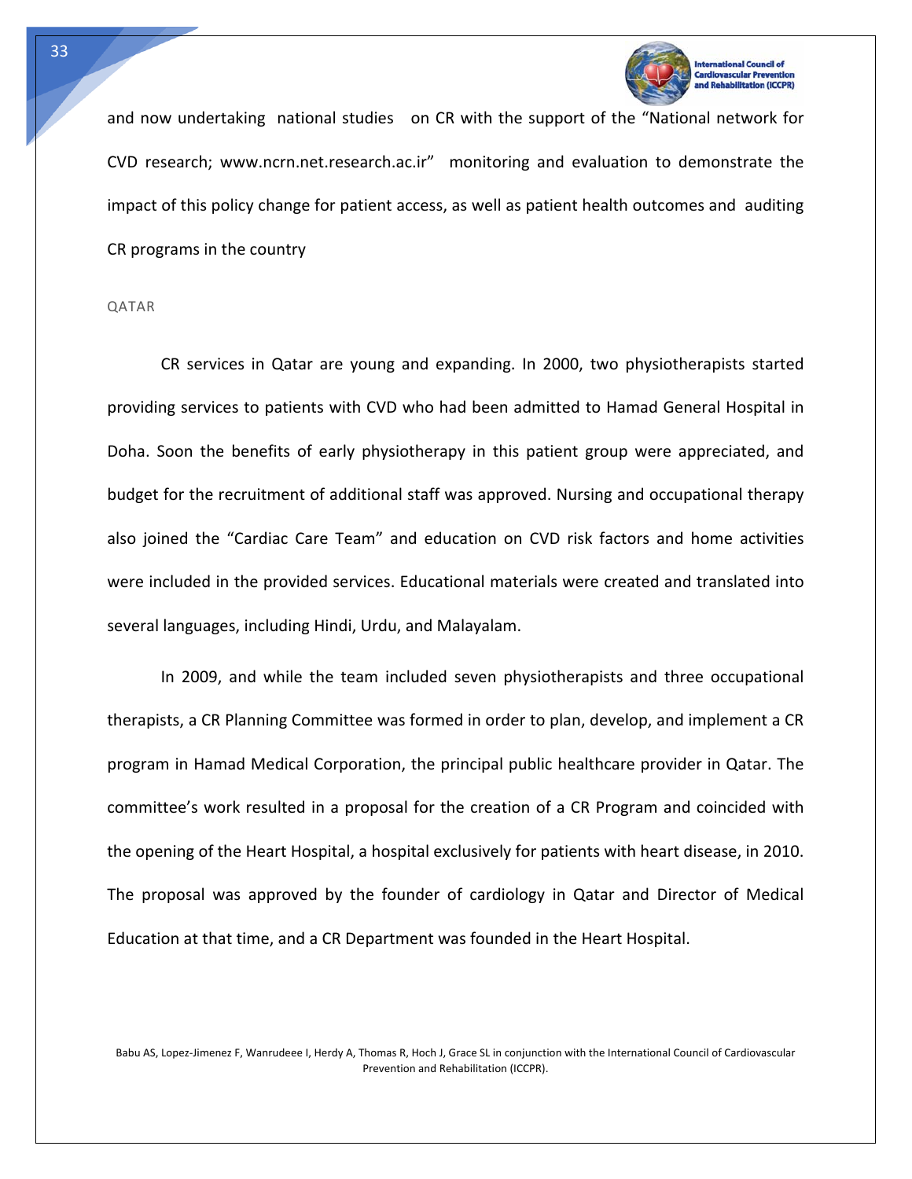and now undertaking national studies on CR with the support of the "National network for CVD research; www.ncrn.net.research.ac.ir" monitoring and evaluation to demonstrate the impact of this policy change for patient access, as well as patient health outcomes and auditing CR programs in the country

## QATAR

CR services in Qatar are young and expanding. In 2000, two physiotherapists started providing services to patients with CVD who had been admitted to Hamad General Hospital in Doha. Soon the benefits of early physiotherapy in this patient group were appreciated, and budget for the recruitment of additional staff was approved. Nursing and occupational therapy also joined the "Cardiac Care Team" and education on CVD risk factors and home activities were included in the provided services. Educational materials were created and translated into several languages, including Hindi, Urdu, and Malayalam.

In 2009, and while the team included seven physiotherapists and three occupational therapists, a CR Planning Committee was formed in order to plan, develop, and implement a CR program in Hamad Medical Corporation, the principal public healthcare provider in Qatar. The committee's work resulted in a proposal for the creation of a CR Program and coincided with the opening of the Heart Hospital, a hospital exclusively for patients with heart disease, in 2010. The proposal was approved by the founder of cardiology in Qatar and Director of Medical Education at that time, and a CR Department was founded in the Heart Hospital.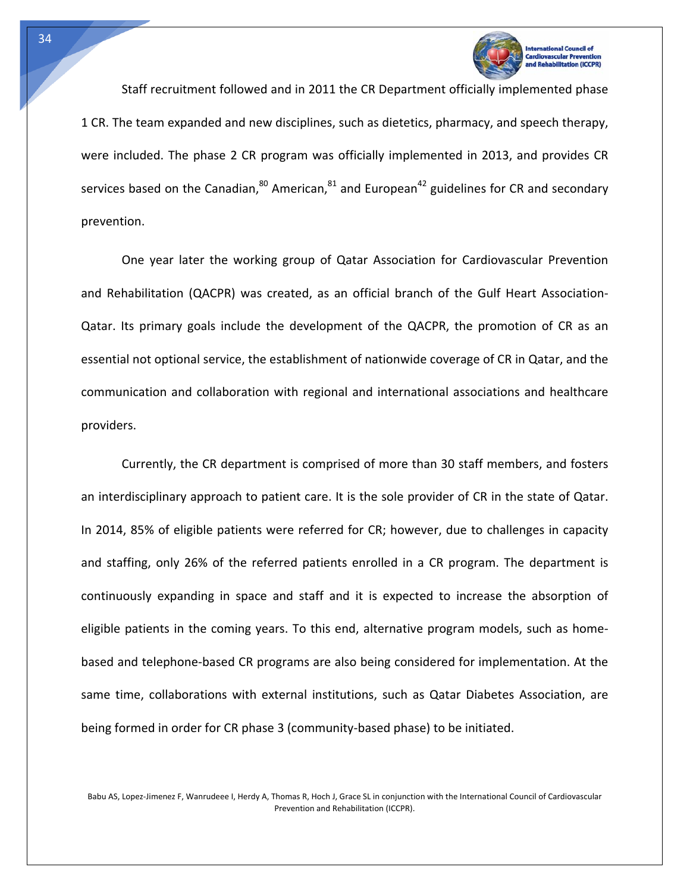Staff recruitment followed and in 2011 the CR Department officially implemented phase 1 CR. The team expanded and new disciplines, such as dietetics, pharmacy, and speech therapy, were included. The phase 2 CR program was officially implemented in 2013, and provides CR services based on the Canadian,[80] American,[81] and European[42] guidelines for CR and secondary prevention.

One year later the working group of Qatar Association for Cardiovascular Prevention and Rehabilitation (QACPR) was created, as an official branch of the Gulf Heart Association-Qatar. Its primary goals include the development of the QACPR, the promotion of CR as an essential not optional service, the establishment of nationwide coverage of CR in Qatar, and the communication and collaboration with regional and international associations and healthcare providers.

Currently, the CR department is comprised of more than 30 staff members, and fosters an interdisciplinary approach to patient care. It is the sole provider of CR in the state of Qatar. In 2014, 85% of eligible patients were referred for CR; however, due to challenges in capacity and staffing, only 26% of the referred patients enrolled in a CR program. The department is continuously expanding in space and staff and it is expected to increase the absorption of eligible patients in the coming years. To this end, alternative program models, such as home-based and telephone-based CR programs are also being considered for implementation. At the same time, collaborations with external institutions, such as Qatar Diabetes Association, are being formed in order for CR phase 3 (community-based phase) to be initiated.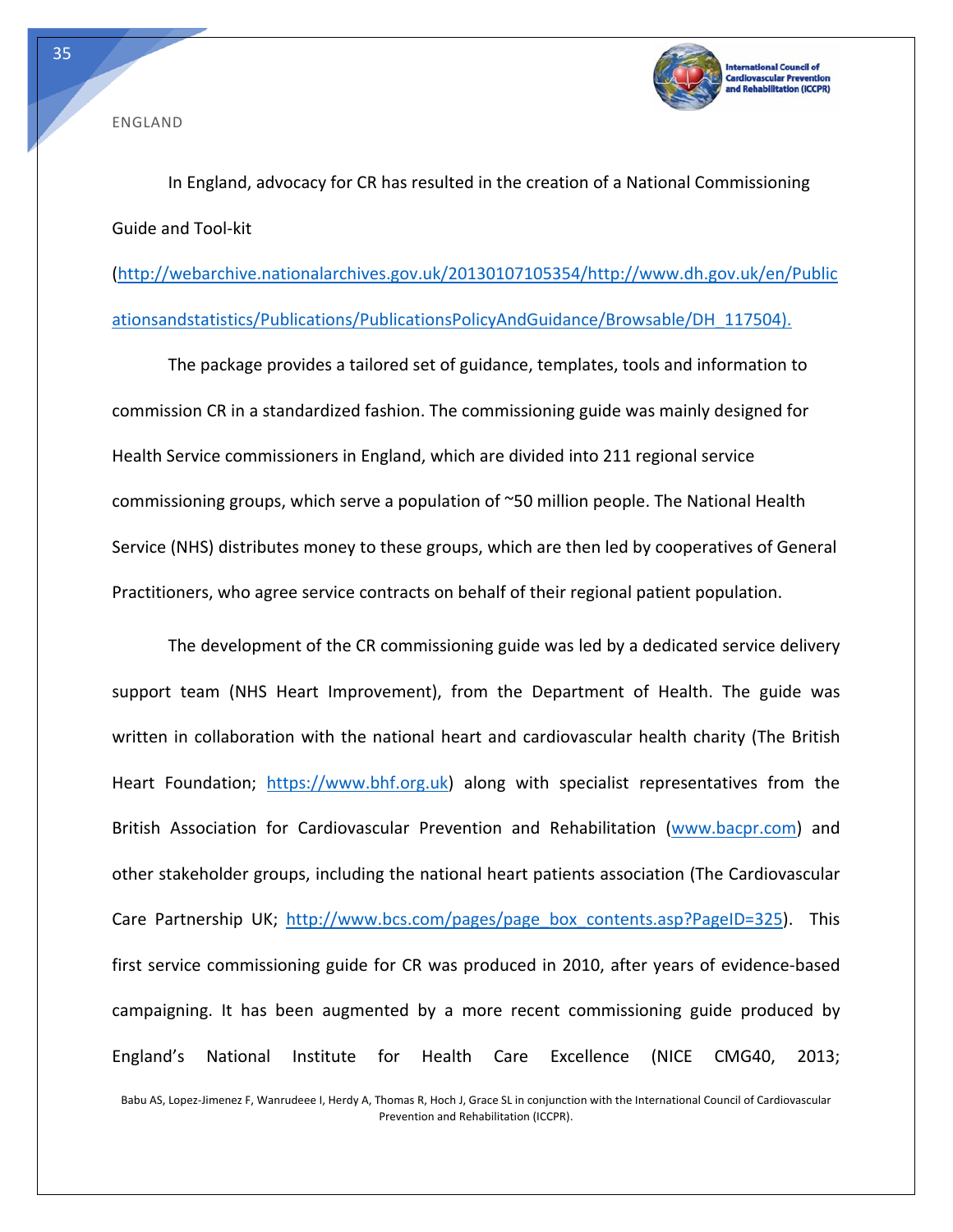ENGLAND

In England, advocacy for CR has resulted in the creation of a National Commissioning Guide and Tool-kit (http://webarchive.nationalarchives.gov.uk/20130107105354/http://www.dh.gov.uk/en/Publicationsandstatistics/Publications/PublicationsPolicyAndGuidance/Browsable/DH_117504).

The package provides a tailored set of guidance, templates, tools and information to commission CR in a standardized fashion. The commissioning guide was mainly designed for Health Service commissioners in England, which are divided into 211 regional service commissioning groups, which serve a population of ~50 million people. The National Health Service (NHS) distributes money to these groups, which are then led by cooperatives of General Practitioners, who agree service contracts on behalf of their regional patient population.

The development of the CR commissioning guide was led by a dedicated service delivery support team (NHS Heart Improvement), from the Department of Health. The guide was written in collaboration with the national heart and cardiovascular health charity (The British Heart Foundation; https://www.bhf.org.uk) along with specialist representatives from the British Association for Cardiovascular Prevention and Rehabilitation (www.bacpr.com) and other stakeholder groups, including the national heart patients association (The Cardiovascular Care Partnership UK; http://www.bcs.com/pages/page_box_contents.asp?PageID=325). This first service commissioning guide for CR was produced in 2010, after years of evidence-based campaigning. It has been augmented by a more recent commissioning guide produced by England's National Institute for Health Care Excellence (NICE CMG40, 2013;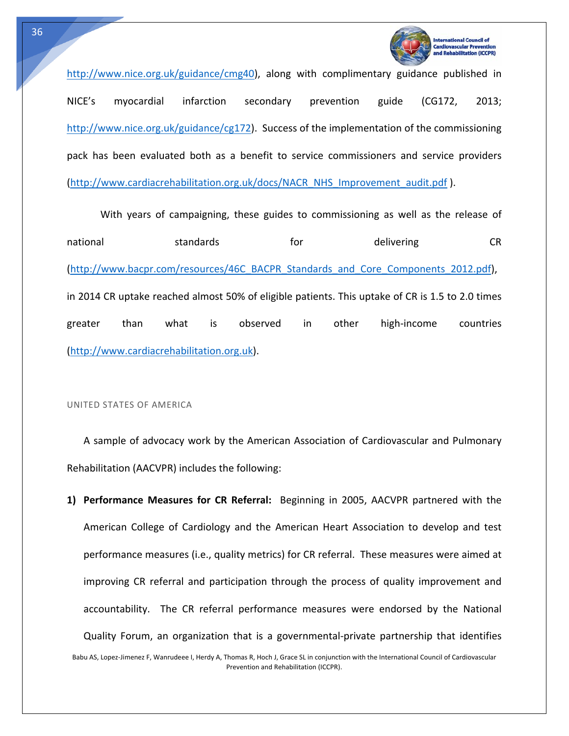http://www.nice.org.uk/guidance/cmg40), along with complimentary guidance published in NICE's myocardial infarction secondary prevention guide (CG172, 2013; http://www.nice.org.uk/guidance/cg172). Success of the implementation of the commissioning pack has been evaluated both as a benefit to service commissioners and service providers (http://www.cardiacrehabilitation.org.uk/docs/NACR_NHS_Improvement_audit.pdf ).

With years of campaigning, these guides to commissioning as well as the release of national standards for delivering CR (http://www.bacpr.com/resources/46C_BACPR_Standards_and_Core_Components_2012.pdf), in 2014 CR uptake reached almost 50% of eligible patients. This uptake of CR is 1.5 to 2.0 times greater than what is observed in other high-income countries (http://www.cardiacrehabilitation.org.uk).

### UNITED STATES OF AMERICA

A sample of advocacy work by the American Association of Cardiovascular and Pulmonary Rehabilitation (AACVPR) includes the following:

1) **Performance Measures for CR Referral:** Beginning in 2005, AACVPR partnered with the American College of Cardiology and the American Heart Association to develop and test performance measures (i.e., quality metrics) for CR referral. These measures were aimed at improving CR referral and participation through the process of quality improvement and accountability. The CR referral performance measures were endorsed by the National Quality Forum, an organization that is a governmental-private partnership that identifies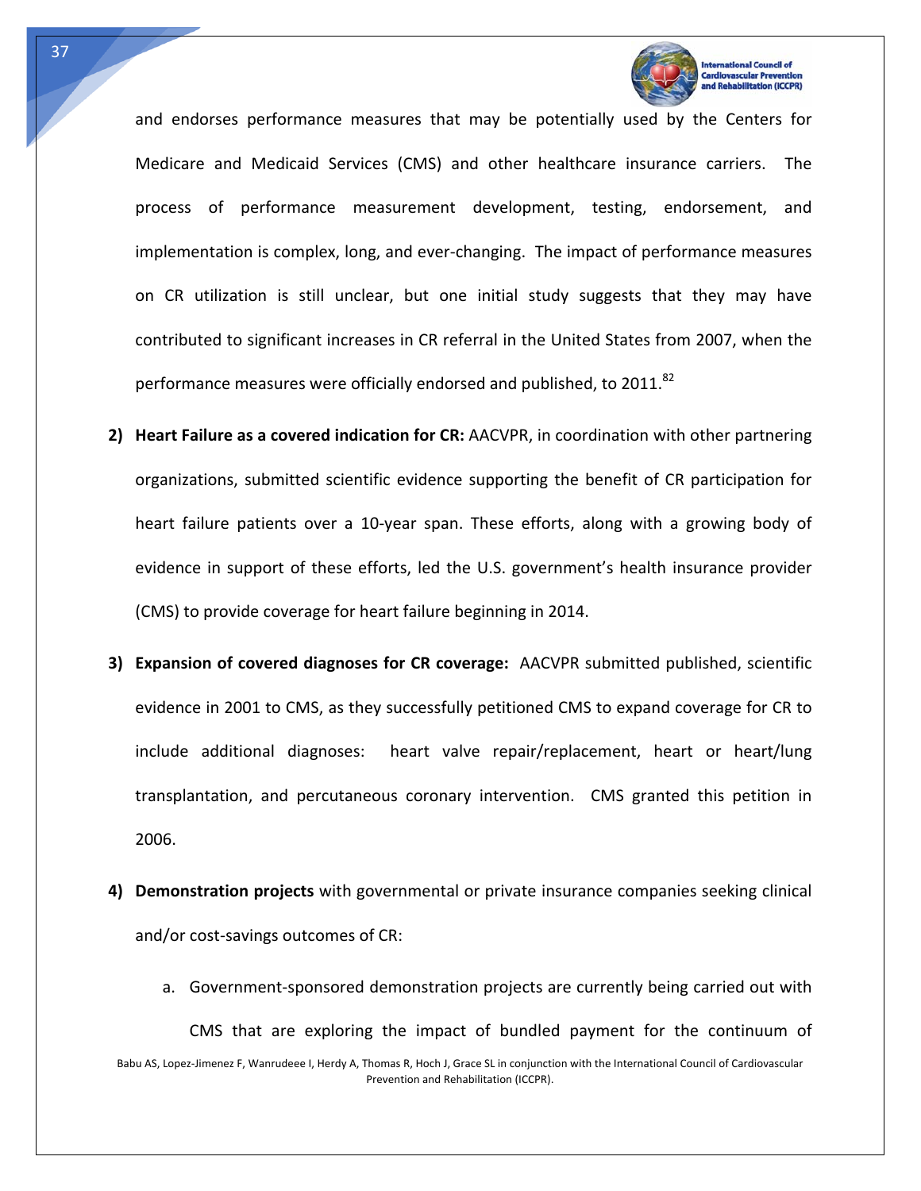and endorses performance measures that may be potentially used by the Centers for Medicare and Medicaid Services (CMS) and other healthcare insurance carriers. The process of performance measurement development, testing, endorsement, and implementation is complex, long, and ever-changing. The impact of performance measures on CR utilization is still unclear, but one initial study suggests that they may have contributed to significant increases in CR referral in the United States from 2007, when the performance measures were officially endorsed and published, to 2011.[82]

2) **Heart Failure as a covered indication for CR:** AACVPR, in coordination with other partnering organizations, submitted scientific evidence supporting the benefit of CR participation for heart failure patients over a 10-year span. These efforts, along with a growing body of evidence in support of these efforts, led the U.S. government's health insurance provider (CMS) to provide coverage for heart failure beginning in 2014.

3) **Expansion of covered diagnoses for CR coverage:** AACVPR submitted published, scientific evidence in 2001 to CMS, as they successfully petitioned CMS to expand coverage for CR to include additional diagnoses: heart valve repair/replacement, heart or heart/lung transplantation, and percutaneous coronary intervention. CMS granted this petition in 2006.

4) **Demonstration projects** with governmental or private insurance companies seeking clinical and/or cost-savings outcomes of CR:

    a. Government-sponsored demonstration projects are currently being carried out with CMS that are exploring the impact of bundled payment for the continuum of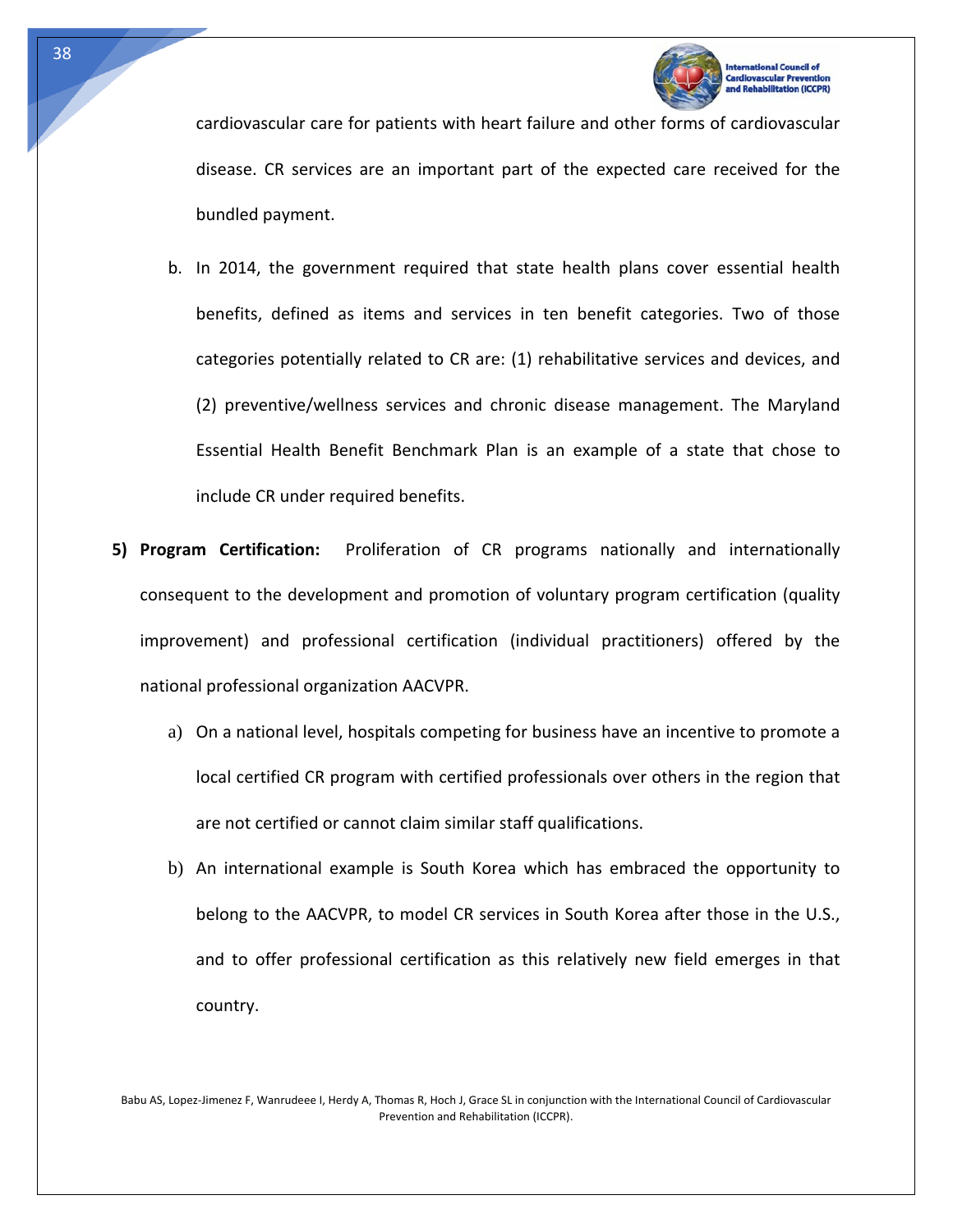cardiovascular care for patients with heart failure and other forms of cardiovascular disease. CR services are an important part of the expected care received for the bundled payment.

b. In 2014, the government required that state health plans cover essential health benefits, defined as items and services in ten benefit categories. Two of those categories potentially related to CR are: (1) rehabilitative services and devices, and (2) preventive/wellness services and chronic disease management. The Maryland Essential Health Benefit Benchmark Plan is an example of a state that chose to include CR under required benefits.

5) **Program Certification:** Proliferation of CR programs nationally and internationally consequent to the development and promotion of voluntary program certification (quality improvement) and professional certification (individual practitioners) offered by the national professional organization AACVPR.

a) On a national level, hospitals competing for business have an incentive to promote a local certified CR program with certified professionals over others in the region that are not certified or cannot claim similar staff qualifications.

b) An international example is South Korea which has embraced the opportunity to belong to the AACVPR, to model CR services in South Korea after those in the U.S., and to offer professional certification as this relatively new field emerges in that country.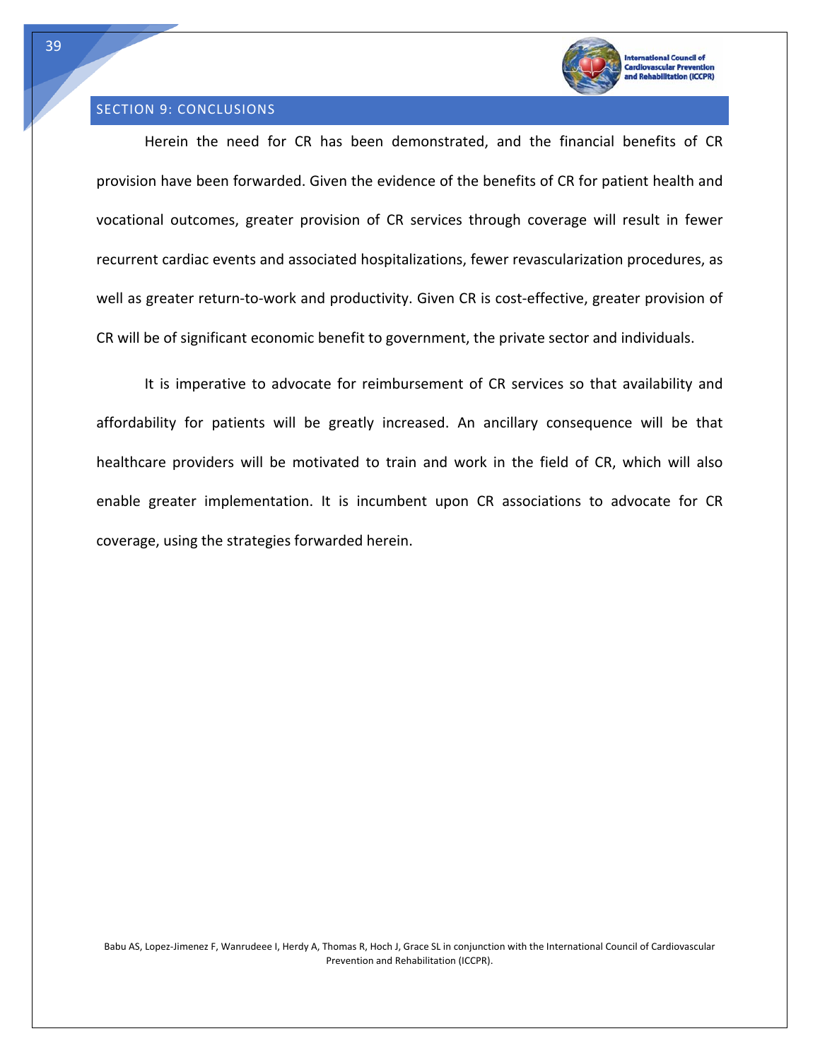## SECTION 9: CONCLUSIONS

Herein the need for CR has been demonstrated, and the financial benefits of CR provision have been forwarded. Given the evidence of the benefits of CR for patient health and vocational outcomes, greater provision of CR services through coverage will result in fewer recurrent cardiac events and associated hospitalizations, fewer revascularization procedures, as well as greater return-to-work and productivity. Given CR is cost-effective, greater provision of CR will be of significant economic benefit to government, the private sector and individuals.

It is imperative to advocate for reimbursement of CR services so that availability and affordability for patients will be greatly increased. An ancillary consequence will be that healthcare providers will be motivated to train and work in the field of CR, which will also enable greater implementation. It is incumbent upon CR associations to advocate for CR coverage, using the strategies forwarded herein.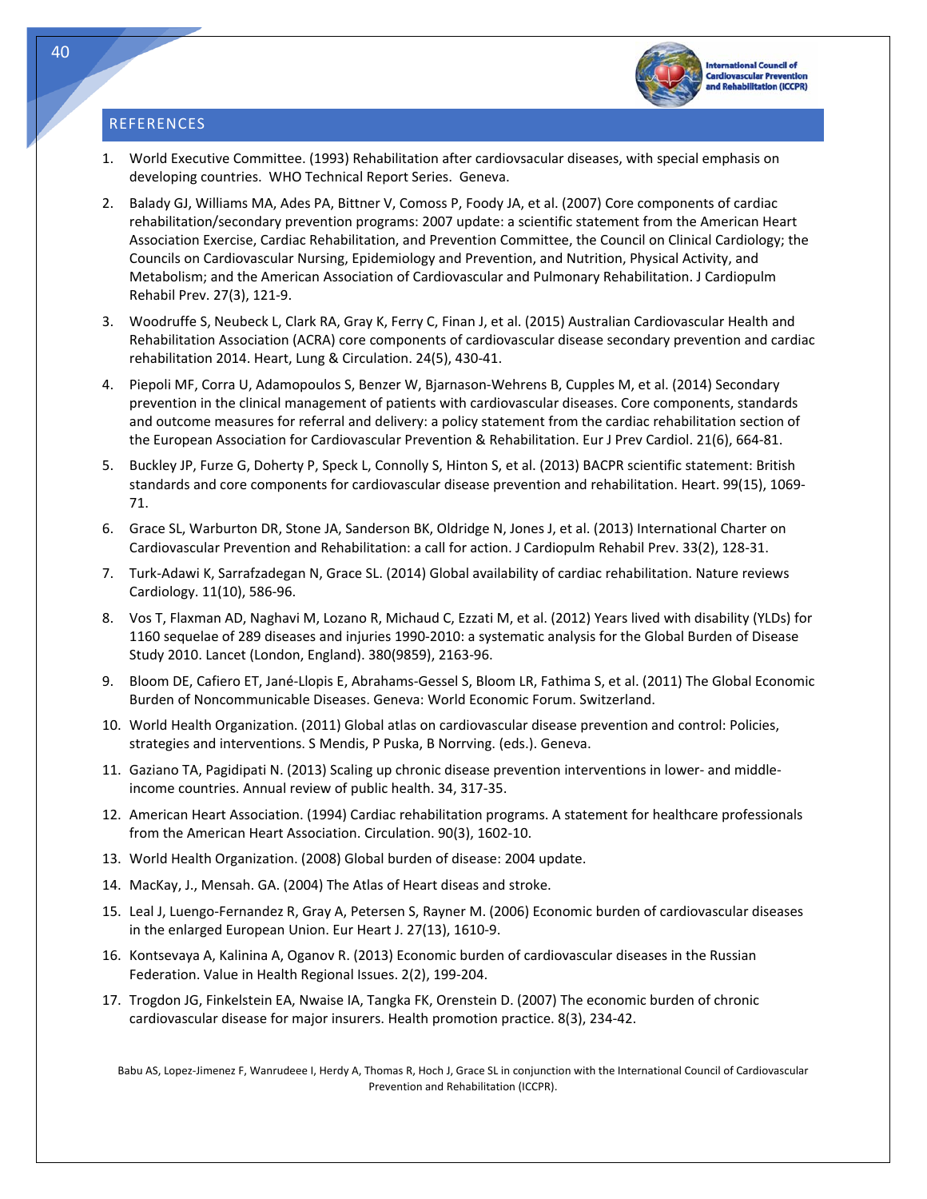## REFERENCES

1. World Executive Committee. (1993) Rehabilitation after cardiovsacular diseases, with special emphasis on developing countries. WHO Technical Report Series. Geneva.
2. Balady GJ, Williams MA, Ades PA, Bittner V, Comoss P, Foody JA, et al. (2007) Core components of cardiac rehabilitation/secondary prevention programs: 2007 update: a scientific statement from the American Heart Association Exercise, Cardiac Rehabilitation, and Prevention Committee, the Council on Clinical Cardiology; the Councils on Cardiovascular Nursing, Epidemiology and Prevention, and Nutrition, Physical Activity, and Metabolism; and the American Association of Cardiovascular and Pulmonary Rehabilitation. J Cardiopulm Rehabil Prev. 27(3), 121-9.
3. Woodruffe S, Neubeck L, Clark RA, Gray K, Ferry C, Finan J, et al. (2015) Australian Cardiovascular Health and Rehabilitation Association (ACRA) core components of cardiovascular disease secondary prevention and cardiac rehabilitation 2014. Heart, Lung & Circulation. 24(5), 430-41.
4. Piepoli MF, Corra U, Adamopoulos S, Benzer W, Bjarnason-Wehrens B, Cupples M, et al. (2014) Secondary prevention in the clinical management of patients with cardiovascular diseases. Core components, standards and outcome measures for referral and delivery: a policy statement from the cardiac rehabilitation section of the European Association for Cardiovascular Prevention & Rehabilitation. Eur J Prev Cardiol. 21(6), 664-81.
5. Buckley JP, Furze G, Doherty P, Speck L, Connolly S, Hinton S, et al. (2013) BACPR scientific statement: British standards and core components for cardiovascular disease prevention and rehabilitation. Heart. 99(15), 1069-71.
6. Grace SL, Warburton DR, Stone JA, Sanderson BK, Oldridge N, Jones J, et al. (2013) International Charter on Cardiovascular Prevention and Rehabilitation: a call for action. J Cardiopulm Rehabil Prev. 33(2), 128-31.
7. Turk-Adawi K, Sarrafzadegan N, Grace SL. (2014) Global availability of cardiac rehabilitation. Nature reviews Cardiology. 11(10), 586-96.
8. Vos T, Flaxman AD, Naghavi M, Lozano R, Michaud C, Ezzati M, et al. (2012) Years lived with disability (YLDs) for 1160 sequelae of 289 diseases and injuries 1990-2010: a systematic analysis for the Global Burden of Disease Study 2010. Lancet (London, England). 380(9859), 2163-96.
9. Bloom DE, Cafiero ET, Jané-Llopis E, Abrahams-Gessel S, Bloom LR, Fathima S, et al. (2011) The Global Economic Burden of Noncommunicable Diseases. Geneva: World Economic Forum. Switzerland.
10. World Health Organization. (2011) Global atlas on cardiovascular disease prevention and control: Policies, strategies and interventions. S Mendis, P Puska, B Norrving. (eds.). Geneva.
11. Gaziano TA, Pagidipati N. (2013) Scaling up chronic disease prevention interventions in lower- and middle-income countries. Annual review of public health. 34, 317-35.
12. American Heart Association. (1994) Cardiac rehabilitation programs. A statement for healthcare professionals from the American Heart Association. Circulation. 90(3), 1602-10.
13. World Health Organization. (2008) Global burden of disease: 2004 update.
14. MacKay, J., Mensah. GA. (2004) The Atlas of Heart diseas and stroke.
15. Leal J, Luengo-Fernandez R, Gray A, Petersen S, Rayner M. (2006) Economic burden of cardiovascular diseases in the enlarged European Union. Eur Heart J. 27(13), 1610-9.
16. Kontsevaya A, Kalinina A, Oganov R. (2013) Economic burden of cardiovascular diseases in the Russian Federation. Value in Health Regional Issues. 2(2), 199-204.
17. Trogdon JG, Finkelstein EA, Nwaise IA, Tangka FK, Orenstein D. (2007) The economic burden of chronic cardiovascular disease for major insurers. Health promotion practice. 8(3), 234-42.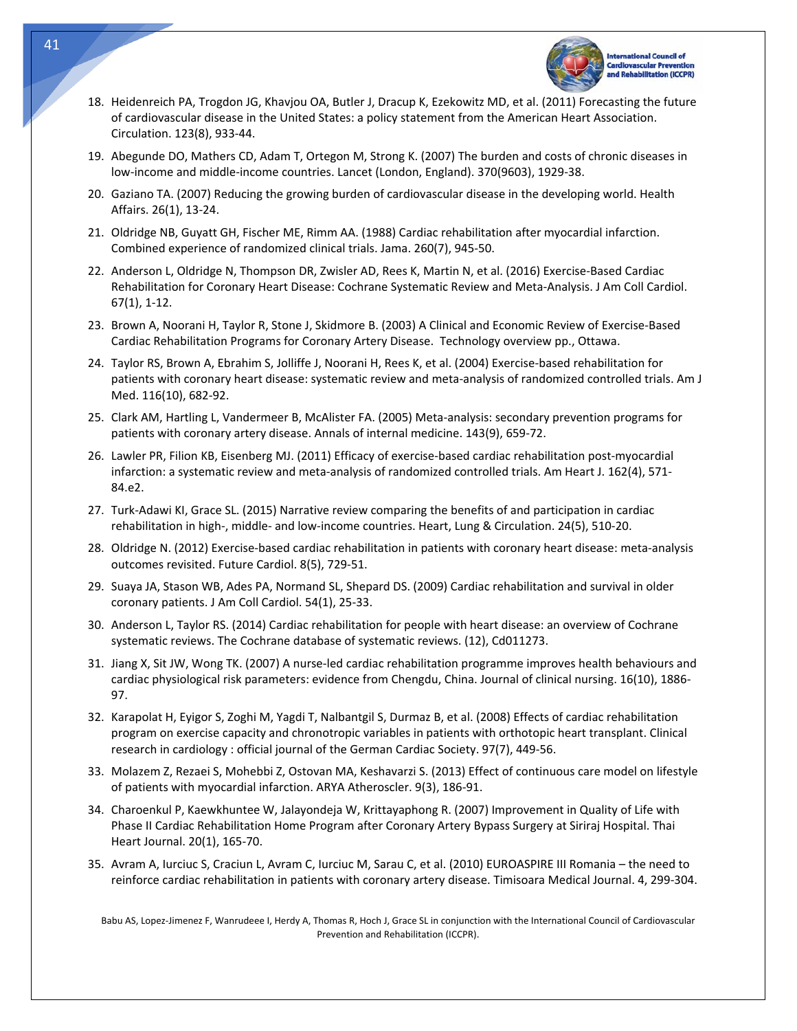18. Heidenreich PA, Trogdon JG, Khavjou OA, Butler J, Dracup K, Ezekowitz MD, et al. (2011) Forecasting the future of cardiovascular disease in the United States: a policy statement from the American Heart Association. Circulation. 123(8), 933-44.
19. Abegunde DO, Mathers CD, Adam T, Ortegon M, Strong K. (2007) The burden and costs of chronic diseases in low-income and middle-income countries. Lancet (London, England). 370(9603), 1929-38.
20. Gaziano TA. (2007) Reducing the growing burden of cardiovascular disease in the developing world. Health Affairs. 26(1), 13-24.
21. Oldridge NB, Guyatt GH, Fischer ME, Rimm AA. (1988) Cardiac rehabilitation after myocardial infarction. Combined experience of randomized clinical trials. Jama. 260(7), 945-50.
22. Anderson L, Oldridge N, Thompson DR, Zwisler AD, Rees K, Martin N, et al. (2016) Exercise-Based Cardiac Rehabilitation for Coronary Heart Disease: Cochrane Systematic Review and Meta-Analysis. J Am Coll Cardiol. 67(1), 1-12.
23. Brown A, Noorani H, Taylor R, Stone J, Skidmore B. (2003) A Clinical and Economic Review of Exercise-Based Cardiac Rehabilitation Programs for Coronary Artery Disease. Technology overview pp., Ottawa.
24. Taylor RS, Brown A, Ebrahim S, Jolliffe J, Noorani H, Rees K, et al. (2004) Exercise-based rehabilitation for patients with coronary heart disease: systematic review and meta-analysis of randomized controlled trials. Am J Med. 116(10), 682-92.
25. Clark AM, Hartling L, Vandermeer B, McAlister FA. (2005) Meta-analysis: secondary prevention programs for patients with coronary artery disease. Annals of internal medicine. 143(9), 659-72.
26. Lawler PR, Filion KB, Eisenberg MJ. (2011) Efficacy of exercise-based cardiac rehabilitation post-myocardial infarction: a systematic review and meta-analysis of randomized controlled trials. Am Heart J. 162(4), 571-84.e2.
27. Turk-Adawi KI, Grace SL. (2015) Narrative review comparing the benefits of and participation in cardiac rehabilitation in high-, middle- and low-income countries. Heart, Lung & Circulation. 24(5), 510-20.
28. Oldridge N. (2012) Exercise-based cardiac rehabilitation in patients with coronary heart disease: meta-analysis outcomes revisited. Future Cardiol. 8(5), 729-51.
29. Suaya JA, Stason WB, Ades PA, Normand SL, Shepard DS. (2009) Cardiac rehabilitation and survival in older coronary patients. J Am Coll Cardiol. 54(1), 25-33.
30. Anderson L, Taylor RS. (2014) Cardiac rehabilitation for people with heart disease: an overview of Cochrane systematic reviews. The Cochrane database of systematic reviews. (12), Cd011273.
31. Jiang X, Sit JW, Wong TK. (2007) A nurse-led cardiac rehabilitation programme improves health behaviours and cardiac physiological risk parameters: evidence from Chengdu, China. Journal of clinical nursing. 16(10), 1886-97.
32. Karapolat H, Eyigor S, Zoghi M, Yagdi T, Nalbantgil S, Durmaz B, et al. (2008) Effects of cardiac rehabilitation program on exercise capacity and chronotropic variables in patients with orthotopic heart transplant. Clinical research in cardiology : official journal of the German Cardiac Society. 97(7), 449-56.
33. Molazem Z, Rezaei S, Mohebbi Z, Ostovan MA, Keshavarzi S. (2013) Effect of continuous care model on lifestyle of patients with myocardial infarction. ARYA Atheroscler. 9(3), 186-91.
34. Charoenkul P, Kaewkhuntee W, Jalayondeja W, Krittayaphong R. (2007) Improvement in Quality of Life with Phase II Cardiac Rehabilitation Home Program after Coronary Artery Bypass Surgery at Siriraj Hospital. Thai Heart Journal. 20(1), 165-70.
35. Avram A, Iurciuc S, Craciun L, Avram C, Iurciuc M, Sarau C, et al. (2010) EUROASPIRE III Romania – the need to reinforce cardiac rehabilitation in patients with coronary artery disease. Timisoara Medical Journal. 4, 299-304.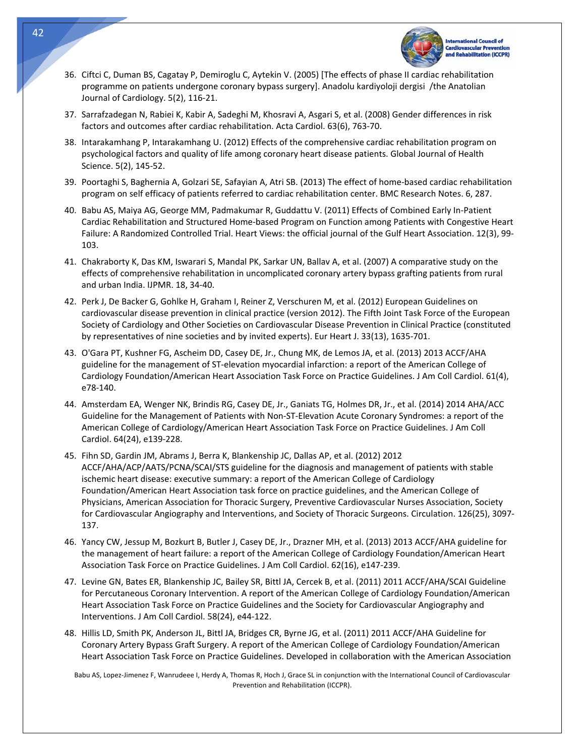36. Ciftci C, Duman BS, Cagatay P, Demiroglu C, Aytekin V. (2005) [The effects of phase II cardiac rehabilitation programme on patients undergone coronary bypass surgery]. Anadolu kardiyoloji dergisi /the Anatolian Journal of Cardiology. 5(2), 116-21.

37. Sarrafzadegan N, Rabiei K, Kabir A, Sadeghi M, Khosravi A, Asgari S, et al. (2008) Gender differences in risk factors and outcomes after cardiac rehabilitation. Acta Cardiol. 63(6), 763-70.

38. Intarakamhang P, Intarakamhang U. (2012) Effects of the comprehensive cardiac rehabilitation program on psychological factors and quality of life among coronary heart disease patients. Global Journal of Health Science. 5(2), 145-52.

39. Poortaghi S, Baghernia A, Golzari SE, Safayian A, Atri SB. (2013) The effect of home-based cardiac rehabilitation program on self efficacy of patients referred to cardiac rehabilitation center. BMC Research Notes. 6, 287.

40. Babu AS, Maiya AG, George MM, Padmakumar R, Guddattu V. (2011) Effects of Combined Early In-Patient Cardiac Rehabilitation and Structured Home-based Program on Function among Patients with Congestive Heart Failure: A Randomized Controlled Trial. Heart Views: the official journal of the Gulf Heart Association. 12(3), 99-103.

41. Chakraborty K, Das KM, Iswarari S, Mandal PK, Sarkar UN, Ballav A, et al. (2007) A comparative study on the effects of comprehensive rehabilitation in uncomplicated coronary artery bypass grafting patients from rural and urban India. IJPMR. 18, 34-40.

42. Perk J, De Backer G, Gohlke H, Graham I, Reiner Z, Verschuren M, et al. (2012) European Guidelines on cardiovascular disease prevention in clinical practice (version 2012). The Fifth Joint Task Force of the European Society of Cardiology and Other Societies on Cardiovascular Disease Prevention in Clinical Practice (constituted by representatives of nine societies and by invited experts). Eur Heart J. 33(13), 1635-701.

43. O'Gara PT, Kushner FG, Ascheim DD, Casey DE, Jr., Chung MK, de Lemos JA, et al. (2013) 2013 ACCF/AHA guideline for the management of ST-elevation myocardial infarction: a report of the American College of Cardiology Foundation/American Heart Association Task Force on Practice Guidelines. J Am Coll Cardiol. 61(4), e78-140.

44. Amsterdam EA, Wenger NK, Brindis RG, Casey DE, Jr., Ganiats TG, Holmes DR, Jr., et al. (2014) 2014 AHA/ACC Guideline for the Management of Patients with Non-ST-Elevation Acute Coronary Syndromes: a report of the American College of Cardiology/American Heart Association Task Force on Practice Guidelines. J Am Coll Cardiol. 64(24), e139-228.

45. Fihn SD, Gardin JM, Abrams J, Berra K, Blankenship JC, Dallas AP, et al. (2012) 2012 ACCF/AHA/ACP/AATS/PCNA/SCAI/STS guideline for the diagnosis and management of patients with stable ischemic heart disease: executive summary: a report of the American College of Cardiology Foundation/American Heart Association task force on practice guidelines, and the American College of Physicians, American Association for Thoracic Surgery, Preventive Cardiovascular Nurses Association, Society for Cardiovascular Angiography and Interventions, and Society of Thoracic Surgeons. Circulation. 126(25), 3097-137.

46. Yancy CW, Jessup M, Bozkurt B, Butler J, Casey DE, Jr., Drazner MH, et al. (2013) 2013 ACCF/AHA guideline for the management of heart failure: a report of the American College of Cardiology Foundation/American Heart Association Task Force on Practice Guidelines. J Am Coll Cardiol. 62(16), e147-239.

47. Levine GN, Bates ER, Blankenship JC, Bailey SR, Bittl JA, Cercek B, et al. (2011) 2011 ACCF/AHA/SCAI Guideline for Percutaneous Coronary Intervention. A report of the American College of Cardiology Foundation/American Heart Association Task Force on Practice Guidelines and the Society for Cardiovascular Angiography and Interventions. J Am Coll Cardiol. 58(24), e44-122.

48. Hillis LD, Smith PK, Anderson JL, Bittl JA, Bridges CR, Byrne JG, et al. (2011) 2011 ACCF/AHA Guideline for Coronary Artery Bypass Graft Surgery. A report of the American College of Cardiology Foundation/American Heart Association Task Force on Practice Guidelines. Developed in collaboration with the American Association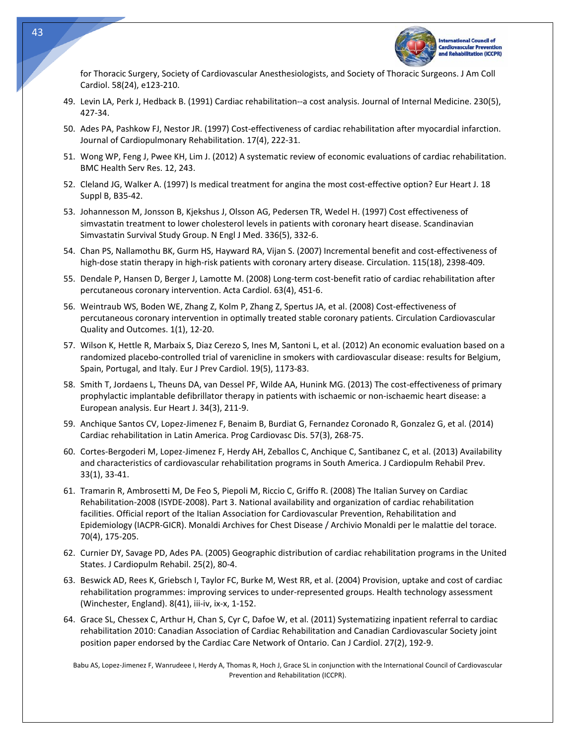for Thoracic Surgery, Society of Cardiovascular Anesthesiologists, and Society of Thoracic Surgeons. J Am Coll Cardiol. 58(24), e123-210.

49. Levin LA, Perk J, Hedback B. (1991) Cardiac rehabilitation--a cost analysis. Journal of Internal Medicine. 230(5), 427-34.
50. Ades PA, Pashkow FJ, Nestor JR. (1997) Cost-effectiveness of cardiac rehabilitation after myocardial infarction. Journal of Cardiopulmonary Rehabilitation. 17(4), 222-31.
51. Wong WP, Feng J, Pwee KH, Lim J. (2012) A systematic review of economic evaluations of cardiac rehabilitation. BMC Health Serv Res. 12, 243.
52. Cleland JG, Walker A. (1997) Is medical treatment for angina the most cost-effective option? Eur Heart J. 18 Suppl B, B35-42.
53. Johannesson M, Jonsson B, Kjekshus J, Olsson AG, Pedersen TR, Wedel H. (1997) Cost effectiveness of simvastatin treatment to lower cholesterol levels in patients with coronary heart disease. Scandinavian Simvastatin Survival Study Group. N Engl J Med. 336(5), 332-6.
54. Chan PS, Nallamothu BK, Gurm HS, Hayward RA, Vijan S. (2007) Incremental benefit and cost-effectiveness of high-dose statin therapy in high-risk patients with coronary artery disease. Circulation. 115(18), 2398-409.
55. Dendale P, Hansen D, Berger J, Lamotte M. (2008) Long-term cost-benefit ratio of cardiac rehabilitation after percutaneous coronary intervention. Acta Cardiol. 63(4), 451-6.
56. Weintraub WS, Boden WE, Zhang Z, Kolm P, Zhang Z, Spertus JA, et al. (2008) Cost-effectiveness of percutaneous coronary intervention in optimally treated stable coronary patients. Circulation Cardiovascular Quality and Outcomes. 1(1), 12-20.
57. Wilson K, Hettle R, Marbaix S, Diaz Cerezo S, Ines M, Santoni L, et al. (2012) An economic evaluation based on a randomized placebo-controlled trial of varenicline in smokers with cardiovascular disease: results for Belgium, Spain, Portugal, and Italy. Eur J Prev Cardiol. 19(5), 1173-83.
58. Smith T, Jordaens L, Theuns DA, van Dessel PF, Wilde AA, Hunink MG. (2013) The cost-effectiveness of primary prophylactic implantable defibrillator therapy in patients with ischaemic or non-ischaemic heart disease: a European analysis. Eur Heart J. 34(3), 211-9.
59. Anchique Santos CV, Lopez-Jimenez F, Benaim B, Burdiat G, Fernandez Coronado R, Gonzalez G, et al. (2014) Cardiac rehabilitation in Latin America. Prog Cardiovasc Dis. 57(3), 268-75.
60. Cortes-Bergoderi M, Lopez-Jimenez F, Herdy AH, Zeballos C, Anchique C, Santibanez C, et al. (2013) Availability and characteristics of cardiovascular rehabilitation programs in South America. J Cardiopulm Rehabil Prev. 33(1), 33-41.
61. Tramarin R, Ambrosetti M, De Feo S, Piepoli M, Riccio C, Griffo R. (2008) The Italian Survey on Cardiac Rehabilitation-2008 (ISYDE-2008). Part 3. National availability and organization of cardiac rehabilitation facilities. Official report of the Italian Association for Cardiovascular Prevention, Rehabilitation and Epidemiology (IACPR-GICR). Monaldi Archives for Chest Disease / Archivio Monaldi per le malattie del torace. 70(4), 175-205.
62. Curnier DY, Savage PD, Ades PA. (2005) Geographic distribution of cardiac rehabilitation programs in the United States. J Cardiopulm Rehabil. 25(2), 80-4.
63. Beswick AD, Rees K, Griebsch I, Taylor FC, Burke M, West RR, et al. (2004) Provision, uptake and cost of cardiac rehabilitation programmes: improving services to under-represented groups. Health technology assessment (Winchester, England). 8(41), iii-iv, ix-x, 1-152.
64. Grace SL, Chessex C, Arthur H, Chan S, Cyr C, Dafoe W, et al. (2011) Systematizing inpatient referral to cardiac rehabilitation 2010: Canadian Association of Cardiac Rehabilitation and Canadian Cardiovascular Society joint position paper endorsed by the Cardiac Care Network of Ontario. Can J Cardiol. 27(2), 192-9.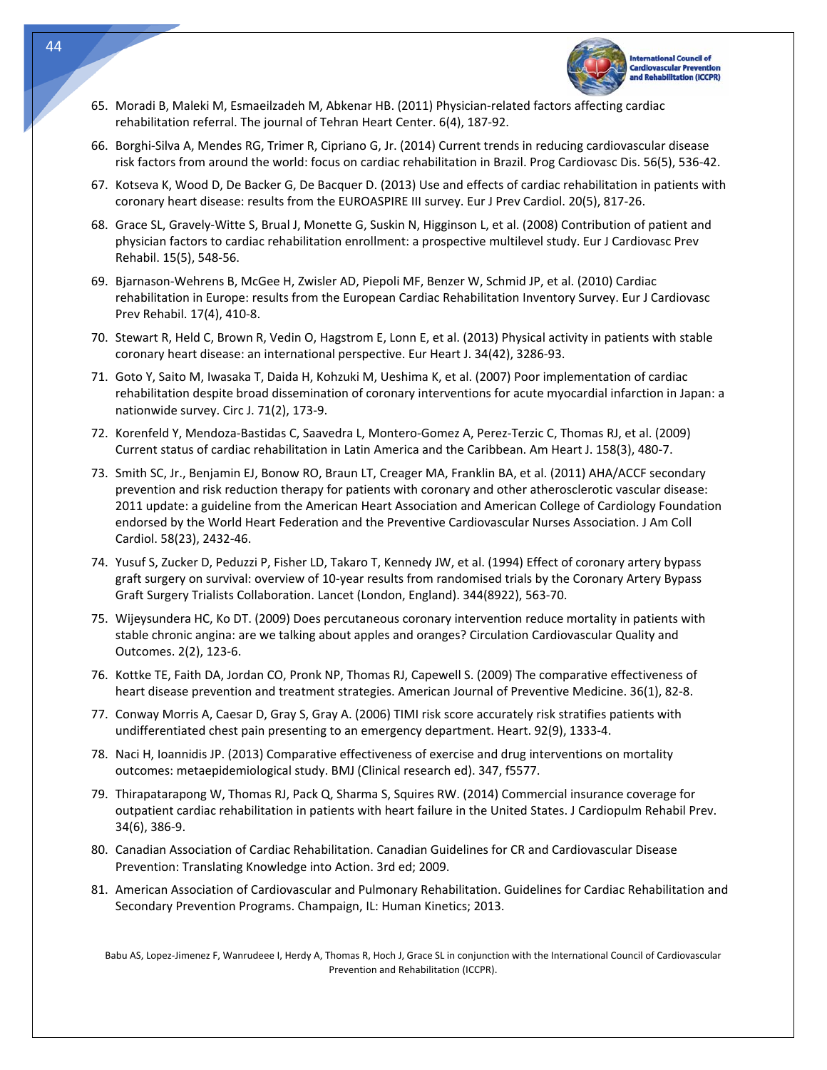65. Moradi B, Maleki M, Esmaeilzadeh M, Abkenar HB. (2011) Physician-related factors affecting cardiac rehabilitation referral. The journal of Tehran Heart Center. 6(4), 187-92.
66. Borghi-Silva A, Mendes RG, Trimer R, Cipriano G, Jr. (2014) Current trends in reducing cardiovascular disease risk factors from around the world: focus on cardiac rehabilitation in Brazil. Prog Cardiovasc Dis. 56(5), 536-42.
67. Kotseva K, Wood D, De Backer G, De Bacquer D. (2013) Use and effects of cardiac rehabilitation in patients with coronary heart disease: results from the EUROASPIRE III survey. Eur J Prev Cardiol. 20(5), 817-26.
68. Grace SL, Gravely-Witte S, Brual J, Monette G, Suskin N, Higginson L, et al. (2008) Contribution of patient and physician factors to cardiac rehabilitation enrollment: a prospective multilevel study. Eur J Cardiovasc Prev Rehabil. 15(5), 548-56.
69. Bjarnason-Wehrens B, McGee H, Zwisler AD, Piepoli MF, Benzer W, Schmid JP, et al. (2010) Cardiac rehabilitation in Europe: results from the European Cardiac Rehabilitation Inventory Survey. Eur J Cardiovasc Prev Rehabil. 17(4), 410-8.
70. Stewart R, Held C, Brown R, Vedin O, Hagstrom E, Lonn E, et al. (2013) Physical activity in patients with stable coronary heart disease: an international perspective. Eur Heart J. 34(42), 3286-93.
71. Goto Y, Saito M, Iwasaka T, Daida H, Kohzuki M, Ueshima K, et al. (2007) Poor implementation of cardiac rehabilitation despite broad dissemination of coronary interventions for acute myocardial infarction in Japan: a nationwide survey. Circ J. 71(2), 173-9.
72. Korenfeld Y, Mendoza-Bastidas C, Saavedra L, Montero-Gomez A, Perez-Terzic C, Thomas RJ, et al. (2009) Current status of cardiac rehabilitation in Latin America and the Caribbean. Am Heart J. 158(3), 480-7.
73. Smith SC, Jr., Benjamin EJ, Bonow RO, Braun LT, Creager MA, Franklin BA, et al. (2011) AHA/ACCF secondary prevention and risk reduction therapy for patients with coronary and other atherosclerotic vascular disease: 2011 update: a guideline from the American Heart Association and American College of Cardiology Foundation endorsed by the World Heart Federation and the Preventive Cardiovascular Nurses Association. J Am Coll Cardiol. 58(23), 2432-46.
74. Yusuf S, Zucker D, Peduzzi P, Fisher LD, Takaro T, Kennedy JW, et al. (1994) Effect of coronary artery bypass graft surgery on survival: overview of 10-year results from randomised trials by the Coronary Artery Bypass Graft Surgery Trialists Collaboration. Lancet (London, England). 344(8922), 563-70.
75. Wijeysundera HC, Ko DT. (2009) Does percutaneous coronary intervention reduce mortality in patients with stable chronic angina: are we talking about apples and oranges? Circulation Cardiovascular Quality and Outcomes. 2(2), 123-6.
76. Kottke TE, Faith DA, Jordan CO, Pronk NP, Thomas RJ, Capewell S. (2009) The comparative effectiveness of heart disease prevention and treatment strategies. American Journal of Preventive Medicine. 36(1), 82-8.
77. Conway Morris A, Caesar D, Gray S, Gray A. (2006) TIMI risk score accurately risk stratifies patients with undifferentiated chest pain presenting to an emergency department. Heart. 92(9), 1333-4.
78. Naci H, Ioannidis JP. (2013) Comparative effectiveness of exercise and drug interventions on mortality outcomes: metaepidemiological study. BMJ (Clinical research ed). 347, f5577.
79. Thirapatarapong W, Thomas RJ, Pack Q, Sharma S, Squires RW. (2014) Commercial insurance coverage for outpatient cardiac rehabilitation in patients with heart failure in the United States. J Cardiopulm Rehabil Prev. 34(6), 386-9.
80. Canadian Association of Cardiac Rehabilitation. Canadian Guidelines for CR and Cardiovascular Disease Prevention: Translating Knowledge into Action. 3rd ed; 2009.
81. American Association of Cardiovascular and Pulmonary Rehabilitation. Guidelines for Cardiac Rehabilitation and Secondary Prevention Programs. Champaign, IL: Human Kinetics; 2013.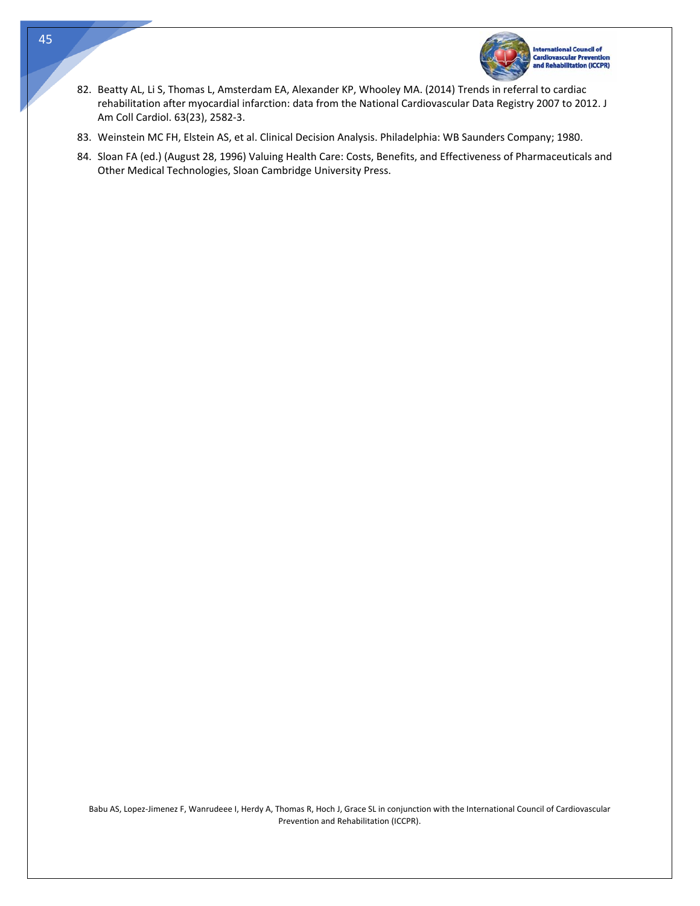82. Beatty AL, Li S, Thomas L, Amsterdam EA, Alexander KP, Whooley MA. (2014) Trends in referral to cardiac rehabilitation after myocardial infarction: data from the National Cardiovascular Data Registry 2007 to 2012. J Am Coll Cardiol. 63(23), 2582-3.
83. Weinstein MC FH, Elstein AS, et al. Clinical Decision Analysis. Philadelphia: WB Saunders Company; 1980.
84. Sloan FA (ed.) (August 28, 1996) Valuing Health Care: Costs, Benefits, and Effectiveness of Pharmaceuticals and Other Medical Technologies, Sloan Cambridge University Press.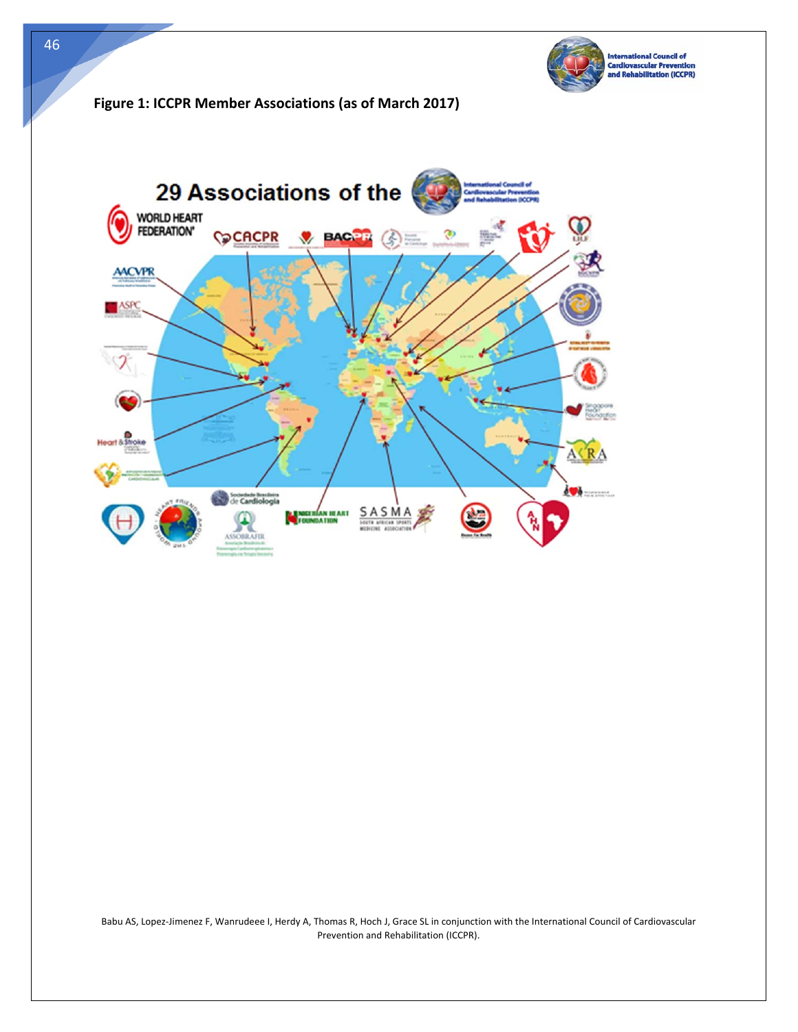**Figure 1: ICCPR Member Associations (as of March 2017)**

Babu AS, Lopez-Jimenez F, Wanrudeee I, Herdy A, Thomas R, Hoch J, Grace SL in conjunction with the International Council of Cardiovascular Prevention and Rehabilitation (ICCPR).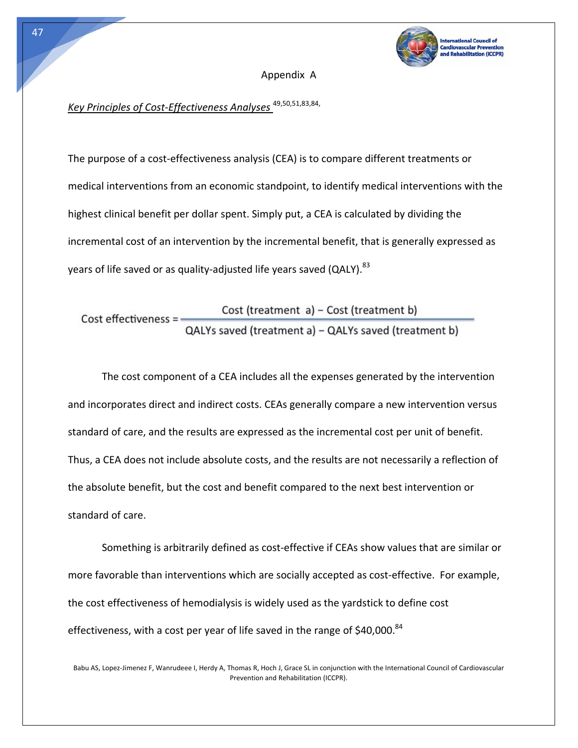Appendix A

*Key Principles of Cost-Effectiveness Analyses* [49,50,51,83,84,]

The purpose of a cost-effectiveness analysis (CEA) is to compare different treatments or medical interventions from an economic standpoint, to identify medical interventions with the highest clinical benefit per dollar spent. Simply put, a CEA is calculated by dividing the incremental cost of an intervention by the incremental benefit, that is generally expressed as years of life saved or as quality-adjusted life years saved (QALY).[83]

$$\text{Cost effectiveness} = \frac{\text{Cost (treatment a)} - \text{Cost (treatment b)}}{\text{QALYs saved (treatment a)} - \text{QALYs saved (treatment b)}}$$

The cost component of a CEA includes all the expenses generated by the intervention and incorporates direct and indirect costs. CEAs generally compare a new intervention versus standard of care, and the results are expressed as the incremental cost per unit of benefit. Thus, a CEA does not include absolute costs, and the results are not necessarily a reflection of the absolute benefit, but the cost and benefit compared to the next best intervention or standard of care.

Something is arbitrarily defined as cost-effective if CEAs show values that are similar or more favorable than interventions which are socially accepted as cost-effective. For example, the cost effectiveness of hemodialysis is widely used as the yardstick to define cost effectiveness, with a cost per year of life saved in the range of $40,000.[84]

Babu AS, Lopez-Jimenez F, Wanrudeee I, Herdy A, Thomas R, Hoch J, Grace SL in conjunction with the International Council of Cardiovascular Prevention and Rehabilitation (ICCPR).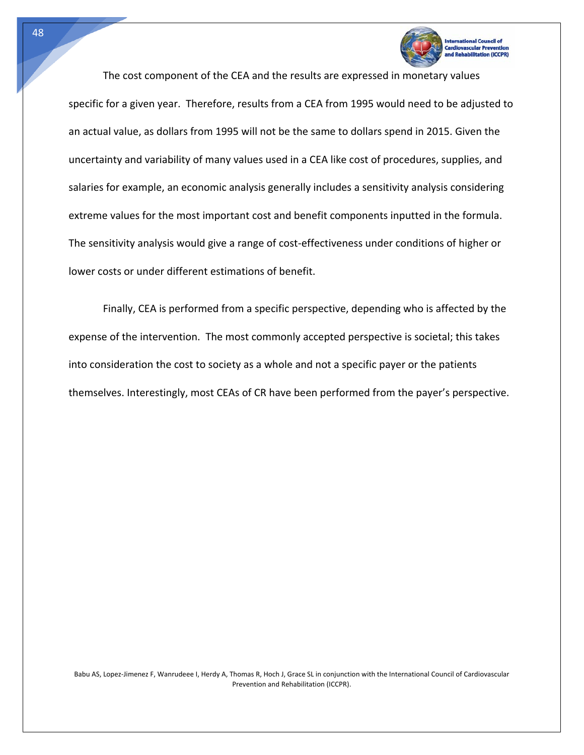The cost component of the CEA and the results are expressed in monetary values specific for a given year. Therefore, results from a CEA from 1995 would need to be adjusted to an actual value, as dollars from 1995 will not be the same to dollars spend in 2015. Given the uncertainty and variability of many values used in a CEA like cost of procedures, supplies, and salaries for example, an economic analysis generally includes a sensitivity analysis considering extreme values for the most important cost and benefit components inputted in the formula. The sensitivity analysis would give a range of cost-effectiveness under conditions of higher or lower costs or under different estimations of benefit.

Finally, CEA is performed from a specific perspective, depending who is affected by the expense of the intervention. The most commonly accepted perspective is societal; this takes into consideration the cost to society as a whole and not a specific payer or the patients themselves. Interestingly, most CEAs of CR have been performed from the payer's perspective.